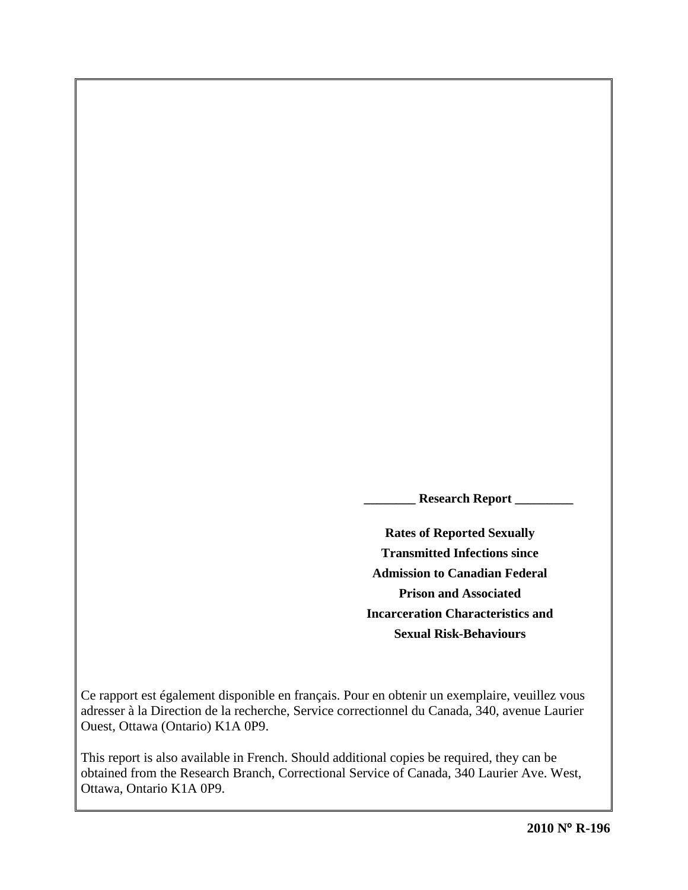**________ Research Report _________**

# Rates of Reported Sexually Transmitted Infections since Admission to Canadian Federal Prison and Associated Incarceration Characteristics and Sexual Risk-Behaviours

Ce rapport est également disponible en français. Pour en obtenir un exemplaire, veuillez vous adresser à la Direction de la recherche, Service correctionnel du Canada, 340, avenue Laurier Ouest, Ottawa (Ontario) K1A 0P9.

This report is also available in French. Should additional copies be required, they can be obtained from the Research Branch, Correctional Service of Canada, 340 Laurier Ave. West, Ottawa, Ontario K1A 0P9.

**2010 N° R-196**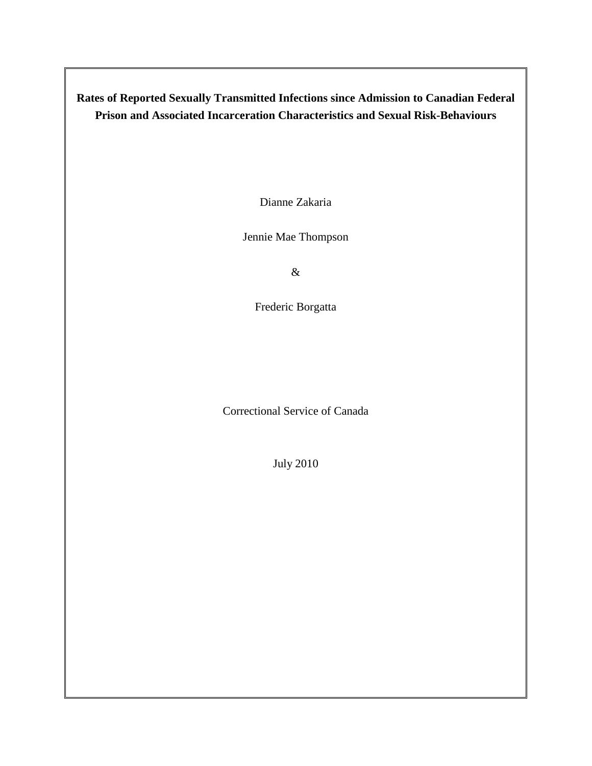**Rates of Reported Sexually Transmitted Infections since Admission to Canadian Federal Prison and Associated Incarceration Characteristics and Sexual Risk-Behaviours**

Dianne Zakaria

Jennie Mae Thompson

&

Frederic Borgatta

Correctional Service of Canada

July 2010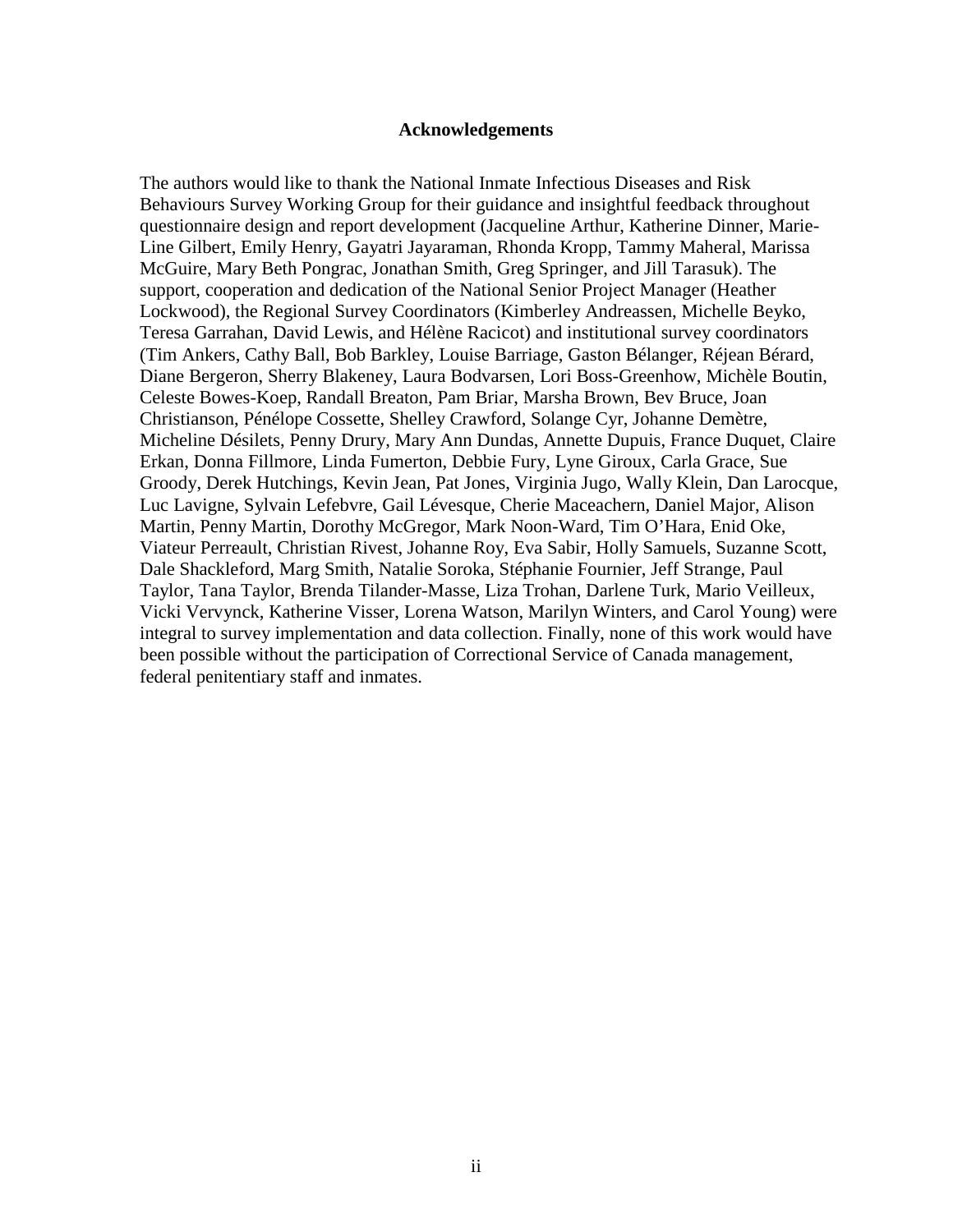## Acknowledgements

The authors would like to thank the National Inmate Infectious Diseases and Risk Behaviours Survey Working Group for their guidance and insightful feedback throughout questionnaire design and report development (Jacqueline Arthur, Katherine Dinner, Marie-Line Gilbert, Emily Henry, Gayatri Jayaraman, Rhonda Kropp, Tammy Maheral, Marissa McGuire, Mary Beth Pongrac, Jonathan Smith, Greg Springer, and Jill Tarasuk). The support, cooperation and dedication of the National Senior Project Manager (Heather Lockwood), the Regional Survey Coordinators (Kimberley Andreassen, Michelle Beyko, Teresa Garrahan, David Lewis, and Hélène Racicot) and institutional survey coordinators (Tim Ankers, Cathy Ball, Bob Barkley, Louise Barriage, Gaston Bélanger, Réjean Bérard, Diane Bergeron, Sherry Blakeney, Laura Bodvarsen, Lori Boss-Greenhow, Michèle Boutin, Celeste Bowes-Koep, Randall Breaton, Pam Briar, Marsha Brown, Bev Bruce, Joan Christianson, Pénélope Cossette, Shelley Crawford, Solange Cyr, Johanne Demètre, Micheline Désilets, Penny Drury, Mary Ann Dundas, Annette Dupuis, France Duquet, Claire Erkan, Donna Fillmore, Linda Fumerton, Debbie Fury, Lyne Giroux, Carla Grace, Sue Groody, Derek Hutchings, Kevin Jean, Pat Jones, Virginia Jugo, Wally Klein, Dan Larocque, Luc Lavigne, Sylvain Lefebvre, Gail Lévesque, Cherie Maceachern, Daniel Major, Alison Martin, Penny Martin, Dorothy McGregor, Mark Noon-Ward, Tim O'Hara, Enid Oke, Viateur Perreault, Christian Rivest, Johanne Roy, Eva Sabir, Holly Samuels, Suzanne Scott, Dale Shackleford, Marg Smith, Natalie Soroka, Stéphanie Fournier, Jeff Strange, Paul Taylor, Tana Taylor, Brenda Tilander-Masse, Liza Trohan, Darlene Turk, Mario Veilleux, Vicki Vervynck, Katherine Visser, Lorena Watson, Marilyn Winters, and Carol Young) were integral to survey implementation and data collection. Finally, none of this work would have been possible without the participation of Correctional Service of Canada management, federal penitentiary staff and inmates.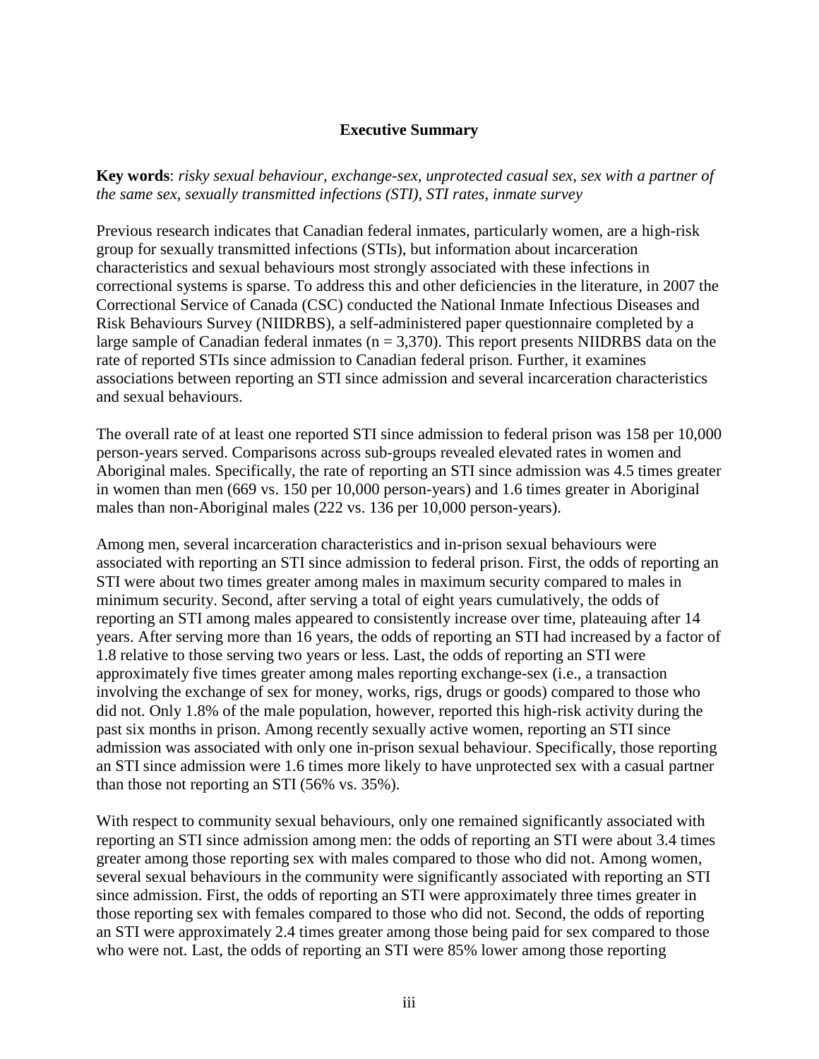## Executive Summary

**Key words**: *risky sexual behaviour, exchange-sex, unprotected casual sex, sex with a partner of the same sex, sexually transmitted infections (STI), STI rates, inmate survey*

Previous research indicates that Canadian federal inmates, particularly women, are a high-risk group for sexually transmitted infections (STIs), but information about incarceration characteristics and sexual behaviours most strongly associated with these infections in correctional systems is sparse. To address this and other deficiencies in the literature, in 2007 the Correctional Service of Canada (CSC) conducted the National Inmate Infectious Diseases and Risk Behaviours Survey (NIIDRBS), a self-administered paper questionnaire completed by a large sample of Canadian federal inmates ($n = 3,370$). This report presents NIIDRBS data on the rate of reported STIs since admission to Canadian federal prison. Further, it examines associations between reporting an STI since admission and several incarceration characteristics and sexual behaviours.

The overall rate of at least one reported STI since admission to federal prison was 158 per 10,000 person-years served. Comparisons across sub-groups revealed elevated rates in women and Aboriginal males. Specifically, the rate of reporting an STI since admission was 4.5 times greater in women than men (669 vs. 150 per 10,000 person-years) and 1.6 times greater in Aboriginal males than non-Aboriginal males (222 vs. 136 per 10,000 person-years).

Among men, several incarceration characteristics and in-prison sexual behaviours were associated with reporting an STI since admission to federal prison. First, the odds of reporting an STI were about two times greater among males in maximum security compared to males in minimum security. Second, after serving a total of eight years cumulatively, the odds of reporting an STI among males appeared to consistently increase over time, plateauing after 14 years. After serving more than 16 years, the odds of reporting an STI had increased by a factor of 1.8 relative to those serving two years or less. Last, the odds of reporting an STI were approximately five times greater among males reporting exchange-sex (i.e., a transaction involving the exchange of sex for money, works, rigs, drugs or goods) compared to those who did not. Only 1.8% of the male population, however, reported this high-risk activity during the past six months in prison. Among recently sexually active women, reporting an STI since admission was associated with only one in-prison sexual behaviour. Specifically, those reporting an STI since admission were 1.6 times more likely to have unprotected sex with a casual partner than those not reporting an STI (56% vs. 35%).

With respect to community sexual behaviours, only one remained significantly associated with reporting an STI since admission among men: the odds of reporting an STI were about 3.4 times greater among those reporting sex with males compared to those who did not. Among women, several sexual behaviours in the community were significantly associated with reporting an STI since admission. First, the odds of reporting an STI were approximately three times greater in those reporting sex with females compared to those who did not. Second, the odds of reporting an STI were approximately 2.4 times greater among those being paid for sex compared to those who were not. Last, the odds of reporting an STI were 85% lower among those reporting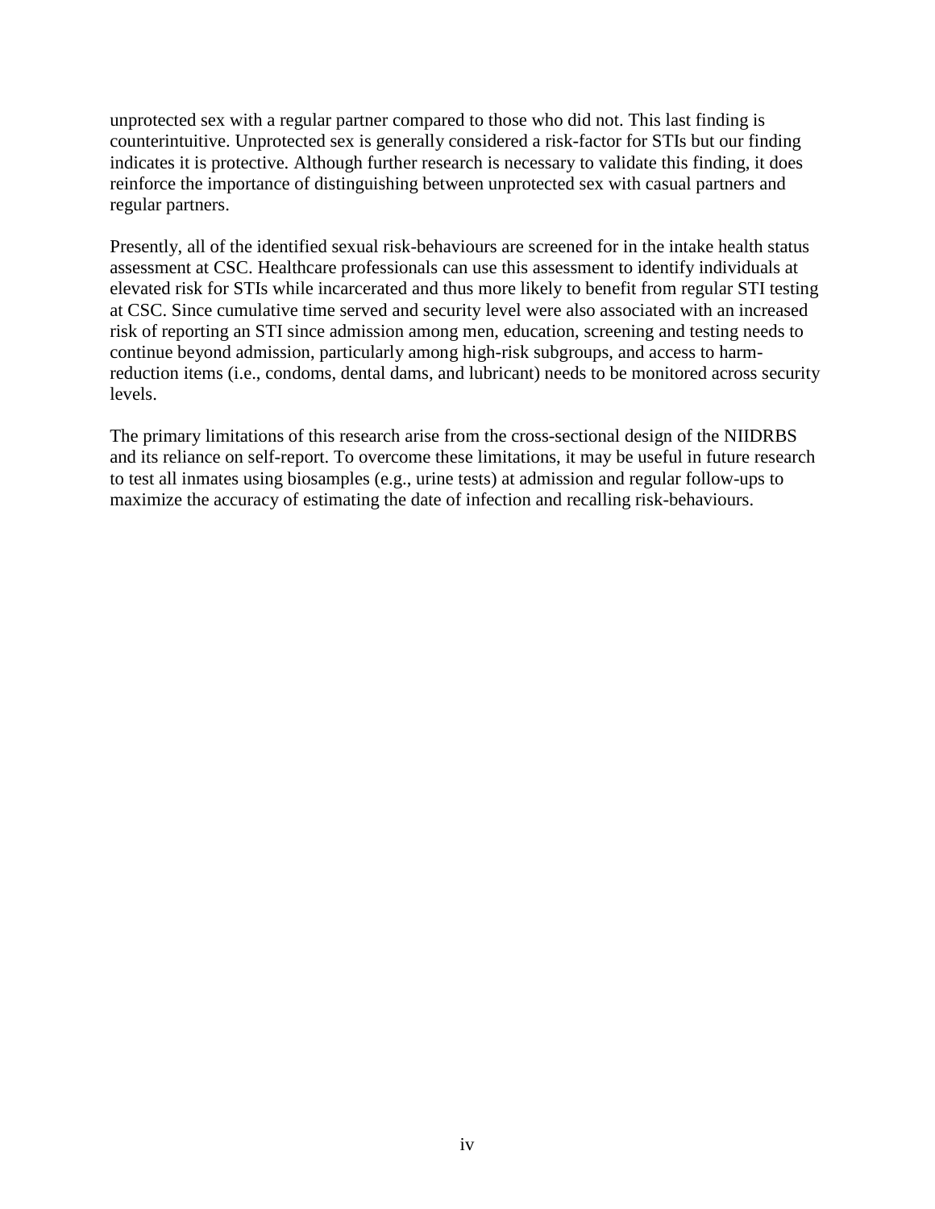unprotected sex with a regular partner compared to those who did not. This last finding is counterintuitive. Unprotected sex is generally considered a risk-factor for STIs but our finding indicates it is protective. Although further research is necessary to validate this finding, it does reinforce the importance of distinguishing between unprotected sex with casual partners and regular partners.

Presently, all of the identified sexual risk-behaviours are screened for in the intake health status assessment at CSC. Healthcare professionals can use this assessment to identify individuals at elevated risk for STIs while incarcerated and thus more likely to benefit from regular STI testing at CSC. Since cumulative time served and security level were also associated with an increased risk of reporting an STI since admission among men, education, screening and testing needs to continue beyond admission, particularly among high-risk subgroups, and access to harm-reduction items (i.e., condoms, dental dams, and lubricant) needs to be monitored across security levels.

The primary limitations of this research arise from the cross-sectional design of the NIIDRBS and its reliance on self-report. To overcome these limitations, it may be useful in future research to test all inmates using biosamples (e.g., urine tests) at admission and regular follow-ups to maximize the accuracy of estimating the date of infection and recalling risk-behaviours.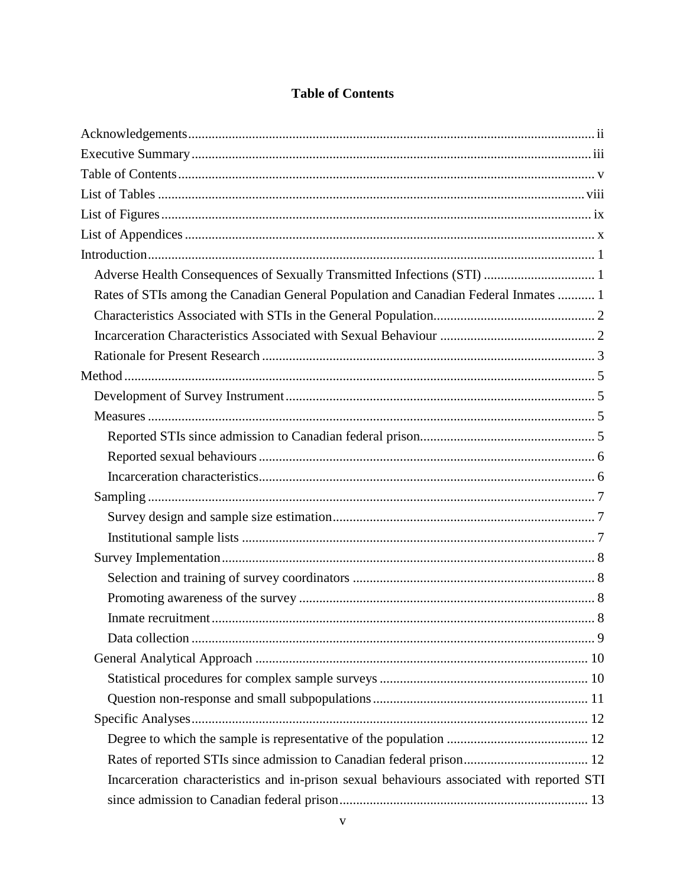# Table of Contents

Acknowledgements ........ ii
Executive Summary ........ iii
Table of Contents ........ v
List of Tables ........ viii
List of Figures ........ ix
List of Appendices ........ x
Introduction ........ 1
  Adverse Health Consequences of Sexually Transmitted Infections (STI) ........ 1
  Rates of STIs among the Canadian General Population and Canadian Federal Inmates ........ 1
  Characteristics Associated with STIs in the General Population ........ 2
  Incarceration Characteristics Associated with Sexual Behaviour ........ 2
  Rationale for Present Research ........ 3
Method ........ 5
  Development of Survey Instrument ........ 5
  Measures ........ 5
    Reported STIs since admission to Canadian federal prison ........ 5
    Reported sexual behaviours ........ 6
    Incarceration characteristics ........ 6
  Sampling ........ 7
    Survey design and sample size estimation ........ 7
    Institutional sample lists ........ 7
  Survey Implementation ........ 8
    Selection and training of survey coordinators ........ 8
    Promoting awareness of the survey ........ 8
    Inmate recruitment ........ 8
    Data collection ........ 9
  General Analytical Approach ........ 10
    Statistical procedures for complex sample surveys ........ 10
    Question non-response and small subpopulations ........ 11
  Specific Analyses ........ 12
    Degree to which the sample is representative of the population ........ 12
    Rates of reported STIs since admission to Canadian federal prison ........ 12
    Incarceration characteristics and in-prison sexual behaviours associated with reported STI since admission to Canadian federal prison ........ 13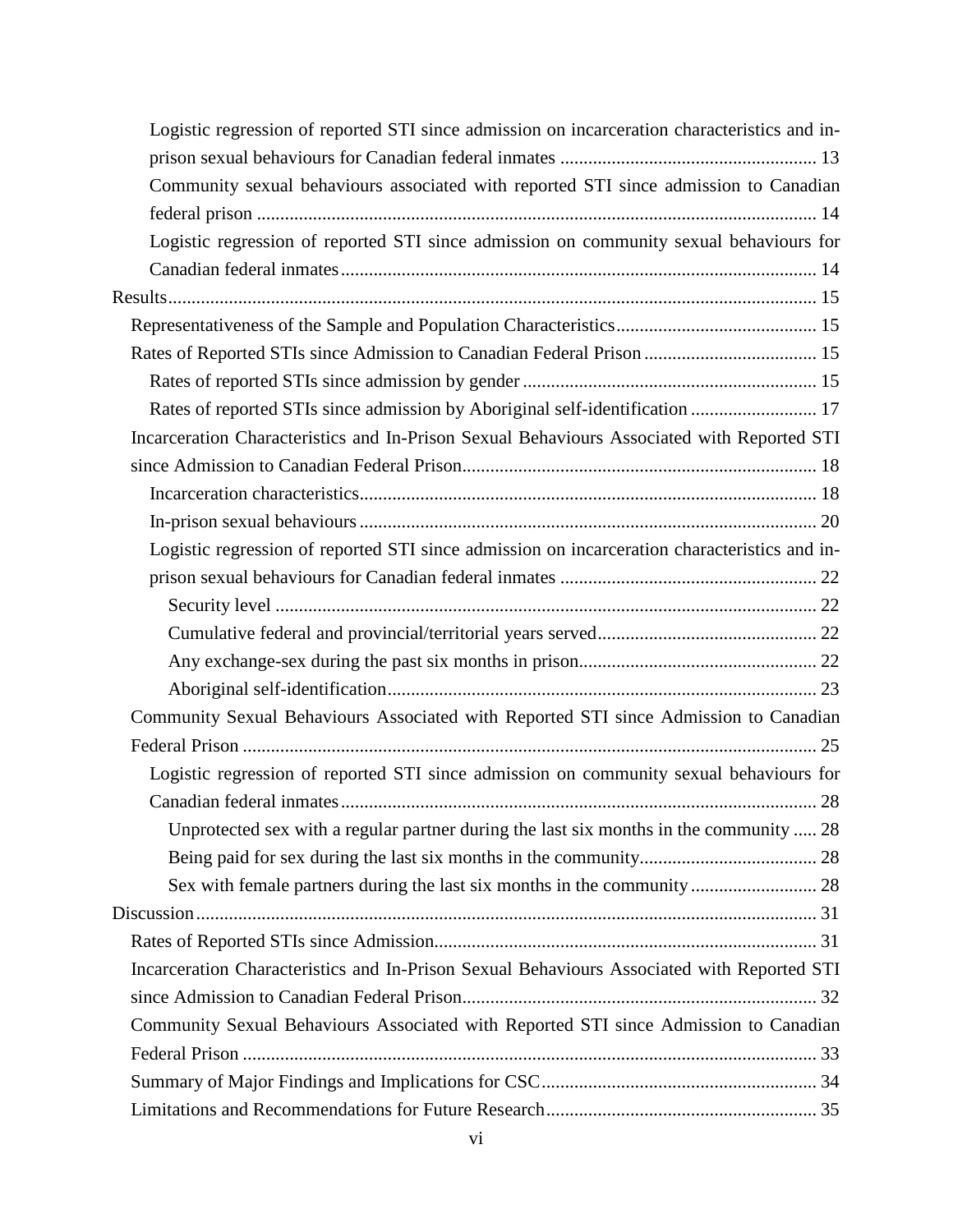Logistic regression of reported STI since admission on incarceration characteristics and in-prison sexual behaviours for Canadian federal inmates ....................................................... 13

Community sexual behaviours associated with reported STI since admission to Canadian federal prison ........................................................................................................... 14

Logistic regression of reported STI since admission on community sexual behaviours for Canadian federal inmates ..................................................................................................... 14

Results ........................................................................................................................................ 15

Representativeness of the Sample and Population Characteristics ........................................... 15

Rates of Reported STIs since Admission to Canadian Federal Prison ..................................... 15

Rates of reported STIs since admission by gender .............................................................. 15

Rates of reported STIs since admission by Aboriginal self-identification ........................... 17

Incarceration Characteristics and In-Prison Sexual Behaviours Associated with Reported STI since Admission to Canadian Federal Prison ........................................................................... 18

Incarceration characteristics ................................................................................................. 18

In-prison sexual behaviours .................................................................................................. 20

Logistic regression of reported STI since admission on incarceration characteristics and in-prison sexual behaviours for Canadian federal inmates ....................................................... 22

Security level .................................................................................................................... 22

Cumulative federal and provincial/territorial years served ............................................... 22

Any exchange-sex during the past six months in prison ................................................... 22

Aboriginal self-identification ............................................................................................ 23

Community Sexual Behaviours Associated with Reported STI since Admission to Canadian Federal Prison ........................................................................................................................... 25

Logistic regression of reported STI since admission on community sexual behaviours for Canadian federal inmates ..................................................................................................... 28

Unprotected sex with a regular partner during the last six months in the community ..... 28

Being paid for sex during the last six months in the community ...................................... 28

Sex with female partners during the last six months in the community ........................... 28

Discussion ................................................................................................................................... 31

Rates of Reported STIs since Admission .................................................................................. 31

Incarceration Characteristics and In-Prison Sexual Behaviours Associated with Reported STI since Admission to Canadian Federal Prison ........................................................................... 32

Community Sexual Behaviours Associated with Reported STI since Admission to Canadian Federal Prison ........................................................................................................................... 33

Summary of Major Findings and Implications for CSC ........................................................... 34

Limitations and Recommendations for Future Research .......................................................... 35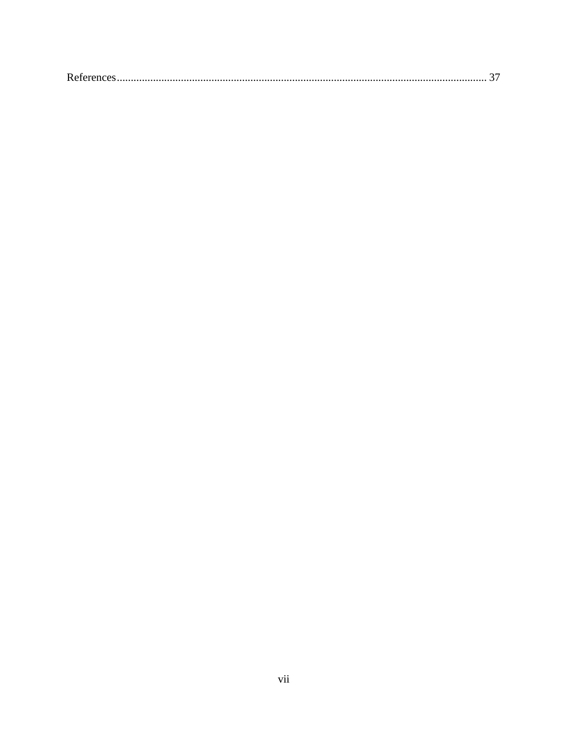References.......................................................................................................................... 37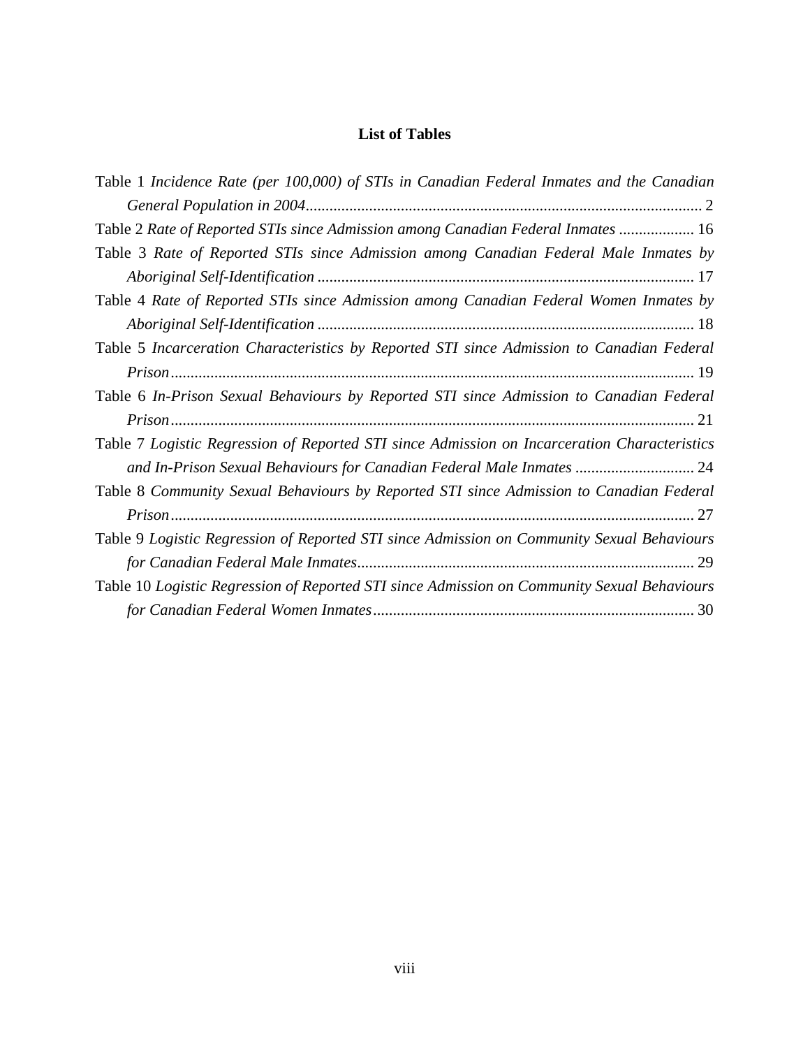## List of Tables

Table 1 *Incidence Rate (per 100,000) of STIs in Canadian Federal Inmates and the Canadian General Population in 2004*.................................................................................................... 2

Table 2 *Rate of Reported STIs since Admission among Canadian Federal Inmates* ................... 16

Table 3 *Rate of Reported STIs since Admission among Canadian Federal Male Inmates by Aboriginal Self-Identification* ............................................................................................. 17

Table 4 *Rate of Reported STIs since Admission among Canadian Federal Women Inmates by Aboriginal Self-Identification* ............................................................................................. 18

Table 5 *Incarceration Characteristics by Reported STI since Admission to Canadian Federal Prison*.................................................................................................................................. 19

Table 6 *In-Prison Sexual Behaviours by Reported STI since Admission to Canadian Federal Prison*.................................................................................................................................. 21

Table 7 *Logistic Regression of Reported STI since Admission on Incarceration Characteristics and In-Prison Sexual Behaviours for Canadian Federal Male Inmates* .............................. 24

Table 8 *Community Sexual Behaviours by Reported STI since Admission to Canadian Federal Prison*.................................................................................................................................. 27

Table 9 *Logistic Regression of Reported STI since Admission on Community Sexual Behaviours for Canadian Federal Male Inmates*..................................................................................... 29

Table 10 *Logistic Regression of Reported STI since Admission on Community Sexual Behaviours for Canadian Federal Women Inmates*................................................................................. 30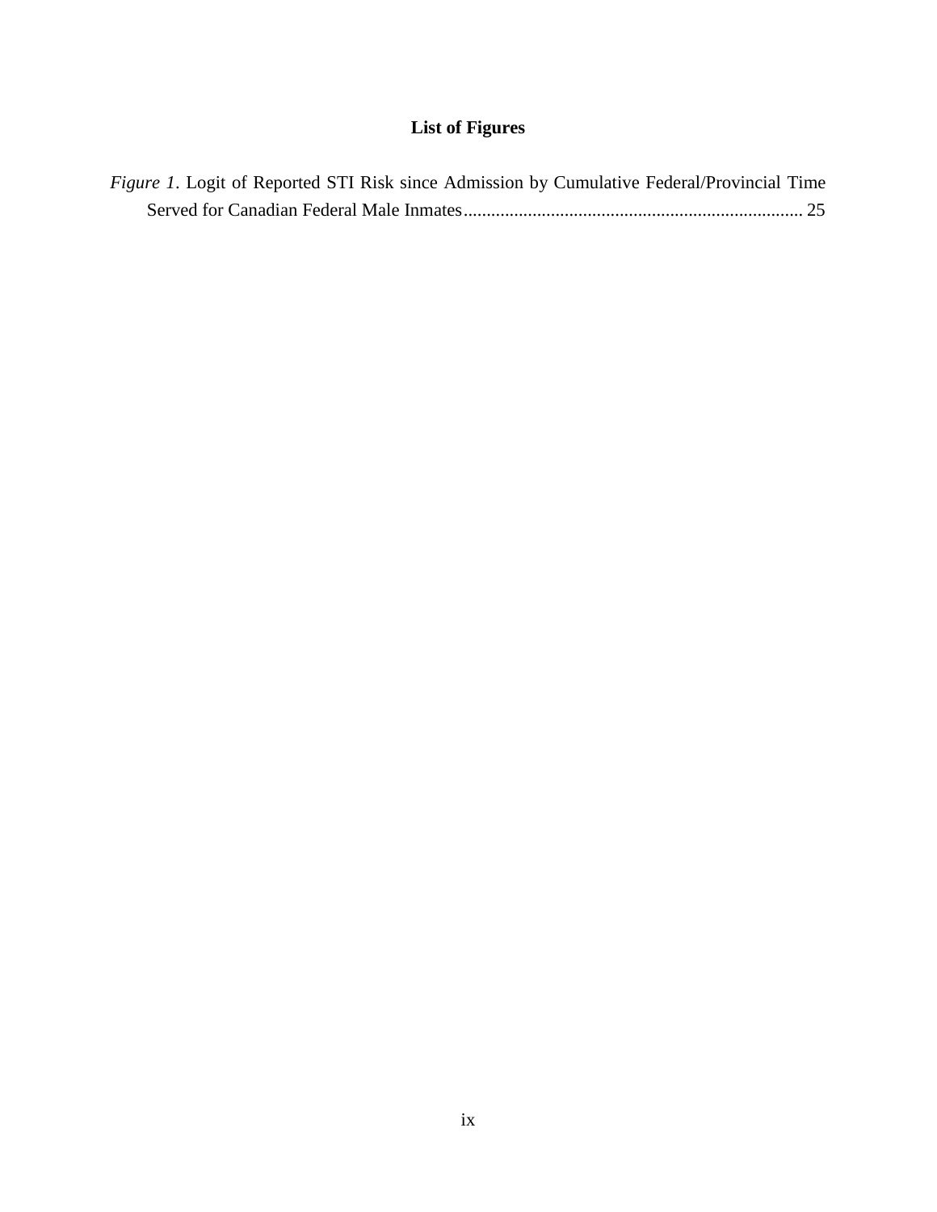# List of Figures

*Figure 1*. Logit of Reported STI Risk since Admission by Cumulative Federal/Provincial Time Served for Canadian Federal Male Inmates........................................................................... 25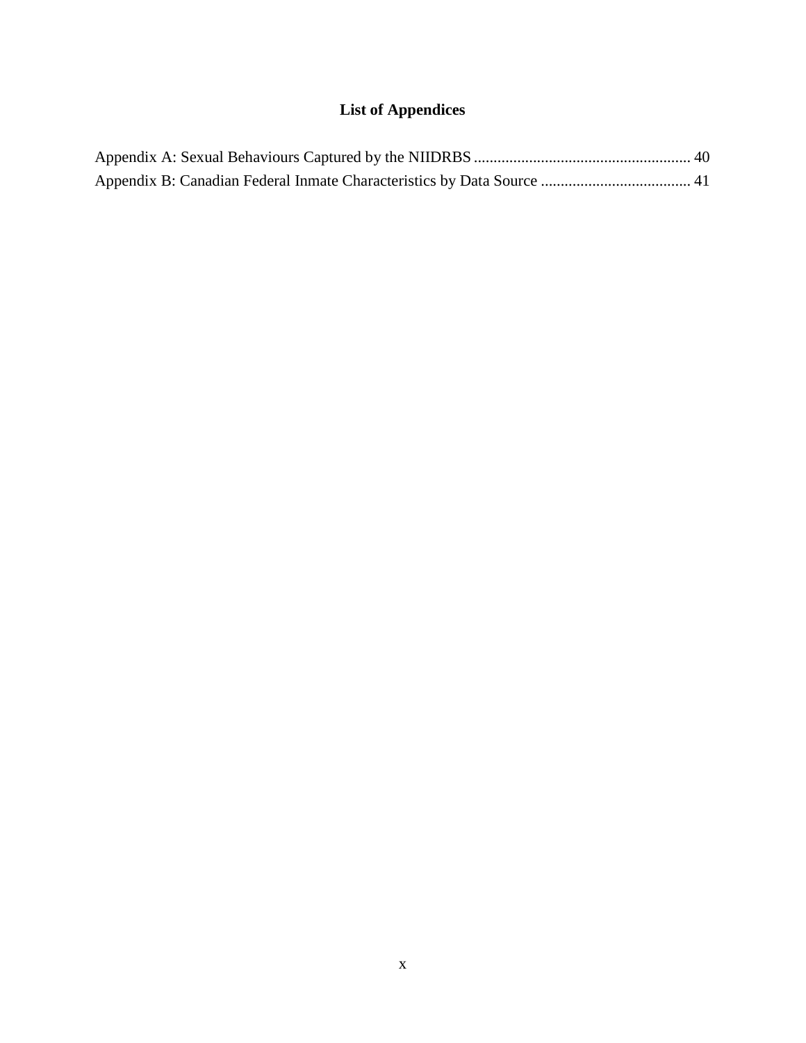# List of Appendices

Appendix A: Sexual Behaviours Captured by the NIIDRBS ....................................................... 40

Appendix B: Canadian Federal Inmate Characteristics by Data Source ...................................... 41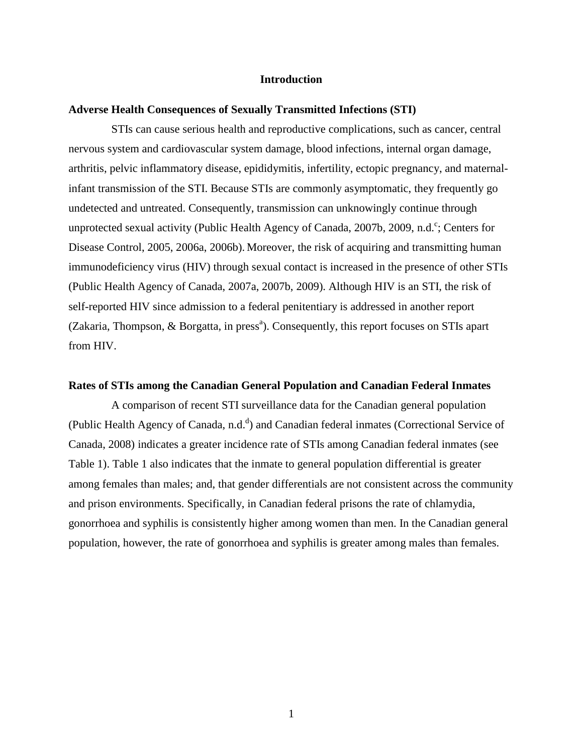# Introduction

## Adverse Health Consequences of Sexually Transmitted Infections (STI)

STIs can cause serious health and reproductive complications, such as cancer, central nervous system and cardiovascular system damage, blood infections, internal organ damage, arthritis, pelvic inflammatory disease, epididymitis, infertility, ectopic pregnancy, and maternal-infant transmission of the STI. Because STIs are commonly asymptomatic, they frequently go undetected and untreated. Consequently, transmission can unknowingly continue through unprotected sexual activity (Public Health Agency of Canada, 2007b, 2009, n.d.[c]; Centers for Disease Control, 2005, 2006a, 2006b). Moreover, the risk of acquiring and transmitting human immunodeficiency virus (HIV) through sexual contact is increased in the presence of other STIs (Public Health Agency of Canada, 2007a, 2007b, 2009). Although HIV is an STI, the risk of self-reported HIV since admission to a federal penitentiary is addressed in another report (Zakaria, Thompson, & Borgatta, in press[a]). Consequently, this report focuses on STIs apart from HIV.

## Rates of STIs among the Canadian General Population and Canadian Federal Inmates

A comparison of recent STI surveillance data for the Canadian general population (Public Health Agency of Canada, n.d.[d]) and Canadian federal inmates (Correctional Service of Canada, 2008) indicates a greater incidence rate of STIs among Canadian federal inmates (see Table 1). Table 1 also indicates that the inmate to general population differential is greater among females than males; and, that gender differentials are not consistent across the community and prison environments. Specifically, in Canadian federal prisons the rate of chlamydia, gonorrhoea and syphilis is consistently higher among women than men. In the Canadian general population, however, the rate of gonorrhoea and syphilis is greater among males than females.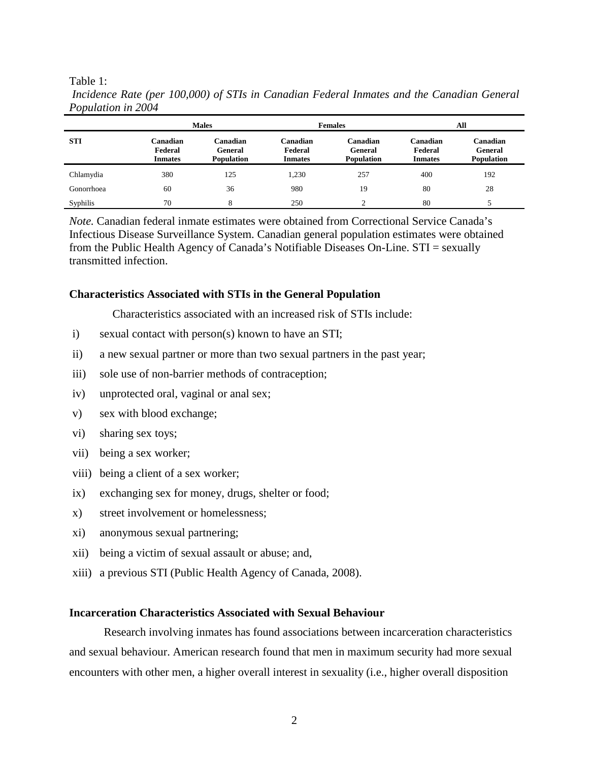Table 1:

*Incidence Rate (per 100,000) of STIs in Canadian Federal Inmates and the Canadian General Population in 2004*

| | Males | | Females | | All | |
|---|---|---|---|---|---|---|
| **STI** | **Canadian Federal Inmates** | **Canadian General Population** | **Canadian Federal Inmates** | **Canadian General Population** | **Canadian Federal Inmates** | **Canadian General Population** |
| Chlamydia | 380 | 125 | 1,230 | 257 | 400 | 192 |
| Gonorrhoea | 60 | 36 | 980 | 19 | 80 | 28 |
| Syphilis | 70 | 8 | 250 | 2 | 80 | 5 |

*Note.* Canadian federal inmate estimates were obtained from Correctional Service Canada's Infectious Disease Surveillance System. Canadian general population estimates were obtained from the Public Health Agency of Canada's Notifiable Diseases On-Line. STI = sexually transmitted infection.

### Characteristics Associated with STIs in the General Population

Characteristics associated with an increased risk of STIs include:

i) sexual contact with person(s) known to have an STI;

ii) a new sexual partner or more than two sexual partners in the past year;

iii) sole use of non-barrier methods of contraception;

iv) unprotected oral, vaginal or anal sex;

v) sex with blood exchange;

vi) sharing sex toys;

vii) being a sex worker;

viii) being a client of a sex worker;

ix) exchanging sex for money, drugs, shelter or food;

x) street involvement or homelessness;

xi) anonymous sexual partnering;

xii) being a victim of sexual assault or abuse; and,

xiii) a previous STI (Public Health Agency of Canada, 2008).

### Incarceration Characteristics Associated with Sexual Behaviour

Research involving inmates has found associations between incarceration characteristics and sexual behaviour. American research found that men in maximum security had more sexual encounters with other men, a higher overall interest in sexuality (i.e., higher overall disposition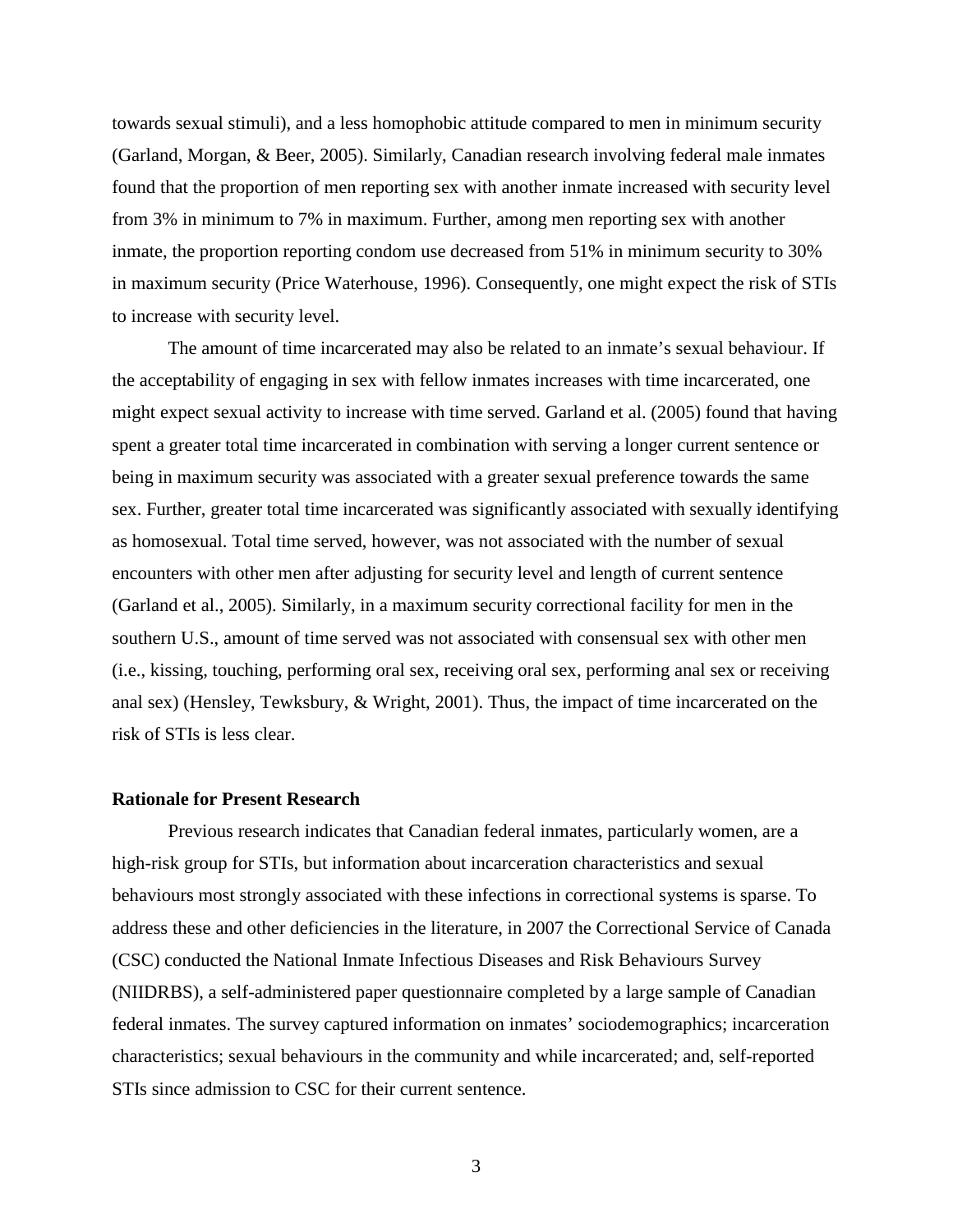towards sexual stimuli), and a less homophobic attitude compared to men in minimum security (Garland, Morgan, & Beer, 2005). Similarly, Canadian research involving federal male inmates found that the proportion of men reporting sex with another inmate increased with security level from 3% in minimum to 7% in maximum. Further, among men reporting sex with another inmate, the proportion reporting condom use decreased from 51% in minimum security to 30% in maximum security (Price Waterhouse, 1996). Consequently, one might expect the risk of STIs to increase with security level.

The amount of time incarcerated may also be related to an inmate's sexual behaviour. If the acceptability of engaging in sex with fellow inmates increases with time incarcerated, one might expect sexual activity to increase with time served. Garland et al. (2005) found that having spent a greater total time incarcerated in combination with serving a longer current sentence or being in maximum security was associated with a greater sexual preference towards the same sex. Further, greater total time incarcerated was significantly associated with sexually identifying as homosexual. Total time served, however, was not associated with the number of sexual encounters with other men after adjusting for security level and length of current sentence (Garland et al., 2005). Similarly, in a maximum security correctional facility for men in the southern U.S., amount of time served was not associated with consensual sex with other men (i.e., kissing, touching, performing oral sex, receiving oral sex, performing anal sex or receiving anal sex) (Hensley, Tewksbury, & Wright, 2001). Thus, the impact of time incarcerated on the risk of STIs is less clear.

### Rationale for Present Research

Previous research indicates that Canadian federal inmates, particularly women, are a high-risk group for STIs, but information about incarceration characteristics and sexual behaviours most strongly associated with these infections in correctional systems is sparse. To address these and other deficiencies in the literature, in 2007 the Correctional Service of Canada (CSC) conducted the National Inmate Infectious Diseases and Risk Behaviours Survey (NIIDRBS), a self-administered paper questionnaire completed by a large sample of Canadian federal inmates. The survey captured information on inmates' sociodemographics; incarceration characteristics; sexual behaviours in the community and while incarcerated; and, self-reported STIs since admission to CSC for their current sentence.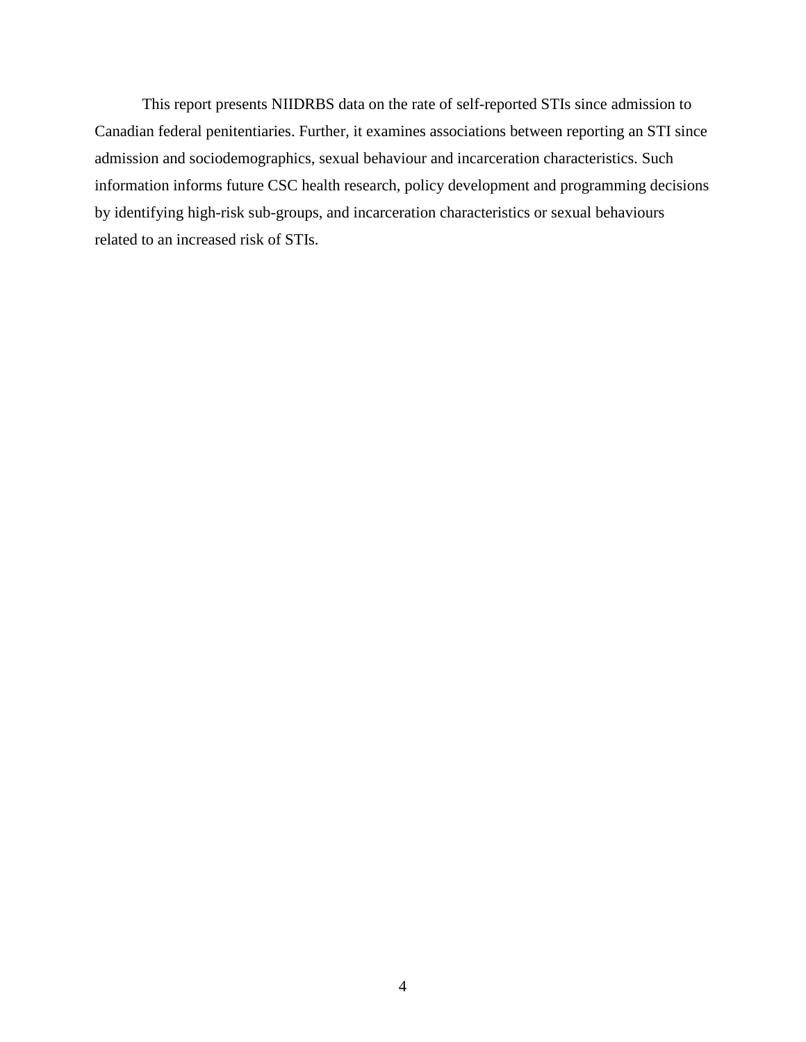This report presents NIIDRBS data on the rate of self-reported STIs since admission to Canadian federal penitentiaries. Further, it examines associations between reporting an STI since admission and sociodemographics, sexual behaviour and incarceration characteristics. Such information informs future CSC health research, policy development and programming decisions by identifying high-risk sub-groups, and incarceration characteristics or sexual behaviours related to an increased risk of STIs.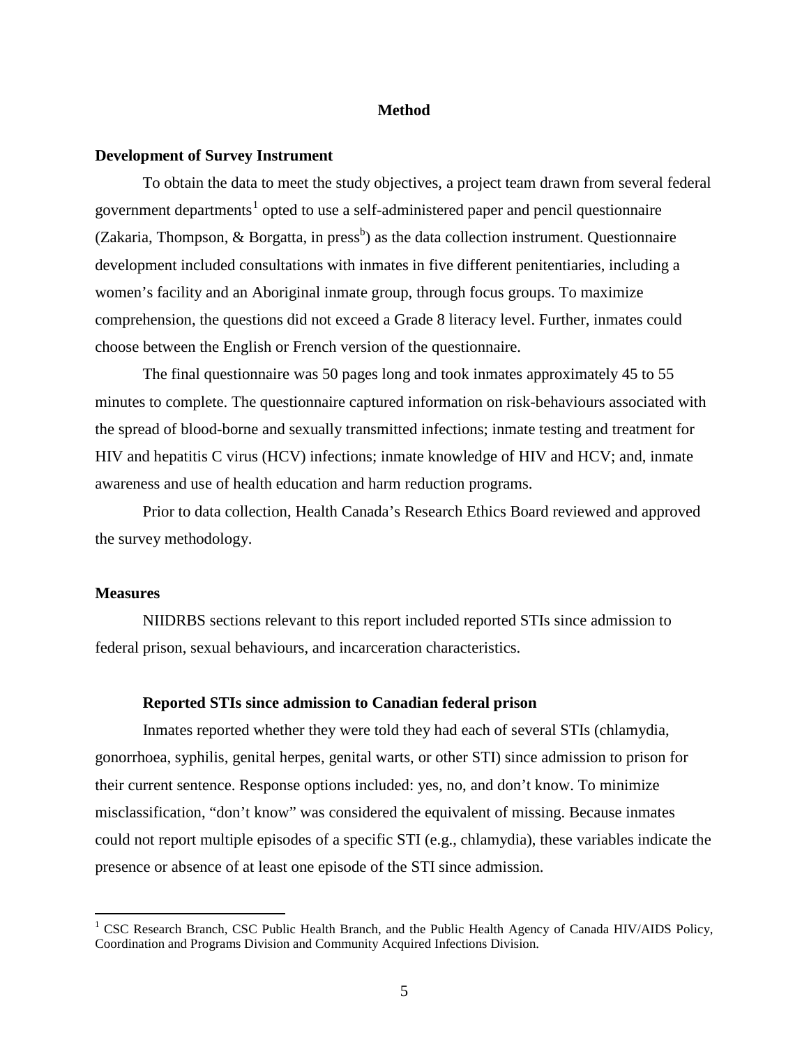# Method

## Development of Survey Instrument

To obtain the data to meet the study objectives, a project team drawn from several federal government departments[1] opted to use a self-administered paper and pencil questionnaire (Zakaria, Thompson, & Borgatta, in press[b]) as the data collection instrument. Questionnaire development included consultations with inmates in five different penitentiaries, including a women's facility and an Aboriginal inmate group, through focus groups. To maximize comprehension, the questions did not exceed a Grade 8 literacy level. Further, inmates could choose between the English or French version of the questionnaire.

The final questionnaire was 50 pages long and took inmates approximately 45 to 55 minutes to complete. The questionnaire captured information on risk-behaviours associated with the spread of blood-borne and sexually transmitted infections; inmate testing and treatment for HIV and hepatitis C virus (HCV) infections; inmate knowledge of HIV and HCV; and, inmate awareness and use of health education and harm reduction programs.

Prior to data collection, Health Canada's Research Ethics Board reviewed and approved the survey methodology.

## Measures

NIIDRBS sections relevant to this report included reported STIs since admission to federal prison, sexual behaviours, and incarceration characteristics.

### Reported STIs since admission to Canadian federal prison

Inmates reported whether they were told they had each of several STIs (chlamydia, gonorrhoea, syphilis, genital herpes, genital warts, or other STI) since admission to prison for their current sentence. Response options included: yes, no, and don't know. To minimize misclassification, "don't know" was considered the equivalent of missing. Because inmates could not report multiple episodes of a specific STI (e.g., chlamydia), these variables indicate the presence or absence of at least one episode of the STI since admission.

---

[1] CSC Research Branch, CSC Public Health Branch, and the Public Health Agency of Canada HIV/AIDS Policy, Coordination and Programs Division and Community Acquired Infections Division.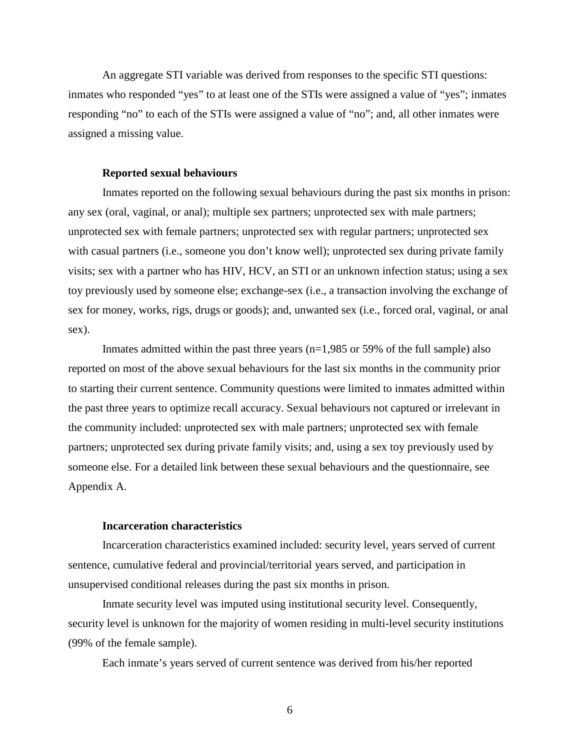An aggregate STI variable was derived from responses to the specific STI questions: inmates who responded "yes" to at least one of the STIs were assigned a value of "yes"; inmates responding "no" to each of the STIs were assigned a value of "no"; and, all other inmates were assigned a missing value.

### Reported sexual behaviours

Inmates reported on the following sexual behaviours during the past six months in prison: any sex (oral, vaginal, or anal); multiple sex partners; unprotected sex with male partners; unprotected sex with female partners; unprotected sex with regular partners; unprotected sex with casual partners (i.e., someone you don't know well); unprotected sex during private family visits; sex with a partner who has HIV, HCV, an STI or an unknown infection status; using a sex toy previously used by someone else; exchange-sex (i.e., a transaction involving the exchange of sex for money, works, rigs, drugs or goods); and, unwanted sex (i.e., forced oral, vaginal, or anal sex).

Inmates admitted within the past three years (n=1,985 or 59% of the full sample) also reported on most of the above sexual behaviours for the last six months in the community prior to starting their current sentence. Community questions were limited to inmates admitted within the past three years to optimize recall accuracy. Sexual behaviours not captured or irrelevant in the community included: unprotected sex with male partners; unprotected sex with female partners; unprotected sex during private family visits; and, using a sex toy previously used by someone else. For a detailed link between these sexual behaviours and the questionnaire, see Appendix A.

### Incarceration characteristics

Incarceration characteristics examined included: security level, years served of current sentence, cumulative federal and provincial/territorial years served, and participation in unsupervised conditional releases during the past six months in prison.

Inmate security level was imputed using institutional security level. Consequently, security level is unknown for the majority of women residing in multi-level security institutions (99% of the female sample).

Each inmate's years served of current sentence was derived from his/her reported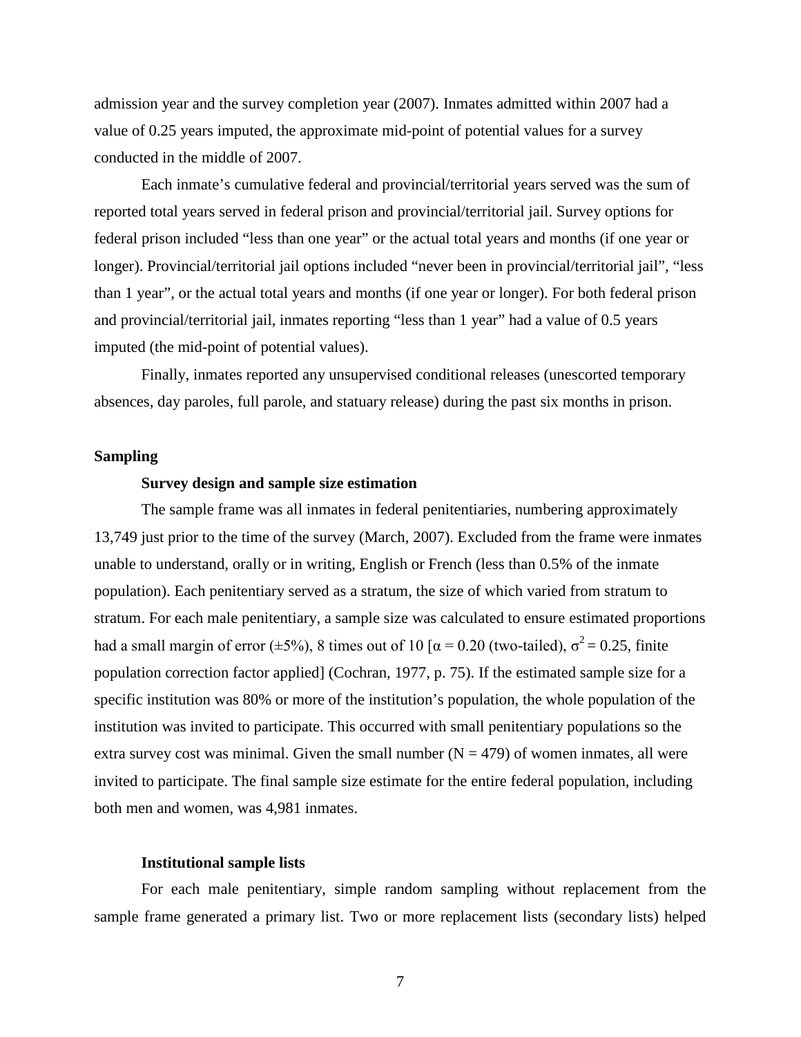admission year and the survey completion year (2007). Inmates admitted within 2007 had a value of 0.25 years imputed, the approximate mid-point of potential values for a survey conducted in the middle of 2007.

Each inmate's cumulative federal and provincial/territorial years served was the sum of reported total years served in federal prison and provincial/territorial jail. Survey options for federal prison included "less than one year" or the actual total years and months (if one year or longer). Provincial/territorial jail options included "never been in provincial/territorial jail", "less than 1 year", or the actual total years and months (if one year or longer). For both federal prison and provincial/territorial jail, inmates reporting "less than 1 year" had a value of 0.5 years imputed (the mid-point of potential values).

Finally, inmates reported any unsupervised conditional releases (unescorted temporary absences, day paroles, full parole, and statuary release) during the past six months in prison.

## Sampling

### Survey design and sample size estimation

The sample frame was all inmates in federal penitentiaries, numbering approximately 13,749 just prior to the time of the survey (March, 2007). Excluded from the frame were inmates unable to understand, orally or in writing, English or French (less than 0.5% of the inmate population). Each penitentiary served as a stratum, the size of which varied from stratum to stratum. For each male penitentiary, a sample size was calculated to ensure estimated proportions had a small margin of error (±5%), 8 times out of 10 [$\alpha = 0.20$ (two-tailed), $\sigma^2 = 0.25$, finite population correction factor applied] (Cochran, 1977, p. 75). If the estimated sample size for a specific institution was 80% or more of the institution's population, the whole population of the institution was invited to participate. This occurred with small penitentiary populations so the extra survey cost was minimal. Given the small number ($N = 479$) of women inmates, all were invited to participate. The final sample size estimate for the entire federal population, including both men and women, was 4,981 inmates.

### Institutional sample lists

For each male penitentiary, simple random sampling without replacement from the sample frame generated a primary list. Two or more replacement lists (secondary lists) helped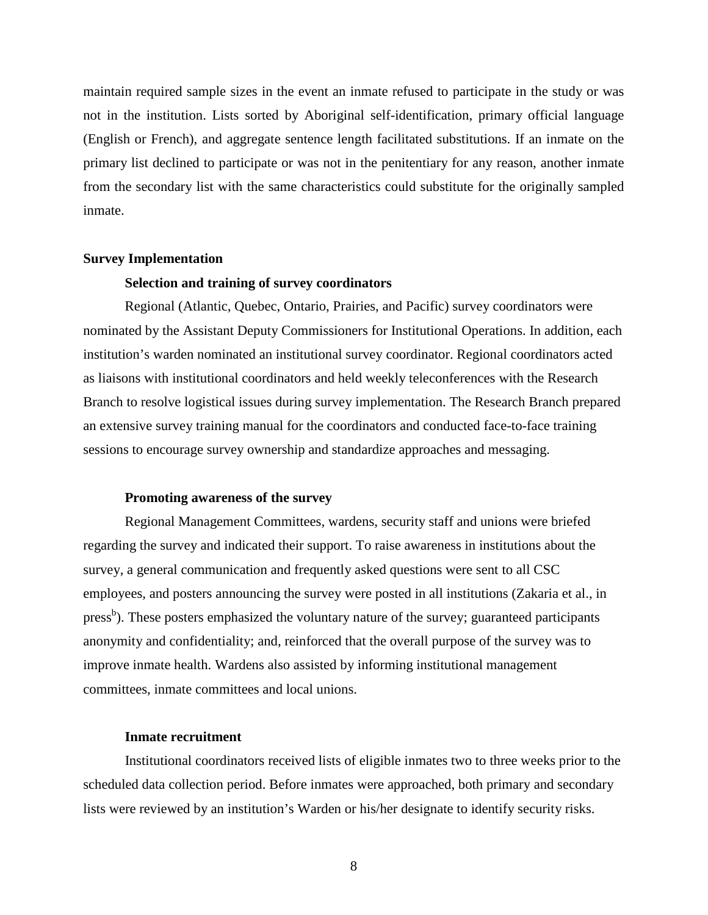maintain required sample sizes in the event an inmate refused to participate in the study or was not in the institution. Lists sorted by Aboriginal self-identification, primary official language (English or French), and aggregate sentence length facilitated substitutions. If an inmate on the primary list declined to participate or was not in the penitentiary for any reason, another inmate from the secondary list with the same characteristics could substitute for the originally sampled inmate.

## Survey Implementation

### Selection and training of survey coordinators

Regional (Atlantic, Quebec, Ontario, Prairies, and Pacific) survey coordinators were nominated by the Assistant Deputy Commissioners for Institutional Operations. In addition, each institution's warden nominated an institutional survey coordinator. Regional coordinators acted as liaisons with institutional coordinators and held weekly teleconferences with the Research Branch to resolve logistical issues during survey implementation. The Research Branch prepared an extensive survey training manual for the coordinators and conducted face-to-face training sessions to encourage survey ownership and standardize approaches and messaging.

### Promoting awareness of the survey

Regional Management Committees, wardens, security staff and unions were briefed regarding the survey and indicated their support. To raise awareness in institutions about the survey, a general communication and frequently asked questions were sent to all CSC employees, and posters announcing the survey were posted in all institutions (Zakaria et al., in press[b]). These posters emphasized the voluntary nature of the survey; guaranteed participants anonymity and confidentiality; and, reinforced that the overall purpose of the survey was to improve inmate health. Wardens also assisted by informing institutional management committees, inmate committees and local unions.

### Inmate recruitment

Institutional coordinators received lists of eligible inmates two to three weeks prior to the scheduled data collection period. Before inmates were approached, both primary and secondary lists were reviewed by an institution's Warden or his/her designate to identify security risks.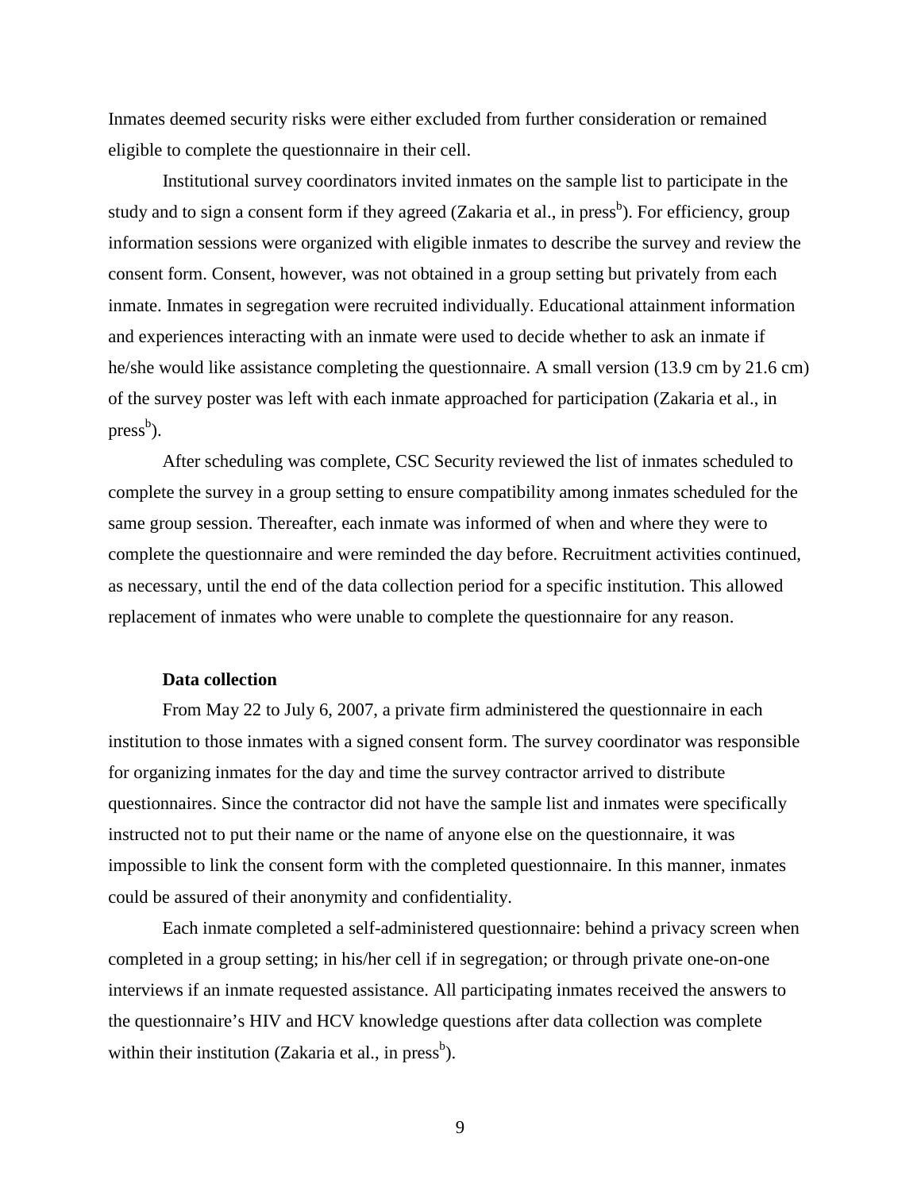Inmates deemed security risks were either excluded from further consideration or remained eligible to complete the questionnaire in their cell.

Institutional survey coordinators invited inmates on the sample list to participate in the study and to sign a consent form if they agreed (Zakaria et al., in press[b]). For efficiency, group information sessions were organized with eligible inmates to describe the survey and review the consent form. Consent, however, was not obtained in a group setting but privately from each inmate. Inmates in segregation were recruited individually. Educational attainment information and experiences interacting with an inmate were used to decide whether to ask an inmate if he/she would like assistance completing the questionnaire. A small version (13.9 cm by 21.6 cm) of the survey poster was left with each inmate approached for participation (Zakaria et al., in press[b]).

After scheduling was complete, CSC Security reviewed the list of inmates scheduled to complete the survey in a group setting to ensure compatibility among inmates scheduled for the same group session. Thereafter, each inmate was informed of when and where they were to complete the questionnaire and were reminded the day before. Recruitment activities continued, as necessary, until the end of the data collection period for a specific institution. This allowed replacement of inmates who were unable to complete the questionnaire for any reason.

**Data collection**

From May 22 to July 6, 2007, a private firm administered the questionnaire in each institution to those inmates with a signed consent form. The survey coordinator was responsible for organizing inmates for the day and time the survey contractor arrived to distribute questionnaires. Since the contractor did not have the sample list and inmates were specifically instructed not to put their name or the name of anyone else on the questionnaire, it was impossible to link the consent form with the completed questionnaire. In this manner, inmates could be assured of their anonymity and confidentiality.

Each inmate completed a self-administered questionnaire: behind a privacy screen when completed in a group setting; in his/her cell if in segregation; or through private one-on-one interviews if an inmate requested assistance. All participating inmates received the answers to the questionnaire's HIV and HCV knowledge questions after data collection was complete within their institution (Zakaria et al., in press[b]).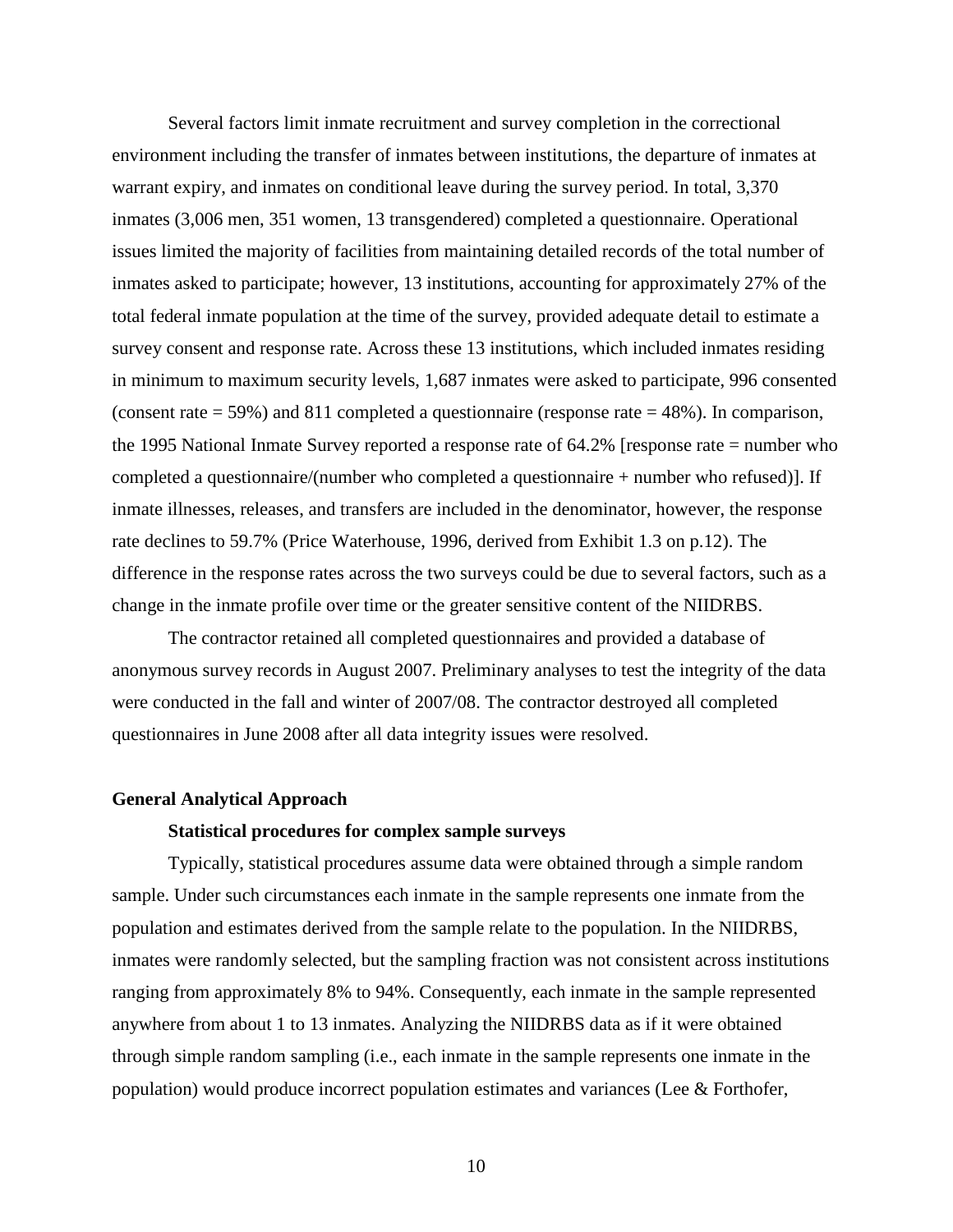Several factors limit inmate recruitment and survey completion in the correctional environment including the transfer of inmates between institutions, the departure of inmates at warrant expiry, and inmates on conditional leave during the survey period. In total, 3,370 inmates (3,006 men, 351 women, 13 transgendered) completed a questionnaire. Operational issues limited the majority of facilities from maintaining detailed records of the total number of inmates asked to participate; however, 13 institutions, accounting for approximately 27% of the total federal inmate population at the time of the survey, provided adequate detail to estimate a survey consent and response rate. Across these 13 institutions, which included inmates residing in minimum to maximum security levels, 1,687 inmates were asked to participate, 996 consented (consent rate = 59%) and 811 completed a questionnaire (response rate = 48%). In comparison, the 1995 National Inmate Survey reported a response rate of 64.2% [response rate = number who completed a questionnaire/(number who completed a questionnaire + number who refused)]. If inmate illnesses, releases, and transfers are included in the denominator, however, the response rate declines to 59.7% (Price Waterhouse, 1996, derived from Exhibit 1.3 on p.12). The difference in the response rates across the two surveys could be due to several factors, such as a change in the inmate profile over time or the greater sensitive content of the NIIDRBS.

The contractor retained all completed questionnaires and provided a database of anonymous survey records in August 2007. Preliminary analyses to test the integrity of the data were conducted in the fall and winter of 2007/08. The contractor destroyed all completed questionnaires in June 2008 after all data integrity issues were resolved.

## General Analytical Approach

### Statistical procedures for complex sample surveys

Typically, statistical procedures assume data were obtained through a simple random sample. Under such circumstances each inmate in the sample represents one inmate from the population and estimates derived from the sample relate to the population. In the NIIDRBS, inmates were randomly selected, but the sampling fraction was not consistent across institutions ranging from approximately 8% to 94%. Consequently, each inmate in the sample represented anywhere from about 1 to 13 inmates. Analyzing the NIIDRBS data as if it were obtained through simple random sampling (i.e., each inmate in the sample represents one inmate in the population) would produce incorrect population estimates and variances (Lee & Forthofer,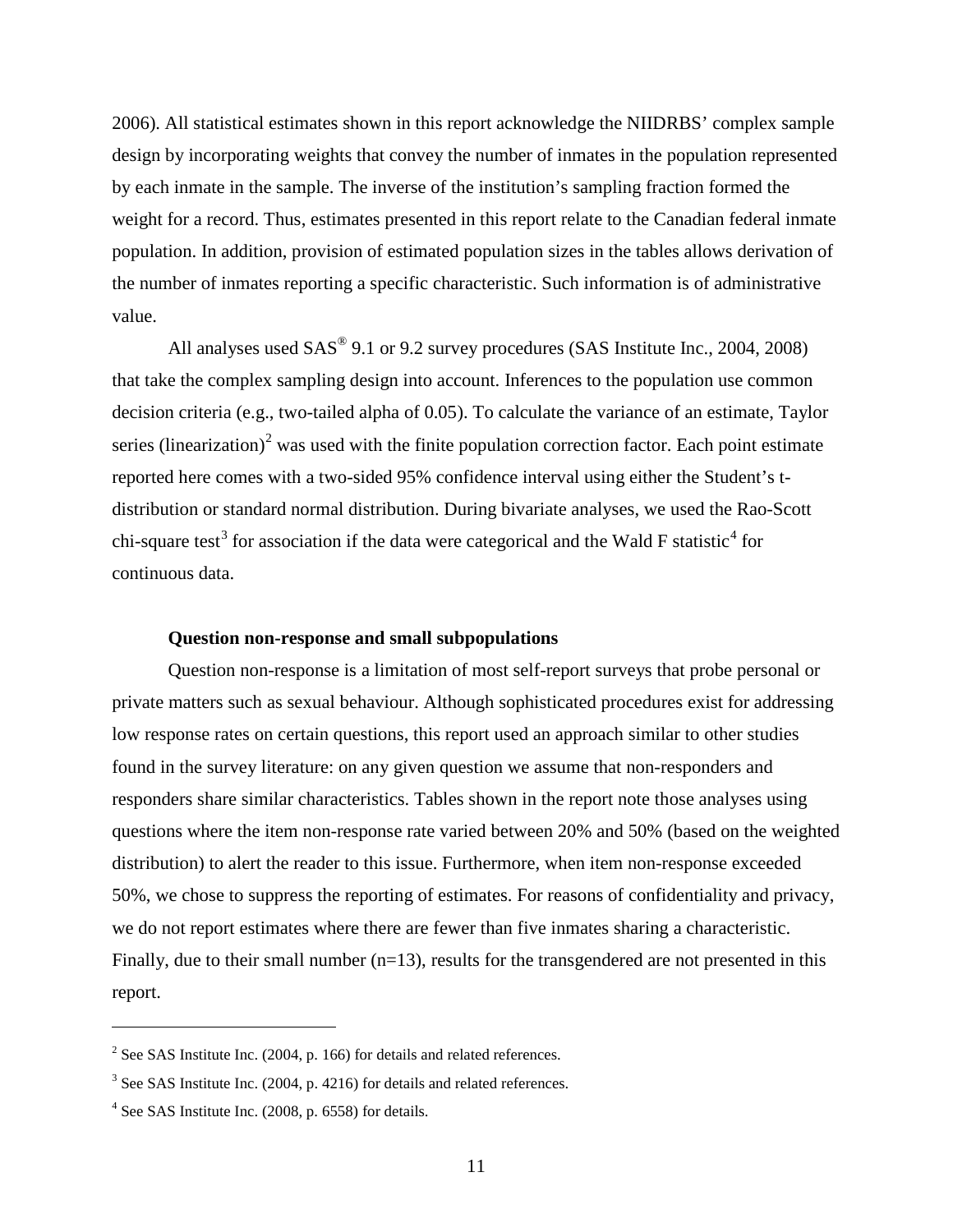2006). All statistical estimates shown in this report acknowledge the NIIDRBS' complex sample design by incorporating weights that convey the number of inmates in the population represented by each inmate in the sample. The inverse of the institution's sampling fraction formed the weight for a record. Thus, estimates presented in this report relate to the Canadian federal inmate population. In addition, provision of estimated population sizes in the tables allows derivation of the number of inmates reporting a specific characteristic. Such information is of administrative value.

All analyses used SAS® 9.1 or 9.2 survey procedures (SAS Institute Inc., 2004, 2008) that take the complex sampling design into account. Inferences to the population use common decision criteria (e.g., two-tailed alpha of 0.05). To calculate the variance of an estimate, Taylor series (linearization)[2] was used with the finite population correction factor. Each point estimate reported here comes with a two-sided 95% confidence interval using either the Student's t-distribution or standard normal distribution. During bivariate analyses, we used the Rao-Scott chi-square test[3] for association if the data were categorical and the Wald F statistic[4] for continuous data.

**Question non-response and small subpopulations**

Question non-response is a limitation of most self-report surveys that probe personal or private matters such as sexual behaviour. Although sophisticated procedures exist for addressing low response rates on certain questions, this report used an approach similar to other studies found in the survey literature: on any given question we assume that non-responders and responders share similar characteristics. Tables shown in the report note those analyses using questions where the item non-response rate varied between 20% and 50% (based on the weighted distribution) to alert the reader to this issue. Furthermore, when item non-response exceeded 50%, we chose to suppress the reporting of estimates. For reasons of confidentiality and privacy, we do not report estimates where there are fewer than five inmates sharing a characteristic. Finally, due to their small number (n=13), results for the transgendered are not presented in this report.

---

[2] See SAS Institute Inc. (2004, p. 166) for details and related references.

[3] See SAS Institute Inc. (2004, p. 4216) for details and related references.

[4] See SAS Institute Inc. (2008, p. 6558) for details.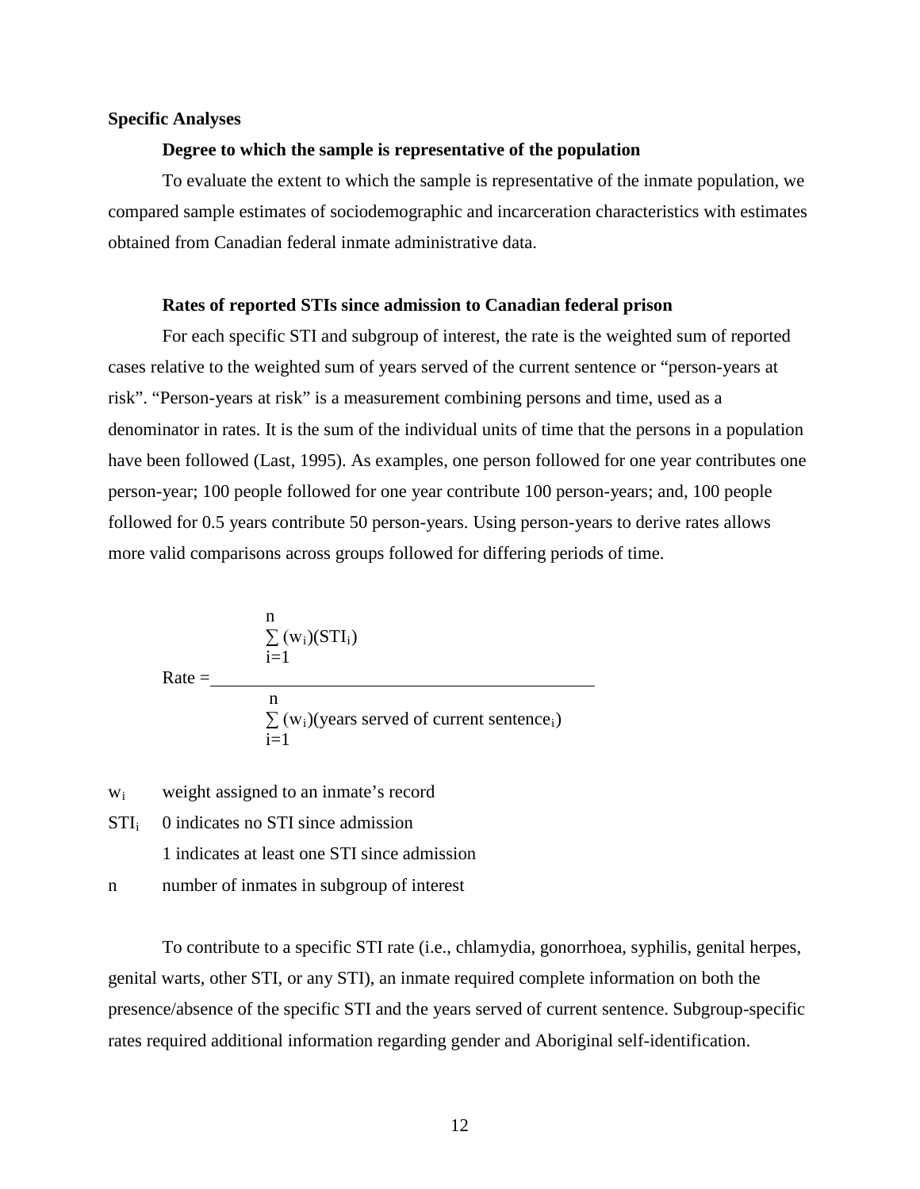**Specific Analyses**

**Degree to which the sample is representative of the population**

To evaluate the extent to which the sample is representative of the inmate population, we compared sample estimates of sociodemographic and incarceration characteristics with estimates obtained from Canadian federal inmate administrative data.

**Rates of reported STIs since admission to Canadian federal prison**

For each specific STI and subgroup of interest, the rate is the weighted sum of reported cases relative to the weighted sum of years served of the current sentence or "person-years at risk". "Person-years at risk" is a measurement combining persons and time, used as a denominator in rates. It is the sum of the individual units of time that the persons in a population have been followed (Last, 1995). As examples, one person followed for one year contributes one person-year; 100 people followed for one year contribute 100 person-years; and, 100 people followed for 0.5 years contribute 50 person-years. Using person-years to derive rates allows more valid comparisons across groups followed for differing periods of time.

$$\text{Rate} = \frac{\sum_{i=1}^{n} (w_i)(STI_i)}{\sum_{i=1}^{n} (w_i)(\text{years served of current sentence}_i)}$$

$w_i$ weight assigned to an inmate's record

$STI_i$ 0 indicates no STI since admission

1 indicates at least one STI since admission

$n$ number of inmates in subgroup of interest

To contribute to a specific STI rate (i.e., chlamydia, gonorrhoea, syphilis, genital herpes, genital warts, other STI, or any STI), an inmate required complete information on both the presence/absence of the specific STI and the years served of current sentence. Subgroup-specific rates required additional information regarding gender and Aboriginal self-identification.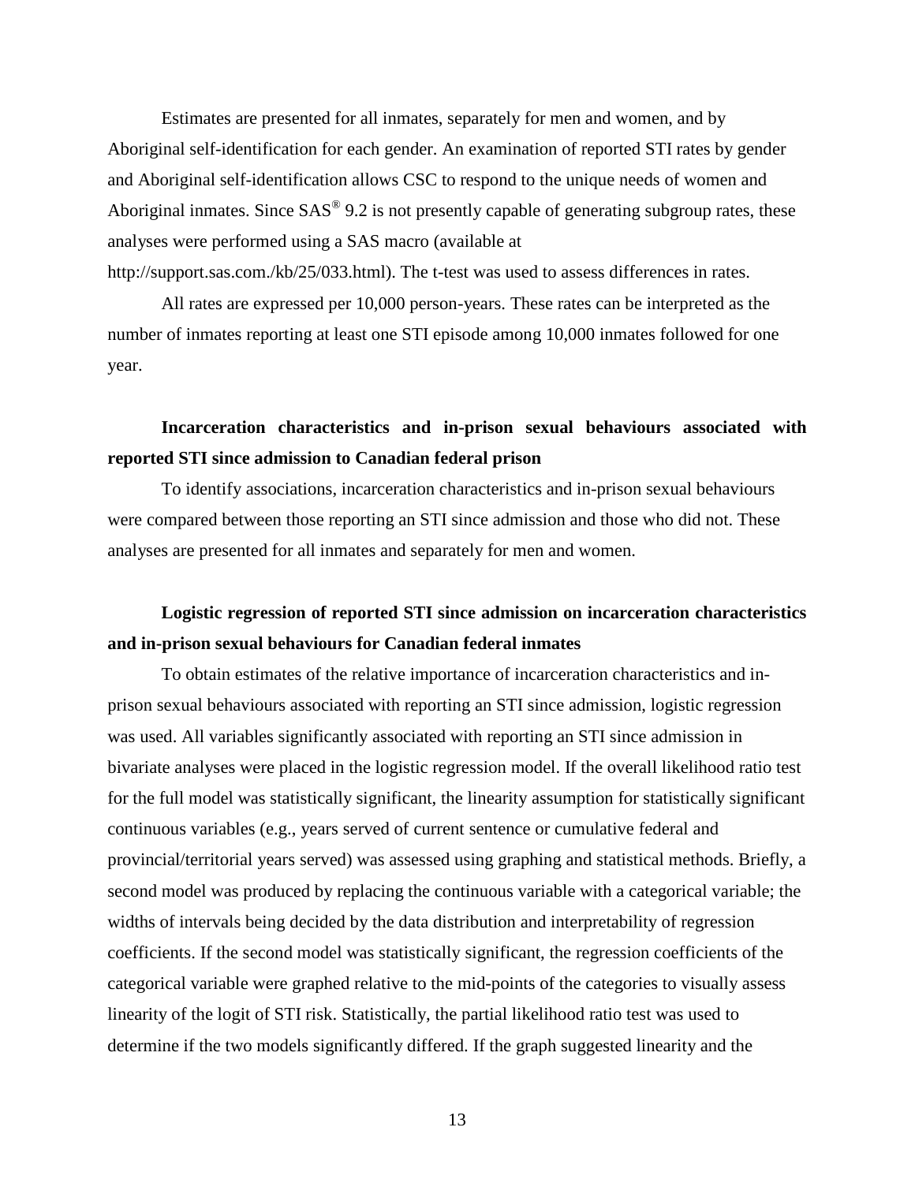Estimates are presented for all inmates, separately for men and women, and by Aboriginal self-identification for each gender. An examination of reported STI rates by gender and Aboriginal self-identification allows CSC to respond to the unique needs of women and Aboriginal inmates. Since SAS® 9.2 is not presently capable of generating subgroup rates, these analyses were performed using a SAS macro (available at http://support.sas.com./kb/25/033.html). The t-test was used to assess differences in rates.

All rates are expressed per 10,000 person-years. These rates can be interpreted as the number of inmates reporting at least one STI episode among 10,000 inmates followed for one year.

**Incarceration characteristics and in-prison sexual behaviours associated with reported STI since admission to Canadian federal prison**

To identify associations, incarceration characteristics and in-prison sexual behaviours were compared between those reporting an STI since admission and those who did not. These analyses are presented for all inmates and separately for men and women.

**Logistic regression of reported STI since admission on incarceration characteristics and in-prison sexual behaviours for Canadian federal inmates**

To obtain estimates of the relative importance of incarceration characteristics and in-prison sexual behaviours associated with reporting an STI since admission, logistic regression was used. All variables significantly associated with reporting an STI since admission in bivariate analyses were placed in the logistic regression model. If the overall likelihood ratio test for the full model was statistically significant, the linearity assumption for statistically significant continuous variables (e.g., years served of current sentence or cumulative federal and provincial/territorial years served) was assessed using graphing and statistical methods. Briefly, a second model was produced by replacing the continuous variable with a categorical variable; the widths of intervals being decided by the data distribution and interpretability of regression coefficients. If the second model was statistically significant, the regression coefficients of the categorical variable were graphed relative to the mid-points of the categories to visually assess linearity of the logit of STI risk. Statistically, the partial likelihood ratio test was used to determine if the two models significantly differed. If the graph suggested linearity and the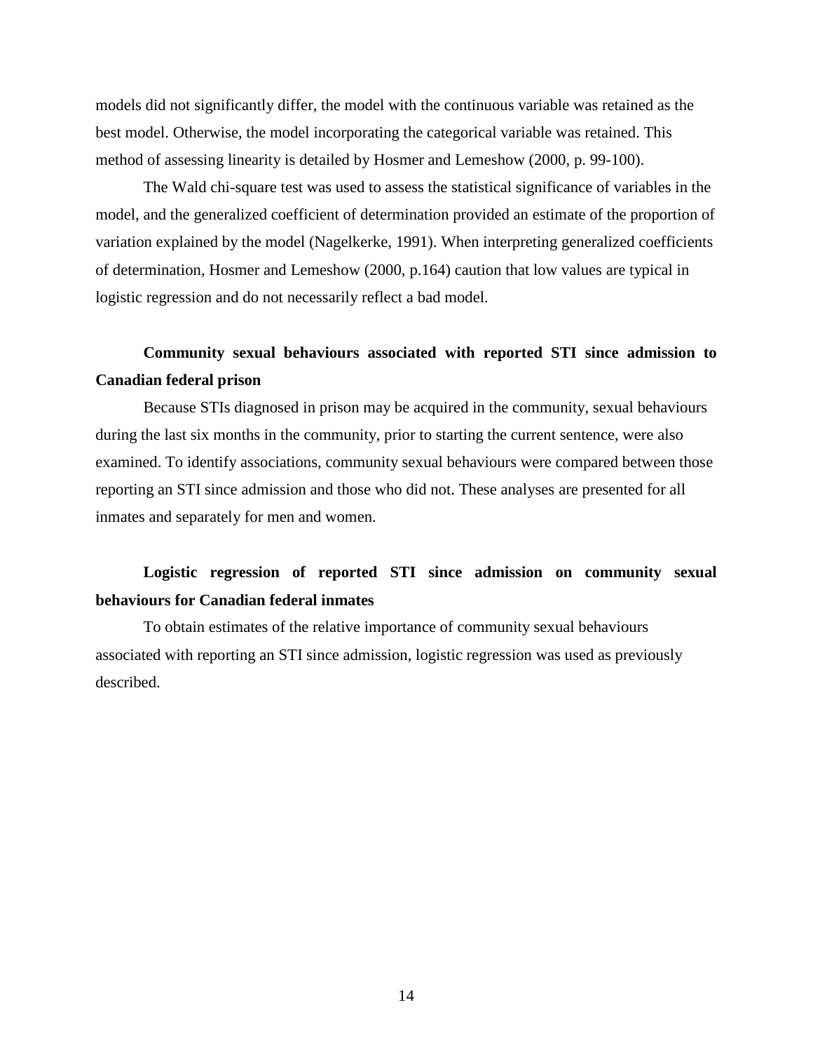models did not significantly differ, the model with the continuous variable was retained as the best model. Otherwise, the model incorporating the categorical variable was retained. This method of assessing linearity is detailed by Hosmer and Lemeshow (2000, p. 99-100).

The Wald chi-square test was used to assess the statistical significance of variables in the model, and the generalized coefficient of determination provided an estimate of the proportion of variation explained by the model (Nagelkerke, 1991). When interpreting generalized coefficients of determination, Hosmer and Lemeshow (2000, p.164) caution that low values are typical in logistic regression and do not necessarily reflect a bad model.

**Community sexual behaviours associated with reported STI since admission to Canadian federal prison**

Because STIs diagnosed in prison may be acquired in the community, sexual behaviours during the last six months in the community, prior to starting the current sentence, were also examined. To identify associations, community sexual behaviours were compared between those reporting an STI since admission and those who did not. These analyses are presented for all inmates and separately for men and women.

**Logistic regression of reported STI since admission on community sexual behaviours for Canadian federal inmates**

To obtain estimates of the relative importance of community sexual behaviours associated with reporting an STI since admission, logistic regression was used as previously described.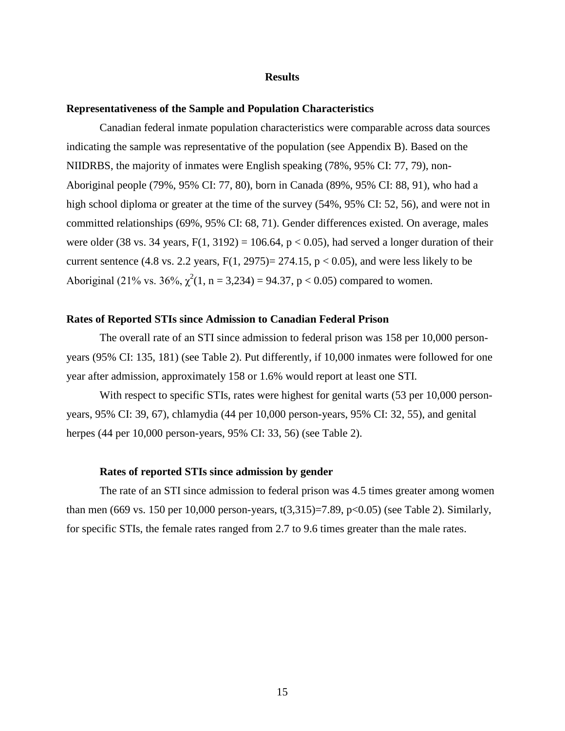# Results

## Representativeness of the Sample and Population Characteristics

Canadian federal inmate population characteristics were comparable across data sources indicating the sample was representative of the population (see Appendix B). Based on the NIIDRBS, the majority of inmates were English speaking (78%, 95% CI: 77, 79), non-Aboriginal people (79%, 95% CI: 77, 80), born in Canada (89%, 95% CI: 88, 91), who had a high school diploma or greater at the time of the survey (54%, 95% CI: 52, 56), and were not in committed relationships (69%, 95% CI: 68, 71). Gender differences existed. On average, males were older (38 vs. 34 years, $F(1, 3192) = 106.64$, $p < 0.05$), had served a longer duration of their current sentence (4.8 vs. 2.2 years, $F(1, 2975) = 274.15$, $p < 0.05$), and were less likely to be Aboriginal (21% vs. 36%, $\chi^2(1, n = 3{,}234) = 94.37$, $p < 0.05$) compared to women.

## Rates of Reported STIs since Admission to Canadian Federal Prison

The overall rate of an STI since admission to federal prison was 158 per 10,000 person-years (95% CI: 135, 181) (see Table 2). Put differently, if 10,000 inmates were followed for one year after admission, approximately 158 or 1.6% would report at least one STI.

With respect to specific STIs, rates were highest for genital warts (53 per 10,000 person-years, 95% CI: 39, 67), chlamydia (44 per 10,000 person-years, 95% CI: 32, 55), and genital herpes (44 per 10,000 person-years, 95% CI: 33, 56) (see Table 2).

### Rates of reported STIs since admission by gender

The rate of an STI since admission to federal prison was 4.5 times greater among women than men (669 vs. 150 per 10,000 person-years, $t(3{,}315)=7.89$, $p<0.05$) (see Table 2). Similarly, for specific STIs, the female rates ranged from 2.7 to 9.6 times greater than the male rates.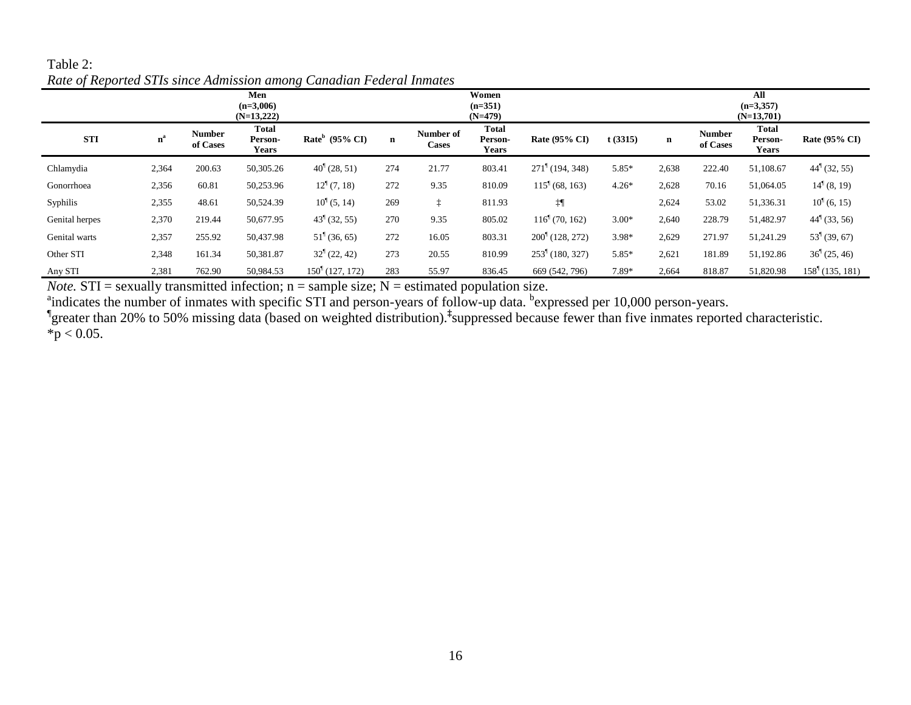Table 2:

*Rate of Reported STIs since Admission among Canadian Federal Inmates*

| | Men (n=3,006) (N=13,222) | | | | Women (n=351) (N=479) | | | | | All (n=3,357) (N=13,701) | | | |
|---|---|---|---|---|---|---|---|---|---|---|---|---|---|
| **STI** | **n[a]** | **Number of Cases** | **Total Person-Years** | **Rate[b] (95% CI)** | **n** | **Number of Cases** | **Total Person-Years** | **Rate (95% CI)** | **t (3315)** | **n** | **Number of Cases** | **Total Person-Years** | **Rate (95% CI)** |
| Chlamydia | 2,364 | 200.63 | 50,305.26 | 40¶ (28, 51) | 274 | 21.77 | 803.41 | 271¶ (194, 348) | 5.85* | 2,638 | 222.40 | 51,108.67 | 44¶ (32, 55) |
| Gonorrhoea | 2,356 | 60.81 | 50,253.96 | 12¶ (7, 18) | 272 | 9.35 | 810.09 | 115¶ (68, 163) | 4.26* | 2,628 | 70.16 | 51,064.05 | 14¶ (8, 19) |
| Syphilis | 2,355 | 48.61 | 50,524.39 | 10¶ (5, 14) | 269 | ‡ | 811.93 | ‡¶ | | 2,624 | 53.02 | 51,336.31 | 10¶ (6, 15) |
| Genital herpes | 2,370 | 219.44 | 50,677.95 | 43¶ (32, 55) | 270 | 9.35 | 805.02 | 116¶ (70, 162) | 3.00* | 2,640 | 228.79 | 51,482.97 | 44¶ (33, 56) |
| Genital warts | 2,357 | 255.92 | 50,437.98 | 51¶ (36, 65) | 272 | 16.05 | 803.31 | 200¶ (128, 272) | 3.98* | 2,629 | 271.97 | 51,241.29 | 53¶ (39, 67) |
| Other STI | 2,348 | 161.34 | 50,381.87 | 32¶ (22, 42) | 273 | 20.55 | 810.99 | 253¶ (180, 327) | 5.85* | 2,621 | 181.89 | 51,192.86 | 36¶ (25, 46) |
| Any STI | 2,381 | 762.90 | 50,984.53 | 150¶ (127, 172) | 283 | 55.97 | 836.45 | 669 (542, 796) | 7.89* | 2,664 | 818.87 | 51,820.98 | 158¶ (135, 181) |

*Note.* STI = sexually transmitted infection; n = sample size; N = estimated population size.

[a]indicates the number of inmates with specific STI and person-years of follow-up data. [b]expressed per 10,000 person-years.

¶greater than 20% to 50% missing data (based on weighted distribution). ‡suppressed because fewer than five inmates reported characteristic.

*$p < 0.05$.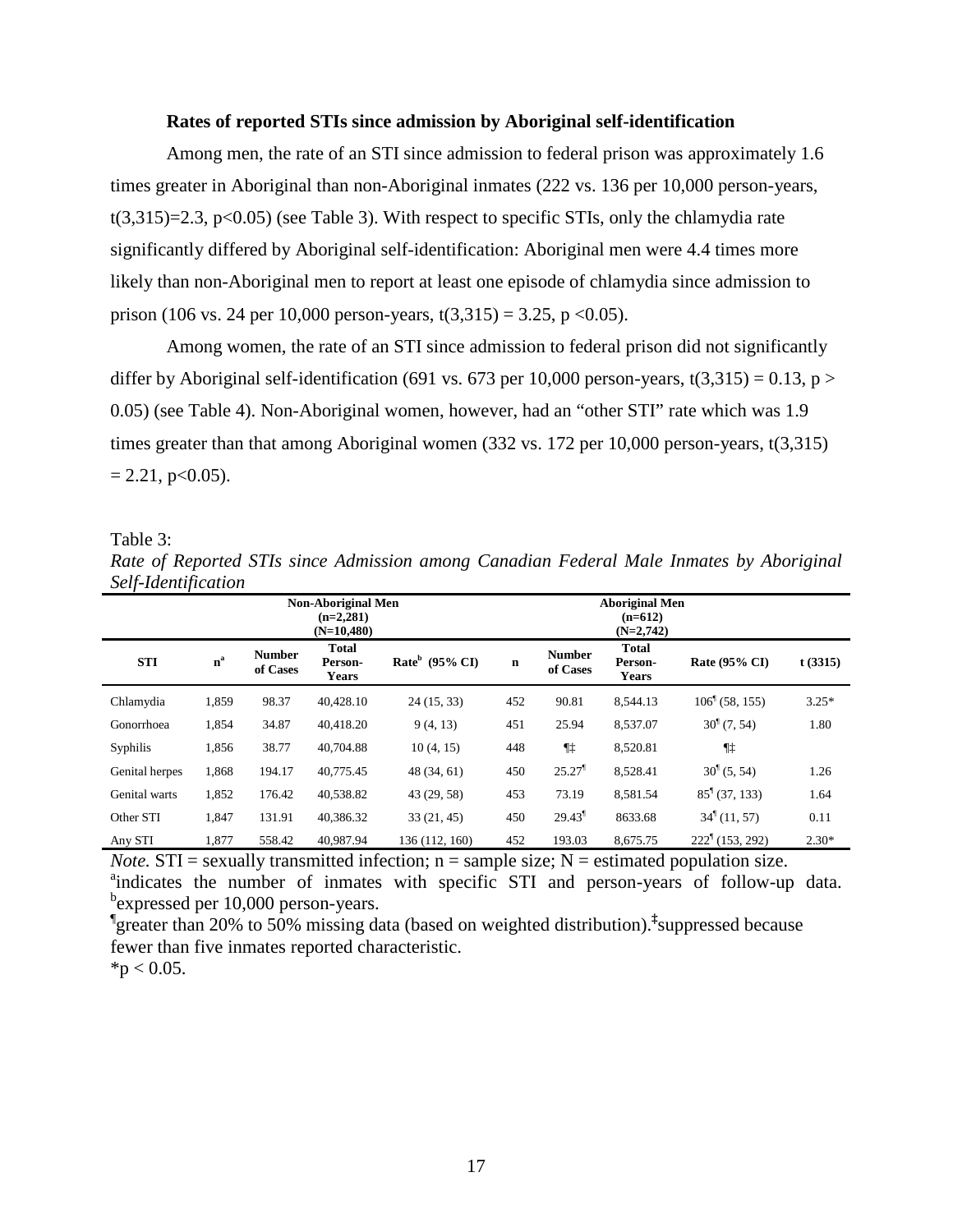**Rates of reported STIs since admission by Aboriginal self-identification**

Among men, the rate of an STI since admission to federal prison was approximately 1.6 times greater in Aboriginal than non-Aboriginal inmates (222 vs. 136 per 10,000 person-years, $t(3,315)=2.3$, $p<0.05$) (see Table 3). With respect to specific STIs, only the chlamydia rate significantly differed by Aboriginal self-identification: Aboriginal men were 4.4 times more likely than non-Aboriginal men to report at least one episode of chlamydia since admission to prison (106 vs. 24 per 10,000 person-years, $t(3,315) = 3.25$, $p <0.05$).

Among women, the rate of an STI since admission to federal prison did not significantly differ by Aboriginal self-identification (691 vs. 673 per 10,000 person-years, $t(3,315) = 0.13$, $p > 0.05$) (see Table 4). Non-Aboriginal women, however, had an "other STI" rate which was 1.9 times greater than that among Aboriginal women (332 vs. 172 per 10,000 person-years, $t(3,315) = 2.21$, $p<0.05$).

Table 3:

*Rate of Reported STIs since Admission among Canadian Federal Male Inmates by Aboriginal Self-Identification*

| | Non-Aboriginal Men (n=2,281) (N=10,480) | | | | Aboriginal Men (n=612) (N=2,742) | | | | |
|---|---|---|---|---|---|---|---|---|---|
| **STI** | **n[a]** | **Number of Cases** | **Total Person-Years** | **Rate[b] (95% CI)** | **n** | **Number of Cases** | **Total Person-Years** | **Rate (95% CI)** | **t (3315)** |
| Chlamydia | 1,859 | 98.37 | 40,428.10 | 24 (15, 33) | 452 | 90.81 | 8,544.13 | 106¶ (58, 155) | 3.25* |
| Gonorrhoea | 1,854 | 34.87 | 40,418.20 | 9 (4, 13) | 451 | 25.94 | 8,537.07 | 30¶ (7, 54) | 1.80 |
| Syphilis | 1,856 | 38.77 | 40,704.88 | 10 (4, 15) | 448 | ¶‡ | 8,520.81 | ¶‡ | |
| Genital herpes | 1,868 | 194.17 | 40,775.45 | 48 (34, 61) | 450 | 25.27¶ | 8,528.41 | 30¶ (5, 54) | 1.26 |
| Genital warts | 1,852 | 176.42 | 40,538.82 | 43 (29, 58) | 453 | 73.19 | 8,581.54 | 85¶ (37, 133) | 1.64 |
| Other STI | 1,847 | 131.91 | 40,386.32 | 33 (21, 45) | 450 | 29.43¶ | 8633.68 | 34¶ (11, 57) | 0.11 |
| Any STI | 1,877 | 558.42 | 40,987.94 | 136 (112, 160) | 452 | 193.03 | 8,675.75 | 222¶ (153, 292) | 2.30* |

*Note.* STI = sexually transmitted infection; n = sample size; N = estimated population size.
[a]indicates the number of inmates with specific STI and person-years of follow-up data. [b]expressed per 10,000 person-years.
¶greater than 20% to 50% missing data (based on weighted distribution).‡suppressed because fewer than five inmates reported characteristic.
*$p < 0.05$.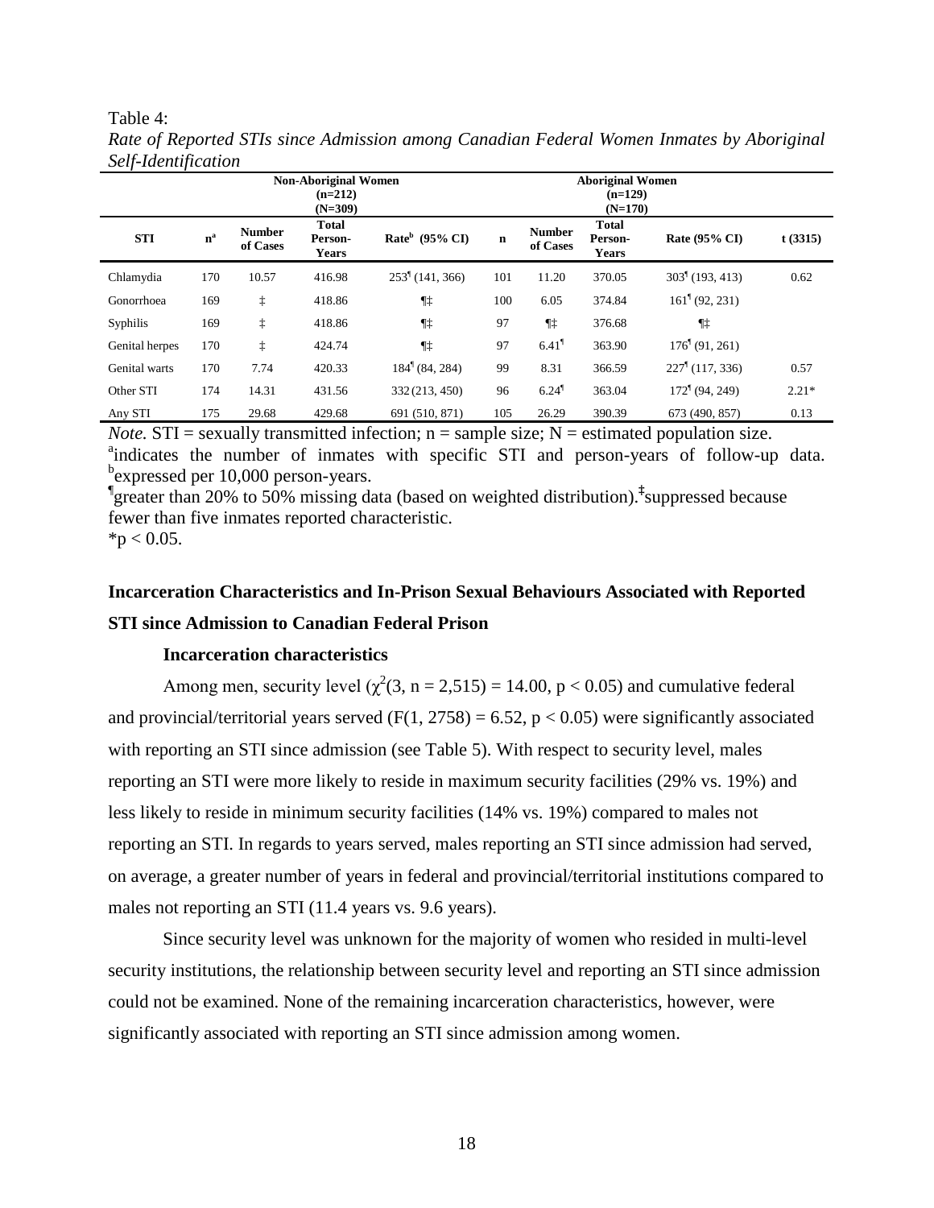Table 4:

*Rate of Reported STIs since Admission among Canadian Federal Women Inmates by Aboriginal Self-Identification*

| | Non-Aboriginal Women (n=212) (N=309) | | | | Aboriginal Women (n=129) (N=170) | | | | |
|---|---|---|---|---|---|---|---|---|---|
| **STI** | **n[a]** | **Number of Cases** | **Total Person-Years** | **Rate[b] (95% CI)** | **n** | **Number of Cases** | **Total Person-Years** | **Rate (95% CI)** | **t (3315)** |
| Chlamydia | 170 | 10.57 | 416.98 | 253¶ (141, 366) | 101 | 11.20 | 370.05 | 303¶ (193, 413) | 0.62 |
| Gonorrhoea | 169 | ‡ | 418.86 | ¶‡ | 100 | 6.05 | 374.84 | 161¶ (92, 231) | |
| Syphilis | 169 | ‡ | 418.86 | ¶‡ | 97 | ¶‡ | 376.68 | ¶‡ | |
| Genital herpes | 170 | ‡ | 424.74 | ¶‡ | 97 | 6.41¶ | 363.90 | 176¶ (91, 261) | |
| Genital warts | 170 | 7.74 | 420.33 | 184¶ (84, 284) | 99 | 8.31 | 366.59 | 227¶ (117, 336) | 0.57 |
| Other STI | 174 | 14.31 | 431.56 | 332 (213, 450) | 96 | 6.24¶ | 363.04 | 172¶ (94, 249) | 2.21* |
| Any STI | 175 | 29.68 | 429.68 | 691 (510, 871) | 105 | 26.29 | 390.39 | 673 (490, 857) | 0.13 |

*Note.* STI = sexually transmitted infection; n = sample size; N = estimated population size.
[a]indicates the number of inmates with specific STI and person-years of follow-up data. [b]expressed per 10,000 person-years.
¶greater than 20% to 50% missing data (based on weighted distribution). ‡suppressed because fewer than five inmates reported characteristic.
*$p < 0.05$.

## Incarceration Characteristics and In-Prison Sexual Behaviours Associated with Reported STI since Admission to Canadian Federal Prison

### Incarceration characteristics

Among men, security level ($\chi^2(3, n = 2{,}515) = 14.00$, $p < 0.05$) and cumulative federal and provincial/territorial years served ($F(1, 2758) = 6.52$, $p < 0.05$) were significantly associated with reporting an STI since admission (see Table 5). With respect to security level, males reporting an STI were more likely to reside in maximum security facilities (29% vs. 19%) and less likely to reside in minimum security facilities (14% vs. 19%) compared to males not reporting an STI. In regards to years served, males reporting an STI since admission had served, on average, a greater number of years in federal and provincial/territorial institutions compared to males not reporting an STI (11.4 years vs. 9.6 years).

Since security level was unknown for the majority of women who resided in multi-level security institutions, the relationship between security level and reporting an STI since admission could not be examined. None of the remaining incarceration characteristics, however, were significantly associated with reporting an STI since admission among women.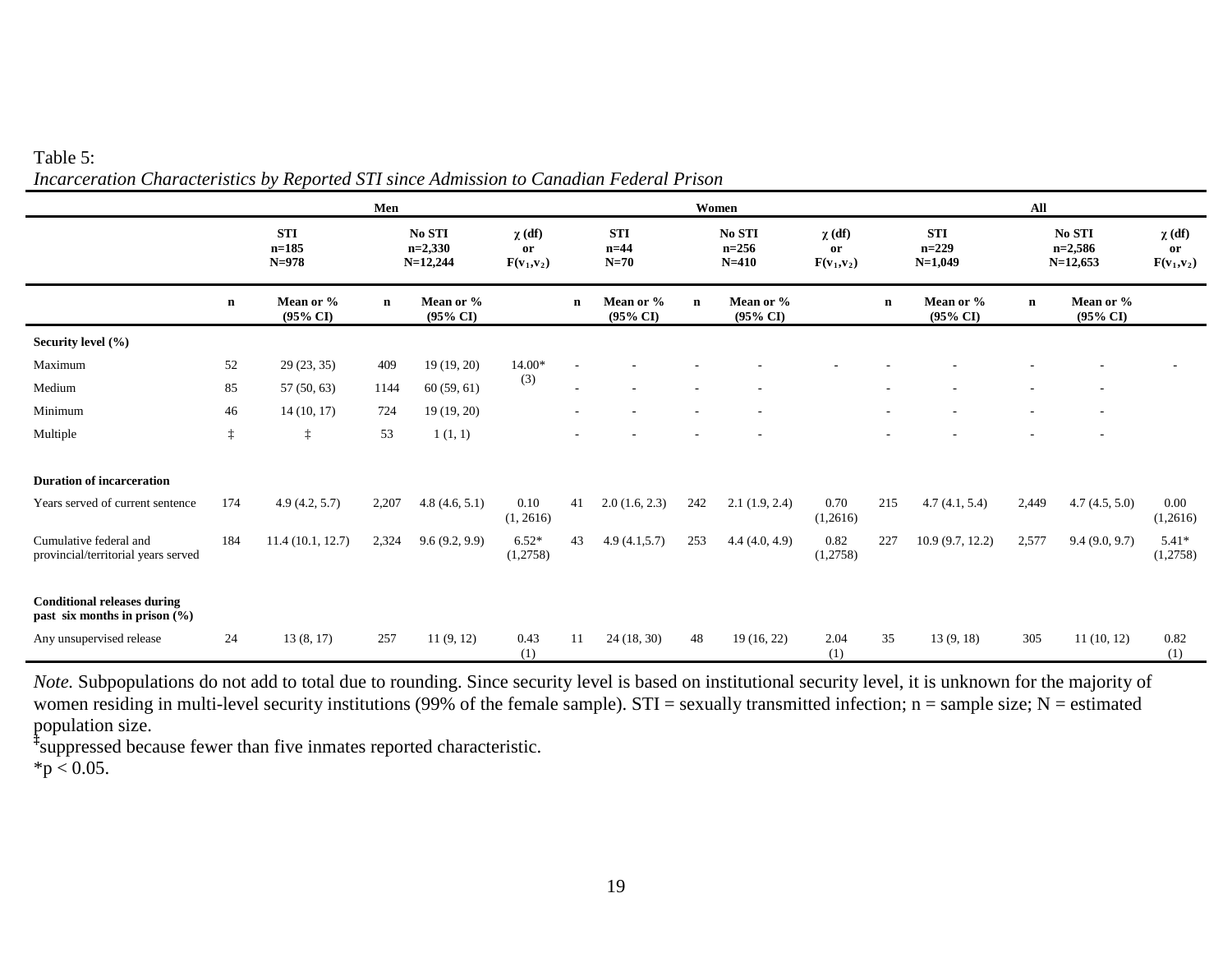Table 5:

*Incarceration Characteristics by Reported STI since Admission to Canadian Federal Prison*

| | Men | | | | | Women | | | | | All | | | | |
|---|---|---|---|---|---|---|---|---|---|---|---|---|---|---|---|
| | STI n=185 N=978 | | No STI n=2,330 N=12,244 | | χ (df) or $F(v_1,v_2)$ | STI n=44 N=70 | | No STI n=256 N=410 | | χ (df) or $F(v_1,v_2)$ | STI n=229 N=1,049 | | No STI n=2,586 N=12,653 | | χ (df) or $F(v_1,v_2)$ |
| | n | Mean or % (95% CI) | n | Mean or % (95% CI) | | n | Mean or % (95% CI) | n | Mean or % (95% CI) | | n | Mean or % (95% CI) | n | Mean or % (95% CI) | |
| **Security level (%)** | | | | | | | | | | | | | | | |
| Maximum | 52 | 29 (23, 35) | 409 | 19 (19, 20) | 14.00* (3) | - | - | - | - | - | - | - | - | - | - |
| Medium | 85 | 57 (50, 63) | 1144 | 60 (59, 61) | | - | - | - | - | | - | - | - | - | |
| Minimum | 46 | 14 (10, 17) | 724 | 19 (19, 20) | | - | - | - | - | | - | - | - | - | |
| Multiple | ‡ | ‡ | 53 | 1 (1, 1) | | - | - | - | - | | - | - | - | - | |
| **Duration of incarceration** | | | | | | | | | | | | | | | |
| Years served of current sentence | 174 | 4.9 (4.2, 5.7) | 2,207 | 4.8 (4.6, 5.1) | 0.10 (1, 2616) | 41 | 2.0 (1.6, 2.3) | 242 | 2.1 (1.9, 2.4) | 0.70 (1,2616) | 215 | 4.7 (4.1, 5.4) | 2,449 | 4.7 (4.5, 5.0) | 0.00 (1,2616) |
| Cumulative federal and provincial/territorial years served | 184 | 11.4 (10.1, 12.7) | 2,324 | 9.6 (9.2, 9.9) | 6.52* (1,2758) | 43 | 4.9 (4.1,5.7) | 253 | 4.4 (4.0, 4.9) | 0.82 (1,2758) | 227 | 10.9 (9.7, 12.2) | 2,577 | 9.4 (9.0, 9.7) | 5.41* (1,2758) |
| **Conditional releases during past six months in prison (%)** | | | | | | | | | | | | | | | |
| Any unsupervised release | 24 | 13 (8, 17) | 257 | 11 (9, 12) | 0.43 (1) | 11 | 24 (18, 30) | 48 | 19 (16, 22) | 2.04 (1) | 35 | 13 (9, 18) | 305 | 11 (10, 12) | 0.82 (1) |

*Note.* Subpopulations do not add to total due to rounding. Since security level is based on institutional security level, it is unknown for the majority of women residing in multi-level security institutions (99% of the female sample). STI = sexually transmitted infection; n = sample size; N = estimated population size.

‡suppressed because fewer than five inmates reported characteristic.

*$p < 0.05$.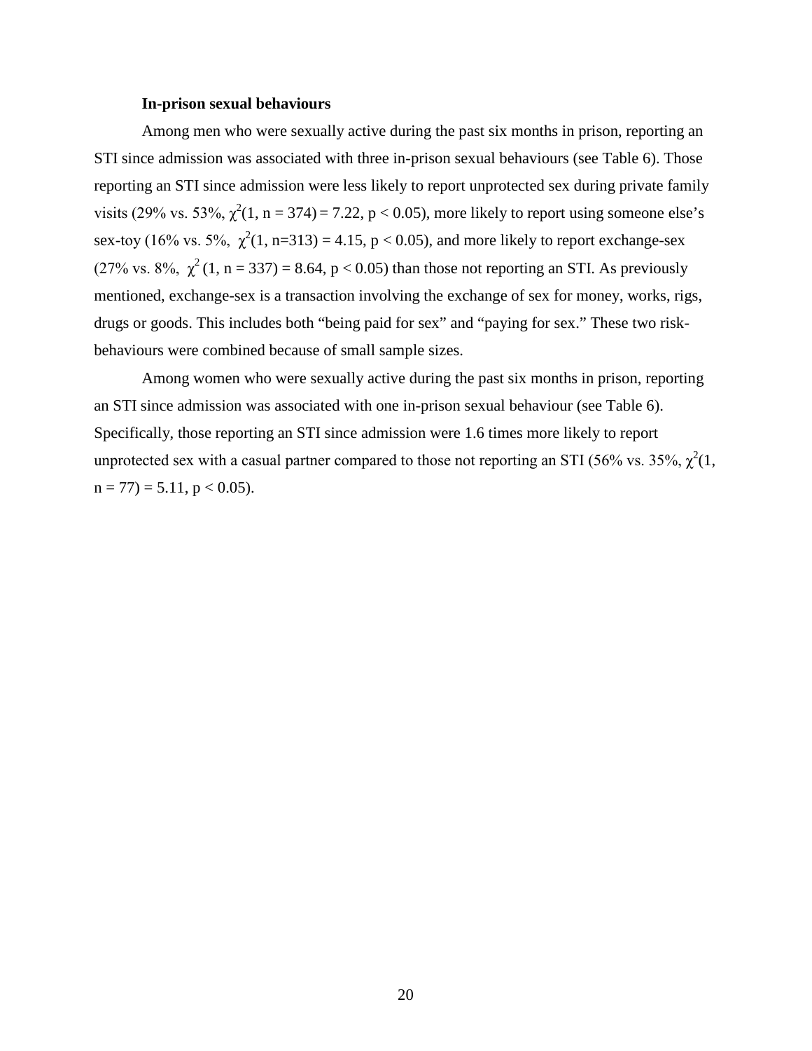**In-prison sexual behaviours**

Among men who were sexually active during the past six months in prison, reporting an STI since admission was associated with three in-prison sexual behaviours (see Table 6). Those reporting an STI since admission were less likely to report unprotected sex during private family visits (29% vs. 53%, $\chi^2(1, n = 374) = 7.22$, $p < 0.05$), more likely to report using someone else's sex-toy (16% vs. 5%, $\chi^2(1, n=313) = 4.15$, $p < 0.05$), and more likely to report exchange-sex (27% vs. 8%, $\chi^2 (1, n = 337) = 8.64$, $p < 0.05$) than those not reporting an STI. As previously mentioned, exchange-sex is a transaction involving the exchange of sex for money, works, rigs, drugs or goods. This includes both "being paid for sex" and "paying for sex." These two risk-behaviours were combined because of small sample sizes.

Among women who were sexually active during the past six months in prison, reporting an STI since admission was associated with one in-prison sexual behaviour (see Table 6). Specifically, those reporting an STI since admission were 1.6 times more likely to report unprotected sex with a casual partner compared to those not reporting an STI (56% vs. 35%, $\chi^2(1, n = 77) = 5.11$, $p < 0.05$).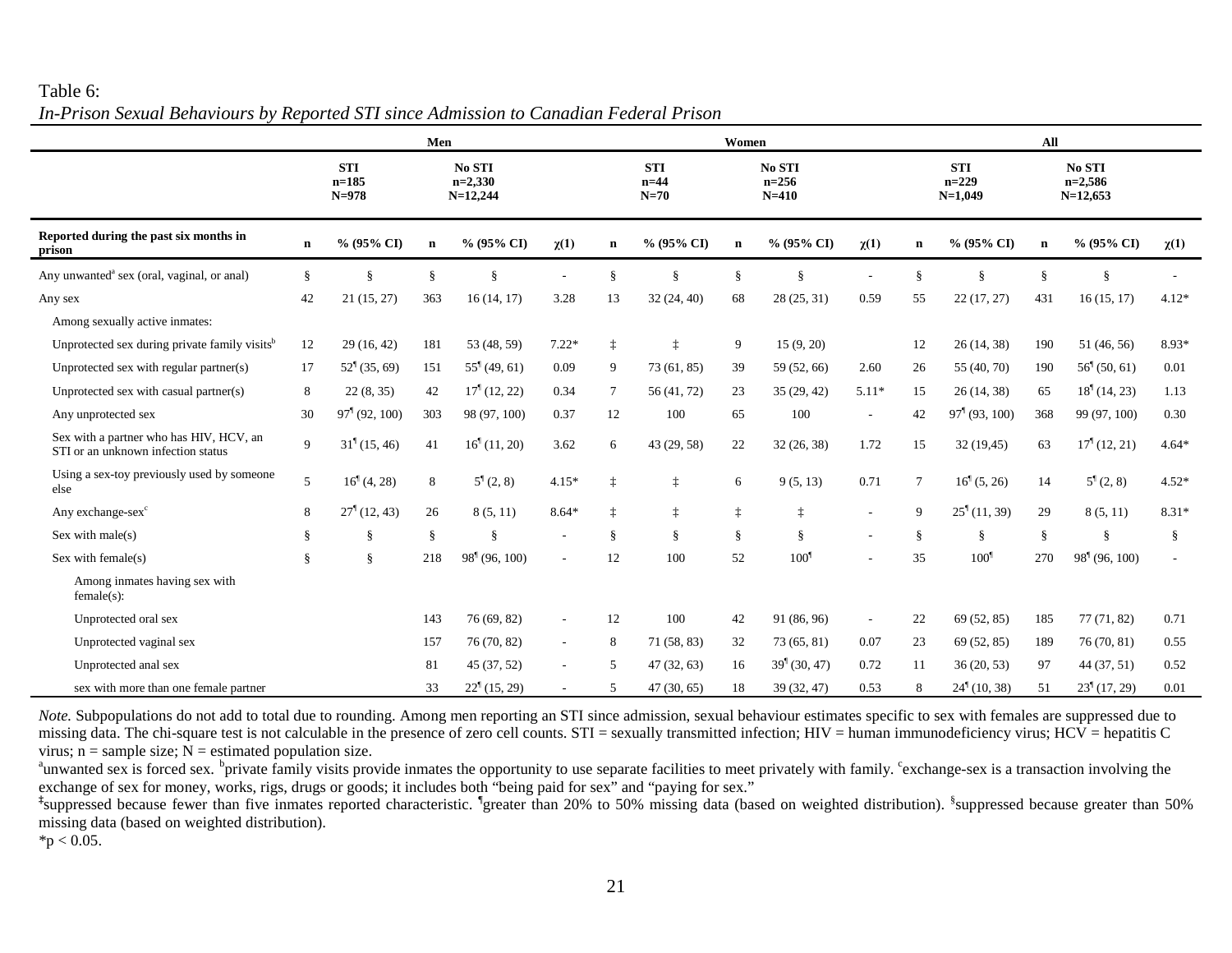Table 6:

*In-Prison Sexual Behaviours by Reported STI since Admission to Canadian Federal Prison*

| | Men | | | | | Women | | | | | All | | | | |
|---|---|---|---|---|---|---|---|---|---|---|---|---|---|---|---|
| | STI n=185 N=978 | | No STI n=2,330 N=12,244 | | | STI n=44 N=70 | | No STI n=256 N=410 | | | STI n=229 N=1,049 | | No STI n=2,586 N=12,653 | | |
| **Reported during the past six months in prison** | **n** | **% (95% CI)** | **n** | **% (95% CI)** | **$\chi(1)$** | **n** | **% (95% CI)** | **n** | **% (95% CI)** | **$\chi(1)$** | **n** | **% (95% CI)** | **n** | **% (95% CI)** | **$\chi(1)$** |
| Any unwanted[a] sex (oral, vaginal, or anal) | § | § | § | § | - | § | § | § | § | - | § | § | § | § | - |
| Any sex | 42 | 21 (15, 27) | 363 | 16 (14, 17) | 3.28 | 13 | 32 (24, 40) | 68 | 28 (25, 31) | 0.59 | 55 | 22 (17, 27) | 431 | 16 (15, 17) | 4.12* |
| Among sexually active inmates: | | | | | | | | | | | | | | | |
| Unprotected sex during private family visits[b] | 12 | 29 (16, 42) | 181 | 53 (48, 59) | 7.22* | ‡ | ‡ | 9 | 15 (9, 20) | | 12 | 26 (14, 38) | 190 | 51 (46, 56) | 8.93* |
| Unprotected sex with regular partner(s) | 17 | 52[¶] (35, 69) | 151 | 55[¶] (49, 61) | 0.09 | 9 | 73 (61, 85) | 39 | 59 (52, 66) | 2.60 | 26 | 55 (40, 70) | 190 | 56[¶] (50, 61) | 0.01 |
| Unprotected sex with casual partner(s) | 8 | 22 (8, 35) | 42 | 17[¶] (12, 22) | 0.34 | 7 | 56 (41, 72) | 23 | 35 (29, 42) | 5.11* | 15 | 26 (14, 38) | 65 | 18[¶] (14, 23) | 1.13 |
| Any unprotected sex | 30 | 97[¶] (92, 100) | 303 | 98 (97, 100) | 0.37 | 12 | 100 | 65 | 100 | - | 42 | 97[¶] (93, 100) | 368 | 99 (97, 100) | 0.30 |
| Sex with a partner who has HIV, HCV, an STI or an unknown infection status | 9 | 31[¶] (15, 46) | 41 | 16[¶] (11, 20) | 3.62 | 6 | 43 (29, 58) | 22 | 32 (26, 38) | 1.72 | 15 | 32 (19,45) | 63 | 17[¶] (12, 21) | 4.64* |
| Using a sex-toy previously used by someone else | 5 | 16[¶] (4, 28) | 8 | 5[¶] (2, 8) | 4.15* | ‡ | ‡ | 6 | 9 (5, 13) | 0.71 | 7 | 16[¶] (5, 26) | 14 | 5[¶] (2, 8) | 4.52* |
| Any exchange-sex[c] | 8 | 27[¶] (12, 43) | 26 | 8 (5, 11) | 8.64* | ‡ | ‡ | ‡ | ‡ | - | 9 | 25[¶] (11, 39) | 29 | 8 (5, 11) | 8.31* |
| Sex with male(s) | § | § | § | § | - | § | § | § | § | - | § | § | § | § | § |
| Sex with female(s) | § | § | 218 | 98[¶] (96, 100) | - | 12 | 100 | 52 | 100[¶] | - | 35 | 100[¶] | 270 | 98[¶] (96, 100) | - |
| Among inmates having sex with female(s): | | | | | | | | | | | | | | | |
| Unprotected oral sex | | | 143 | 76 (69, 82) | - | 12 | 100 | 42 | 91 (86, 96) | - | 22 | 69 (52, 85) | 185 | 77 (71, 82) | 0.71 |
| Unprotected vaginal sex | | | 157 | 76 (70, 82) | - | 8 | 71 (58, 83) | 32 | 73 (65, 81) | 0.07 | 23 | 69 (52, 85) | 189 | 76 (70, 81) | 0.55 |
| Unprotected anal sex | | | 81 | 45 (37, 52) | - | 5 | 47 (32, 63) | 16 | 39[¶] (30, 47) | 0.72 | 11 | 36 (20, 53) | 97 | 44 (37, 51) | 0.52 |
| sex with more than one female partner | | | 33 | 22[¶] (15, 29) | - | 5 | 47 (30, 65) | 18 | 39 (32, 47) | 0.53 | 8 | 24[¶] (10, 38) | 51 | 23[¶] (17, 29) | 0.01 |

*Note.* Subpopulations do not add to total due to rounding. Among men reporting an STI since admission, sexual behaviour estimates specific to sex with females are suppressed due to missing data. The chi-square test is not calculable in the presence of zero cell counts. STI = sexually transmitted infection; HIV = human immunodeficiency virus; HCV = hepatitis C virus; n = sample size; N = estimated population size.

[a]unwanted sex is forced sex. [b]private family visits provide inmates the opportunity to use separate facilities to meet privately with family. [c]exchange-sex is a transaction involving the exchange of sex for money, works, rigs, drugs or goods; it includes both "being paid for sex" and "paying for sex."

[‡]suppressed because fewer than five inmates reported characteristic. [¶]greater than 20% to 50% missing data (based on weighted distribution). [§]suppressed because greater than 50% missing data (based on weighted distribution).

*$p < 0.05$.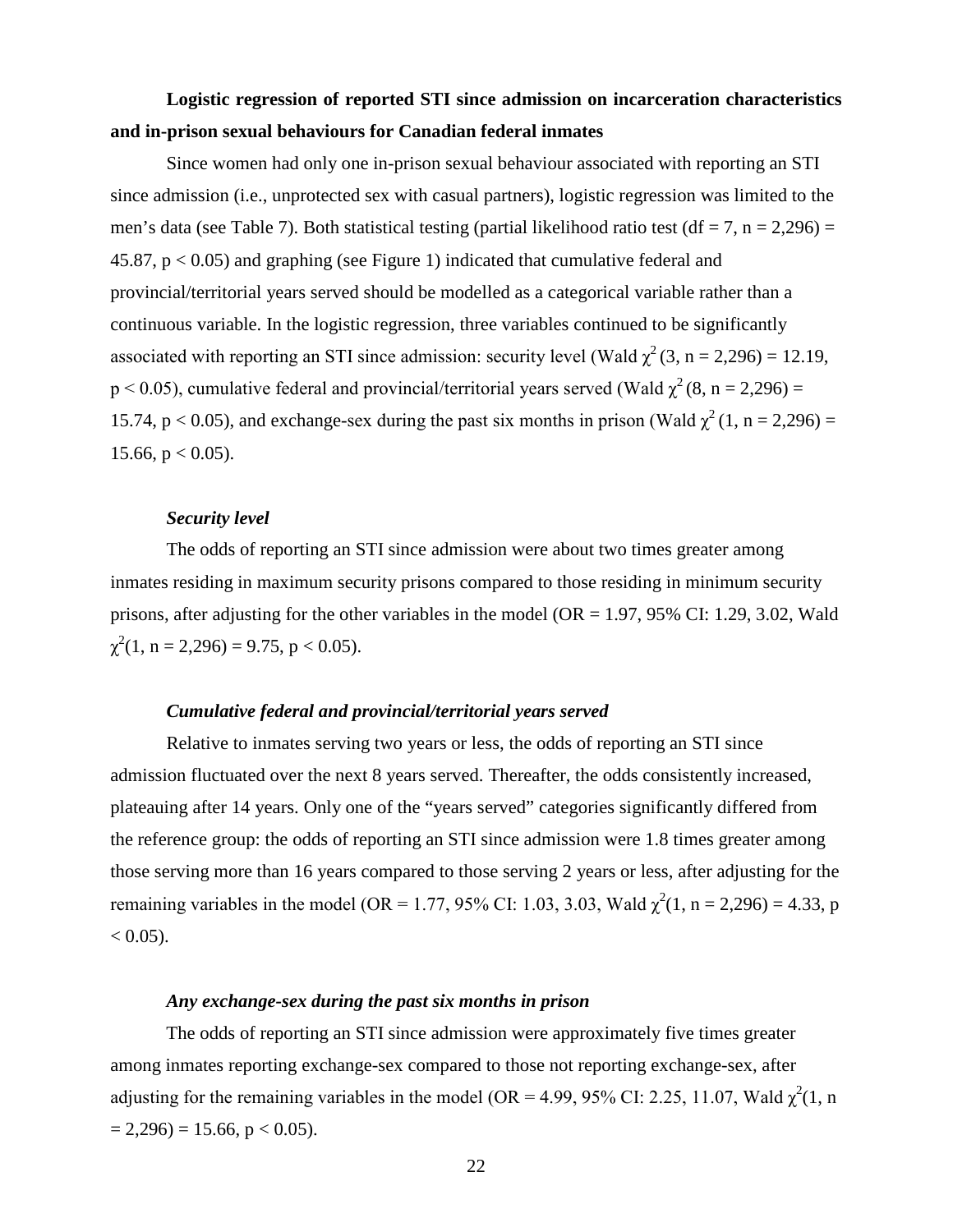**Logistic regression of reported STI since admission on incarceration characteristics and in-prison sexual behaviours for Canadian federal inmates**

Since women had only one in-prison sexual behaviour associated with reporting an STI since admission (i.e., unprotected sex with casual partners), logistic regression was limited to the men's data (see Table 7). Both statistical testing (partial likelihood ratio test (df = 7, n = 2,296) = 45.87, $p < 0.05$) and graphing (see Figure 1) indicated that cumulative federal and provincial/territorial years served should be modelled as a categorical variable rather than a continuous variable. In the logistic regression, three variables continued to be significantly associated with reporting an STI since admission: security level (Wald $\chi^2$ (3, n = 2,296) = 12.19, $p < 0.05$), cumulative federal and provincial/territorial years served (Wald $\chi^2$ (8, n = 2,296) = 15.74, $p < 0.05$), and exchange-sex during the past six months in prison (Wald $\chi^2$ (1, n = 2,296) = 15.66, $p < 0.05$).

### *Security level*

The odds of reporting an STI since admission were about two times greater among inmates residing in maximum security prisons compared to those residing in minimum security prisons, after adjusting for the other variables in the model (OR = 1.97, 95% CI: 1.29, 3.02, Wald $\chi^2$(1, n = 2,296) = 9.75, $p < 0.05$).

### *Cumulative federal and provincial/territorial years served*

Relative to inmates serving two years or less, the odds of reporting an STI since admission fluctuated over the next 8 years served. Thereafter, the odds consistently increased, plateauing after 14 years. Only one of the "years served" categories significantly differed from the reference group: the odds of reporting an STI since admission were 1.8 times greater among those serving more than 16 years compared to those serving 2 years or less, after adjusting for the remaining variables in the model (OR = 1.77, 95% CI: 1.03, 3.03, Wald $\chi^2$(1, n = 2,296) = 4.33, $p < 0.05$).

### *Any exchange-sex during the past six months in prison*

The odds of reporting an STI since admission were approximately five times greater among inmates reporting exchange-sex compared to those not reporting exchange-sex, after adjusting for the remaining variables in the model (OR = 4.99, 95% CI: 2.25, 11.07, Wald $\chi^2$(1, n = 2,296) = 15.66, $p < 0.05$).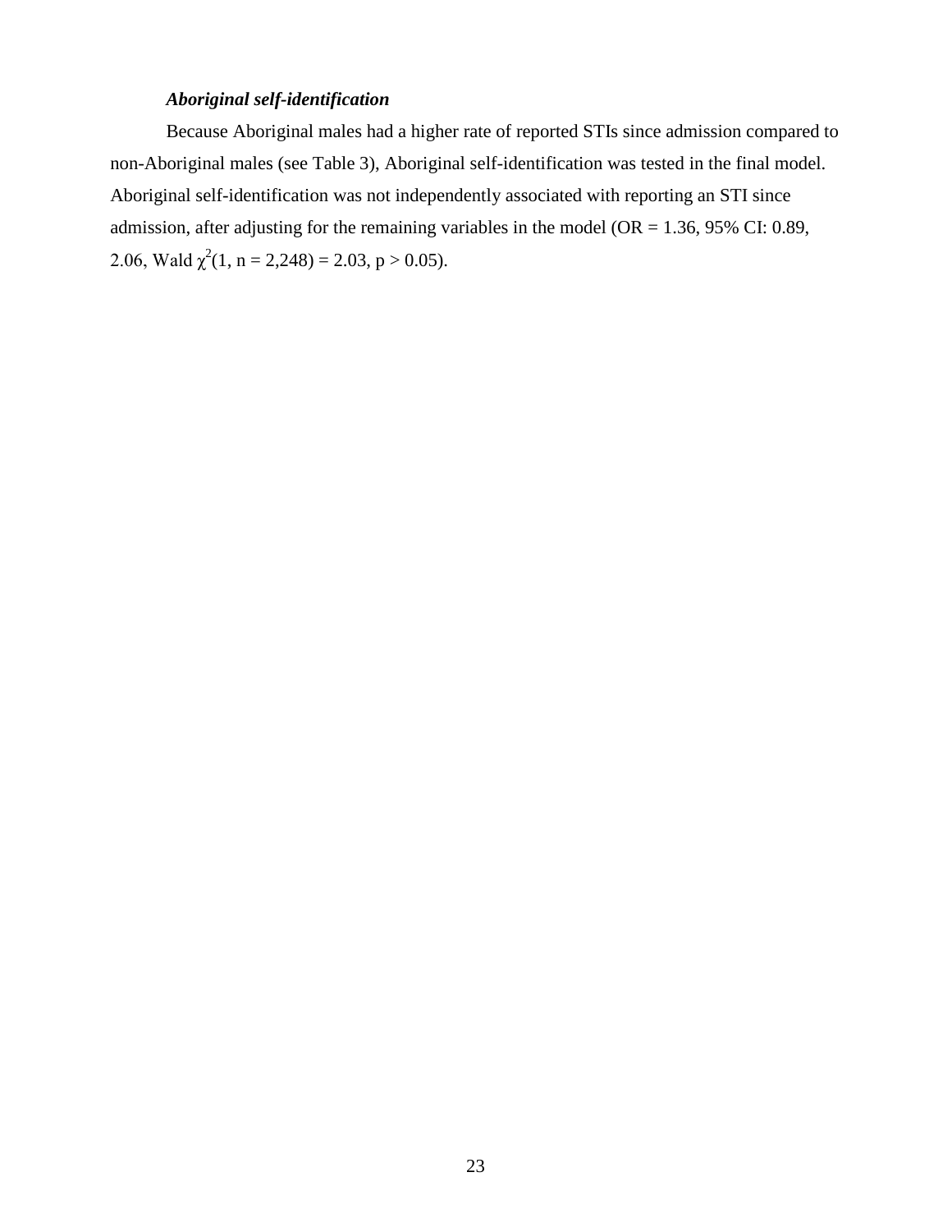### *Aboriginal self-identification*

Because Aboriginal males had a higher rate of reported STIs since admission compared to non-Aboriginal males (see Table 3), Aboriginal self-identification was tested in the final model. Aboriginal self-identification was not independently associated with reporting an STI since admission, after adjusting for the remaining variables in the model (OR = 1.36, 95% CI: 0.89, 2.06, Wald $\chi^2(1, n = 2{,}248) = 2.03$, $p > 0.05$).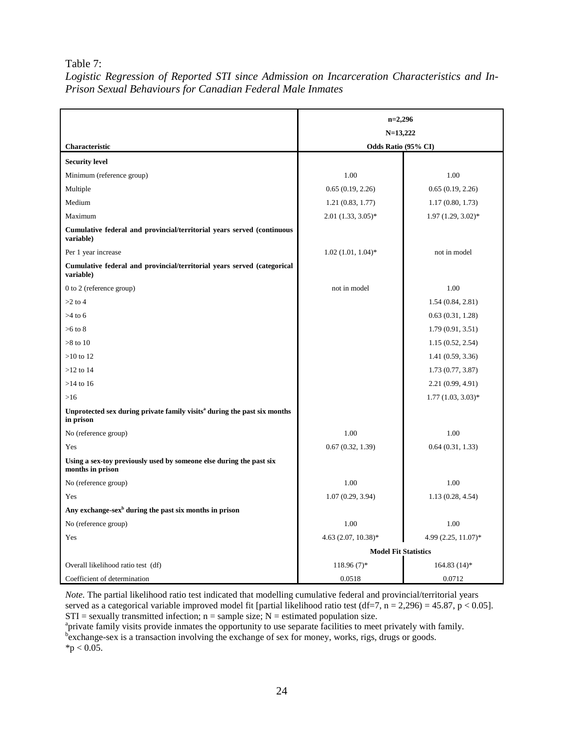Table 7:

*Logistic Regression of Reported STI since Admission on Incarceration Characteristics and In-Prison Sexual Behaviours for Canadian Federal Male Inmates*

| Characteristic | n=2,296 N=13,222 Odds Ratio (95% CI) | |
|---|---|---|
| **Security level** | | |
| Minimum (reference group) | 1.00 | 1.00 |
| Multiple | 0.65 (0.19, 2.26) | 0.65 (0.19, 2.26) |
| Medium | 1.21 (0.83, 1.77) | 1.17 (0.80, 1.73) |
| Maximum | 2.01 (1.33, 3.05)* | 1.97 (1.29, 3.02)* |
| **Cumulative federal and provincial/territorial years served (continuous variable)** | | |
| Per 1 year increase | 1.02 (1.01, 1.04)* | not in model |
| **Cumulative federal and provincial/territorial years served (categorical variable)** | | |
| 0 to 2 (reference group) | not in model | 1.00 |
| >2 to 4 | | 1.54 (0.84, 2.81) |
| >4 to 6 | | 0.63 (0.31, 1.28) |
| >6 to 8 | | 1.79 (0.91, 3.51) |
| >8 to 10 | | 1.15 (0.52, 2.54) |
| >10 to 12 | | 1.41 (0.59, 3.36) |
| >12 to 14 | | 1.73 (0.77, 3.87) |
| >14 to 16 | | 2.21 (0.99, 4.91) |
| >16 | | 1.77 (1.03, 3.03)* |
| **Unprotected sex during private family visits[a] during the past six months in prison** | | |
| No (reference group) | 1.00 | 1.00 |
| Yes | 0.67 (0.32, 1.39) | 0.64 (0.31, 1.33) |
| **Using a sex-toy previously used by someone else during the past six months in prison** | | |
| No (reference group) | 1.00 | 1.00 |
| Yes | 1.07 (0.29, 3.94) | 1.13 (0.28, 4.54) |
| **Any exchange-sex[b] during the past six months in prison** | | |
| No (reference group) | 1.00 | 1.00 |
| Yes | 4.63 (2.07, 10.38)* | 4.99 (2.25, 11.07)* |
| | **Model Fit Statistics** | |
| Overall likelihood ratio test (df) | 118.96 (7)* | 164.83 (14)* |
| Coefficient of determination | 0.0518 | 0.0712 |

*Note.* The partial likelihood ratio test indicated that modelling cumulative federal and provincial/territorial years served as a categorical variable improved model fit [partial likelihood ratio test (df=7, n = 2,296) = 45.87, $p < 0.05$]. STI = sexually transmitted infection; n = sample size; N = estimated population size.

[a]private family visits provide inmates the opportunity to use separate facilities to meet privately with family.

[b]exchange-sex is a transaction involving the exchange of sex for money, works, rigs, drugs or goods.

*$p < 0.05$.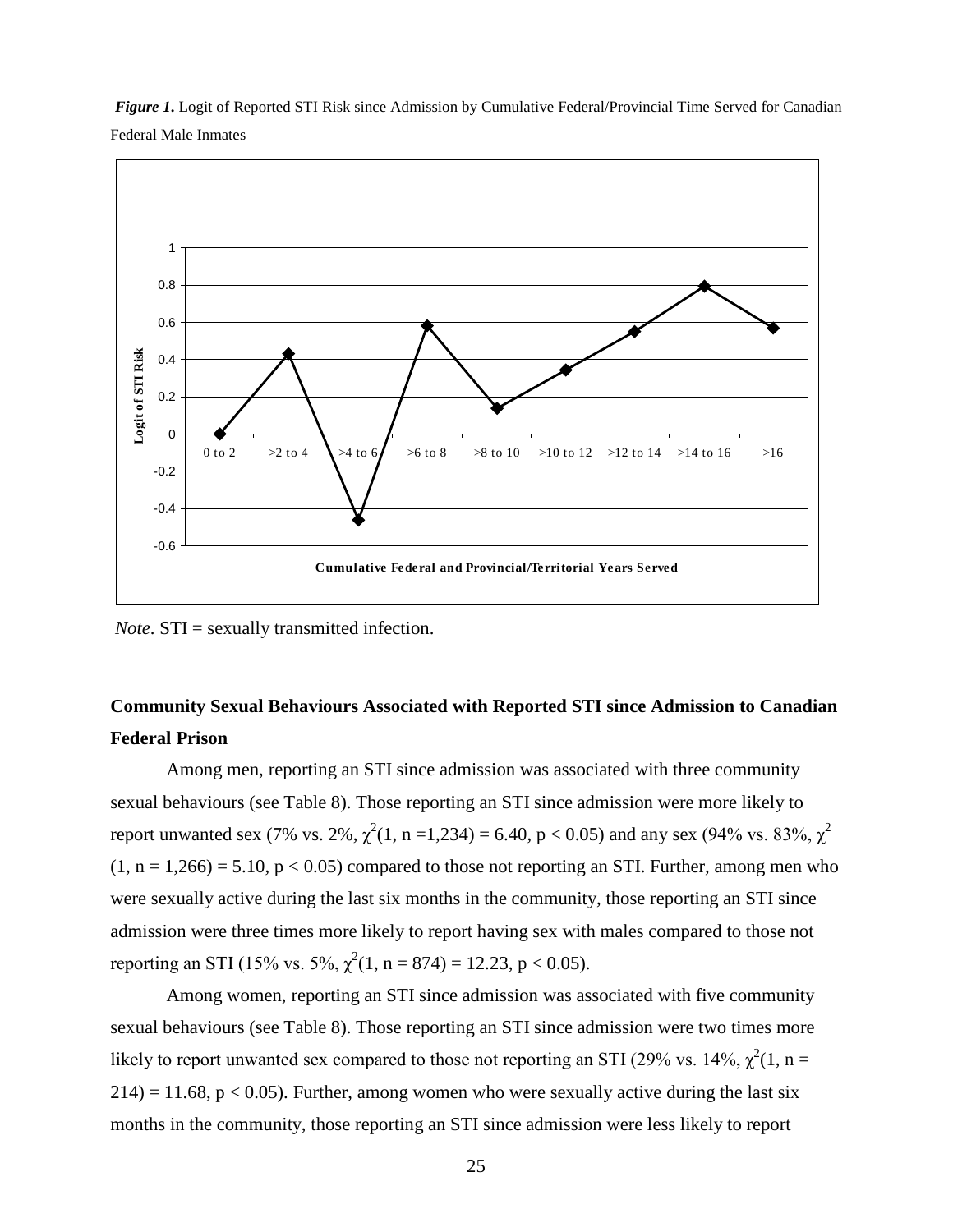*Figure 1*. Logit of Reported STI Risk since Admission by Cumulative Federal/Provincial Time Served for Canadian Federal Male Inmates

*Note*. STI = sexually transmitted infection.

## Community Sexual Behaviours Associated with Reported STI since Admission to Canadian Federal Prison

Among men, reporting an STI since admission was associated with three community sexual behaviours (see Table 8). Those reporting an STI since admission were more likely to report unwanted sex (7% vs. 2%, $\chi^2(1, n = 1{,}234) = 6.40$, $p < 0.05$) and any sex (94% vs. 83%, $\chi^2(1, n = 1{,}266) = 5.10$, $p < 0.05$) compared to those not reporting an STI. Further, among men who were sexually active during the last six months in the community, those reporting an STI since admission were three times more likely to report having sex with males compared to those not reporting an STI (15% vs. 5%, $\chi^2(1, n = 874) = 12.23$, $p < 0.05$).

Among women, reporting an STI since admission was associated with five community sexual behaviours (see Table 8). Those reporting an STI since admission were two times more likely to report unwanted sex compared to those not reporting an STI (29% vs. 14%, $\chi^2(1, n = 214) = 11.68$, $p < 0.05$). Further, among women who were sexually active during the last six months in the community, those reporting an STI since admission were less likely to report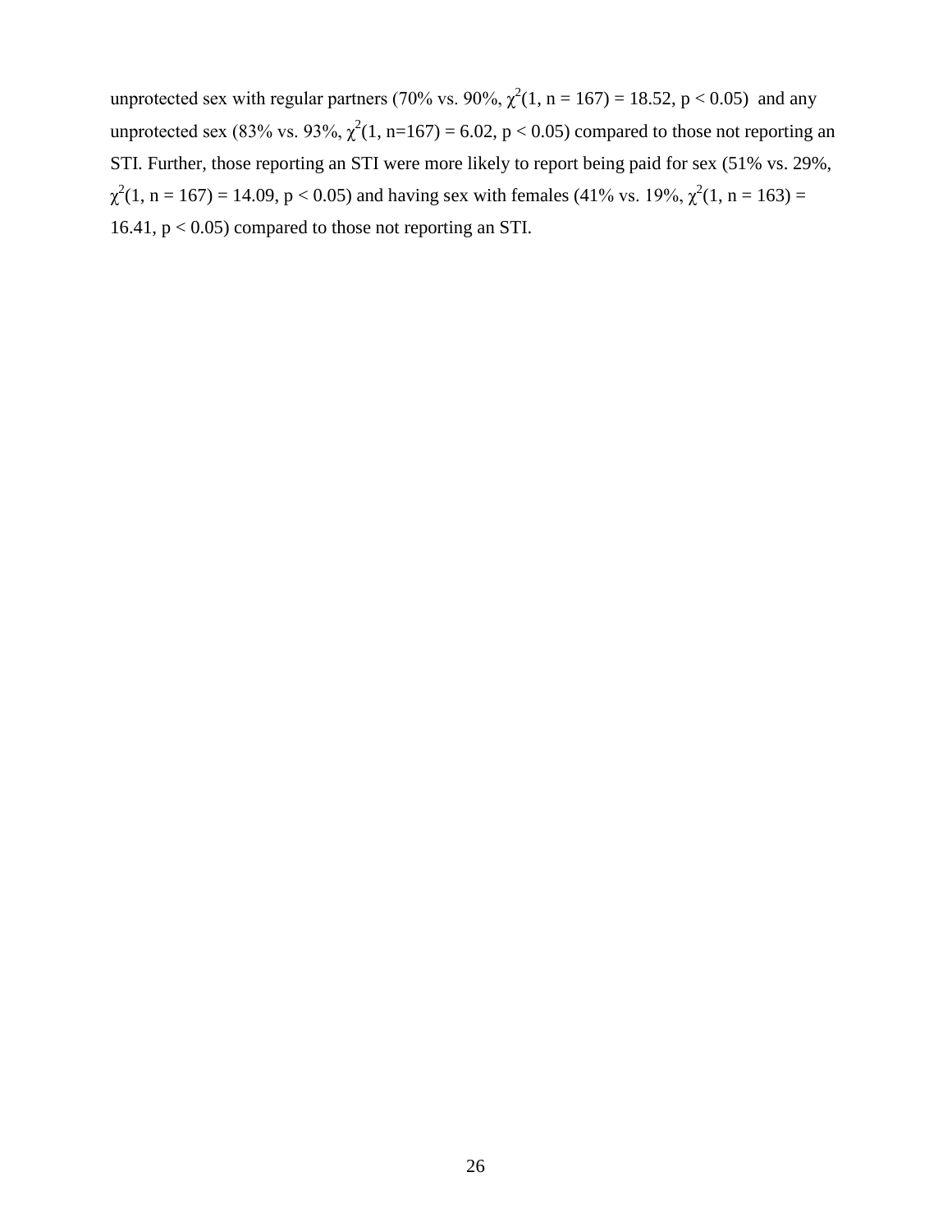unprotected sex with regular partners (70% vs. 90%, $\chi^2(1, n = 167) = 18.52, p < 0.05$) and any unprotected sex (83% vs. 93%, $\chi^2(1, n=167) = 6.02, p < 0.05$) compared to those not reporting an STI. Further, those reporting an STI were more likely to report being paid for sex (51% vs. 29%, $\chi^2(1, n = 167) = 14.09, p < 0.05$) and having sex with females (41% vs. 19%, $\chi^2(1, n = 163) = 16.41, p < 0.05$) compared to those not reporting an STI.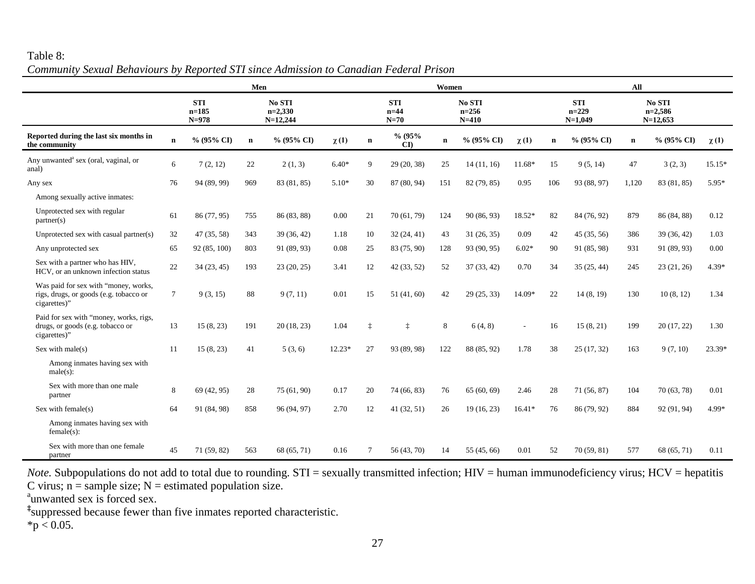Table 8:

*Community Sexual Behaviours by Reported STI since Admission to Canadian Federal Prison*

| | Men | | | | | Women | | | | | All | | | | |
|---|---|---|---|---|---|---|---|---|---|---|---|---|---|---|---|
| | STI n=185 N=978 | | No STI n=2,330 N=12,244 | | | STI n=44 N=70 | | No STI n=256 N=410 | | | STI n=229 N=1,049 | | No STI n=2,586 N=12,653 | | |
| **Reported during the last six months in the community** | **n** | **% (95% CI)** | **n** | **% (95% CI)** | **χ (1)** | **n** | **% (95% CI)** | **n** | **% (95% CI)** | **χ (1)** | **n** | **% (95% CI)** | **n** | **% (95% CI)** | **χ (1)** |
| Any unwanted[a] sex (oral, vaginal, or anal) | 6 | 7 (2, 12) | 22 | 2 (1, 3) | 6.40* | 9 | 29 (20, 38) | 25 | 14 (11, 16) | 11.68* | 15 | 9 (5, 14) | 47 | 3 (2, 3) | 15.15* |
| Any sex | 76 | 94 (89, 99) | 969 | 83 (81, 85) | 5.10* | 30 | 87 (80, 94) | 151 | 82 (79, 85) | 0.95 | 106 | 93 (88, 97) | 1,120 | 83 (81, 85) | 5.95* |
| Among sexually active inmates: | | | | | | | | | | | | | | | |
| Unprotected sex with regular partner(s) | 61 | 86 (77, 95) | 755 | 86 (83, 88) | 0.00 | 21 | 70 (61, 79) | 124 | 90 (86, 93) | 18.52* | 82 | 84 (76, 92) | 879 | 86 (84, 88) | 0.12 |
| Unprotected sex with casual partner(s) | 32 | 47 (35, 58) | 343 | 39 (36, 42) | 1.18 | 10 | 32 (24, 41) | 43 | 31 (26, 35) | 0.09 | 42 | 45 (35, 56) | 386 | 39 (36, 42) | 1.03 |
| Any unprotected sex | 65 | 92 (85, 100) | 803 | 91 (89, 93) | 0.08 | 25 | 83 (75, 90) | 128 | 93 (90, 95) | 6.02* | 90 | 91 (85, 98) | 931 | 91 (89, 93) | 0.00 |
| Sex with a partner who has HIV, HCV, or an unknown infection status | 22 | 34 (23, 45) | 193 | 23 (20, 25) | 3.41 | 12 | 42 (33, 52) | 52 | 37 (33, 42) | 0.70 | 34 | 35 (25, 44) | 245 | 23 (21, 26) | 4.39* |
| Was paid for sex with "money, works, rigs, drugs, or goods (e.g. tobacco or cigarettes)" | 7 | 9 (3, 15) | 88 | 9 (7, 11) | 0.01 | 15 | 51 (41, 60) | 42 | 29 (25, 33) | 14.09* | 22 | 14 (8, 19) | 130 | 10 (8, 12) | 1.34 |
| Paid for sex with "money, works, rigs, drugs, or goods (e.g. tobacco or cigarettes)" | 13 | 15 (8, 23) | 191 | 20 (18, 23) | 1.04 | ‡ | ‡ | 8 | 6 (4, 8) | - | 16 | 15 (8, 21) | 199 | 20 (17, 22) | 1.30 |
| Sex with male(s) | 11 | 15 (8, 23) | 41 | 5 (3, 6) | 12.23* | 27 | 93 (89, 98) | 122 | 88 (85, 92) | 1.78 | 38 | 25 (17, 32) | 163 | 9 (7, 10) | 23.39* |
| Among inmates having sex with male(s): | | | | | | | | | | | | | | | |
| Sex with more than one male partner | 8 | 69 (42, 95) | 28 | 75 (61, 90) | 0.17 | 20 | 74 (66, 83) | 76 | 65 (60, 69) | 2.46 | 28 | 71 (56, 87) | 104 | 70 (63, 78) | 0.01 |
| Sex with female(s) | 64 | 91 (84, 98) | 858 | 96 (94, 97) | 2.70 | 12 | 41 (32, 51) | 26 | 19 (16, 23) | 16.41* | 76 | 86 (79, 92) | 884 | 92 (91, 94) | 4.99* |
| Among inmates having sex with female(s): | | | | | | | | | | | | | | | |
| Sex with more than one female partner | 45 | 71 (59, 82) | 563 | 68 (65, 71) | 0.16 | 7 | 56 (43, 70) | 14 | 55 (45, 66) | 0.01 | 52 | 70 (59, 81) | 577 | 68 (65, 71) | 0.11 |

*Note.* Subpopulations do not add to total due to rounding. STI = sexually transmitted infection; HIV = human immunodeficiency virus; HCV = hepatitis C virus; n = sample size; N = estimated population size.

[a]unwanted sex is forced sex.

‡suppressed because fewer than five inmates reported characteristic.

*$p < 0.05$.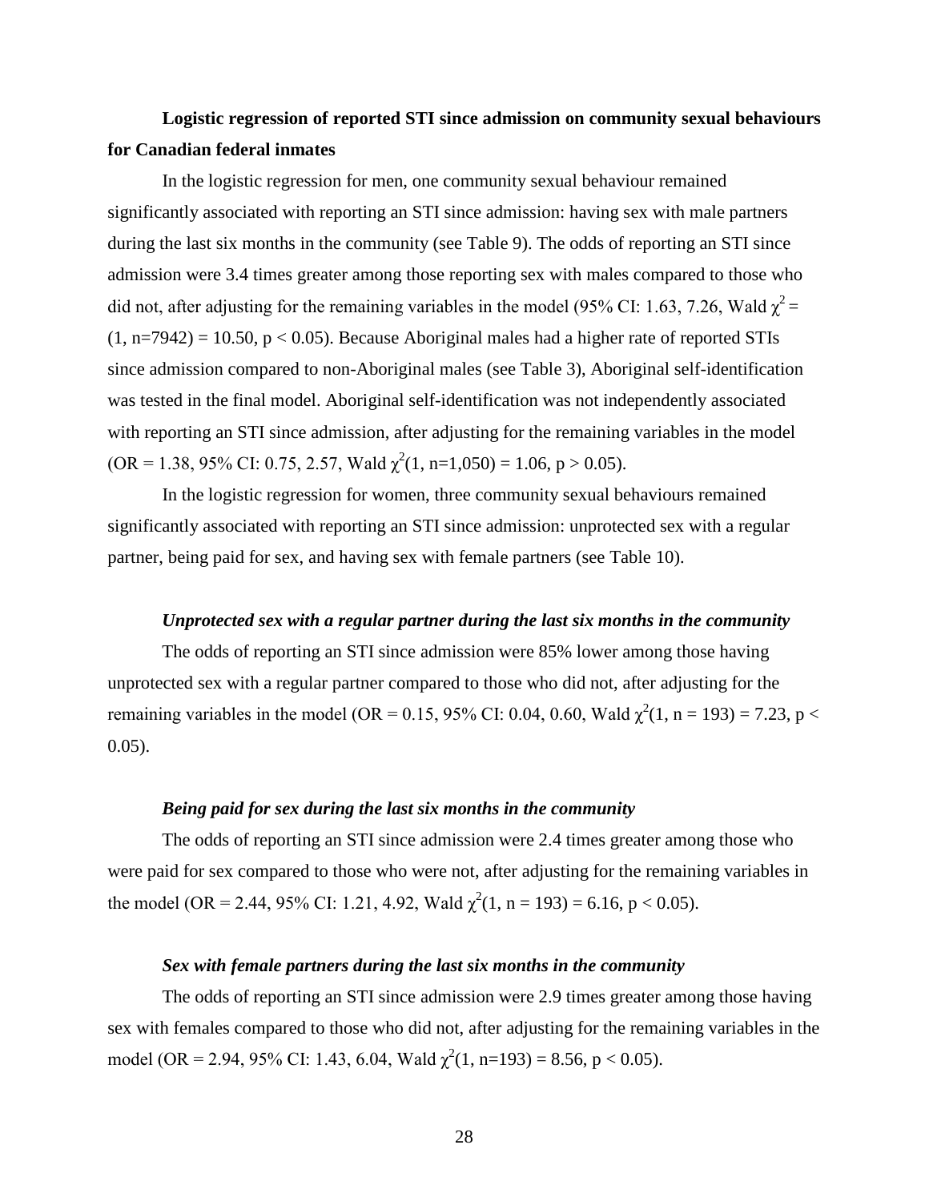**Logistic regression of reported STI since admission on community sexual behaviours for Canadian federal inmates**

In the logistic regression for men, one community sexual behaviour remained significantly associated with reporting an STI since admission: having sex with male partners during the last six months in the community (see Table 9). The odds of reporting an STI since admission were 3.4 times greater among those reporting sex with males compared to those who did not, after adjusting for the remaining variables in the model (95% CI: 1.63, 7.26, Wald $\chi^2 = (1, n=7942) = 10.50$, $p < 0.05$). Because Aboriginal males had a higher rate of reported STIs since admission compared to non-Aboriginal males (see Table 3), Aboriginal self-identification was tested in the final model. Aboriginal self-identification was not independently associated with reporting an STI since admission, after adjusting for the remaining variables in the model (OR = 1.38, 95% CI: 0.75, 2.57, Wald $\chi^2(1, n=1{,}050) = 1.06$, $p > 0.05$).

In the logistic regression for women, three community sexual behaviours remained significantly associated with reporting an STI since admission: unprotected sex with a regular partner, being paid for sex, and having sex with female partners (see Table 10).

***Unprotected sex with a regular partner during the last six months in the community***

The odds of reporting an STI since admission were 85% lower among those having unprotected sex with a regular partner compared to those who did not, after adjusting for the remaining variables in the model (OR = 0.15, 95% CI: 0.04, 0.60, Wald $\chi^2(1, n = 193) = 7.23$, $p < 0.05$).

***Being paid for sex during the last six months in the community***

The odds of reporting an STI since admission were 2.4 times greater among those who were paid for sex compared to those who were not, after adjusting for the remaining variables in the model (OR = 2.44, 95% CI: 1.21, 4.92, Wald $\chi^2(1, n = 193) = 6.16$, $p < 0.05$).

***Sex with female partners during the last six months in the community***

The odds of reporting an STI since admission were 2.9 times greater among those having sex with females compared to those who did not, after adjusting for the remaining variables in the model (OR = 2.94, 95% CI: 1.43, 6.04, Wald $\chi^2(1, n=193) = 8.56$, $p < 0.05$).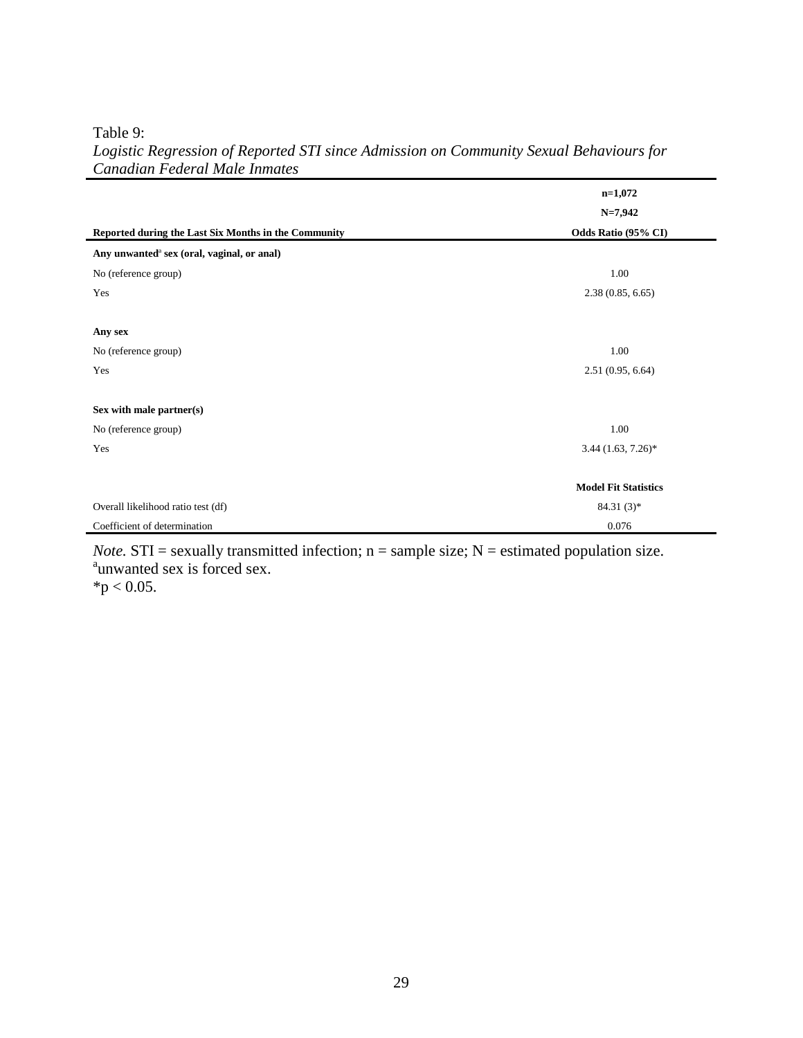Table 9:

*Logistic Regression of Reported STI since Admission on Community Sexual Behaviours for Canadian Federal Male Inmates*

| | n=1,072<br>N=7,942 |
|---|---|
| **Reported during the Last Six Months in the Community** | **Odds Ratio (95% CI)** |
| **Any unwanted[a] sex (oral, vaginal, or anal)** | |
| No (reference group) | 1.00 |
| Yes | 2.38 (0.85, 6.65) |
| **Any sex** | |
| No (reference group) | 1.00 |
| Yes | 2.51 (0.95, 6.64) |
| **Sex with male partner(s)** | |
| No (reference group) | 1.00 |
| Yes | 3.44 (1.63, 7.26)* |
| | **Model Fit Statistics** |
| Overall likelihood ratio test (df) | 84.31 (3)* |
| Coefficient of determination | 0.076 |

*Note.* STI = sexually transmitted infection; n = sample size; N = estimated population size.
[a]unwanted sex is forced sex.
*$p < 0.05$.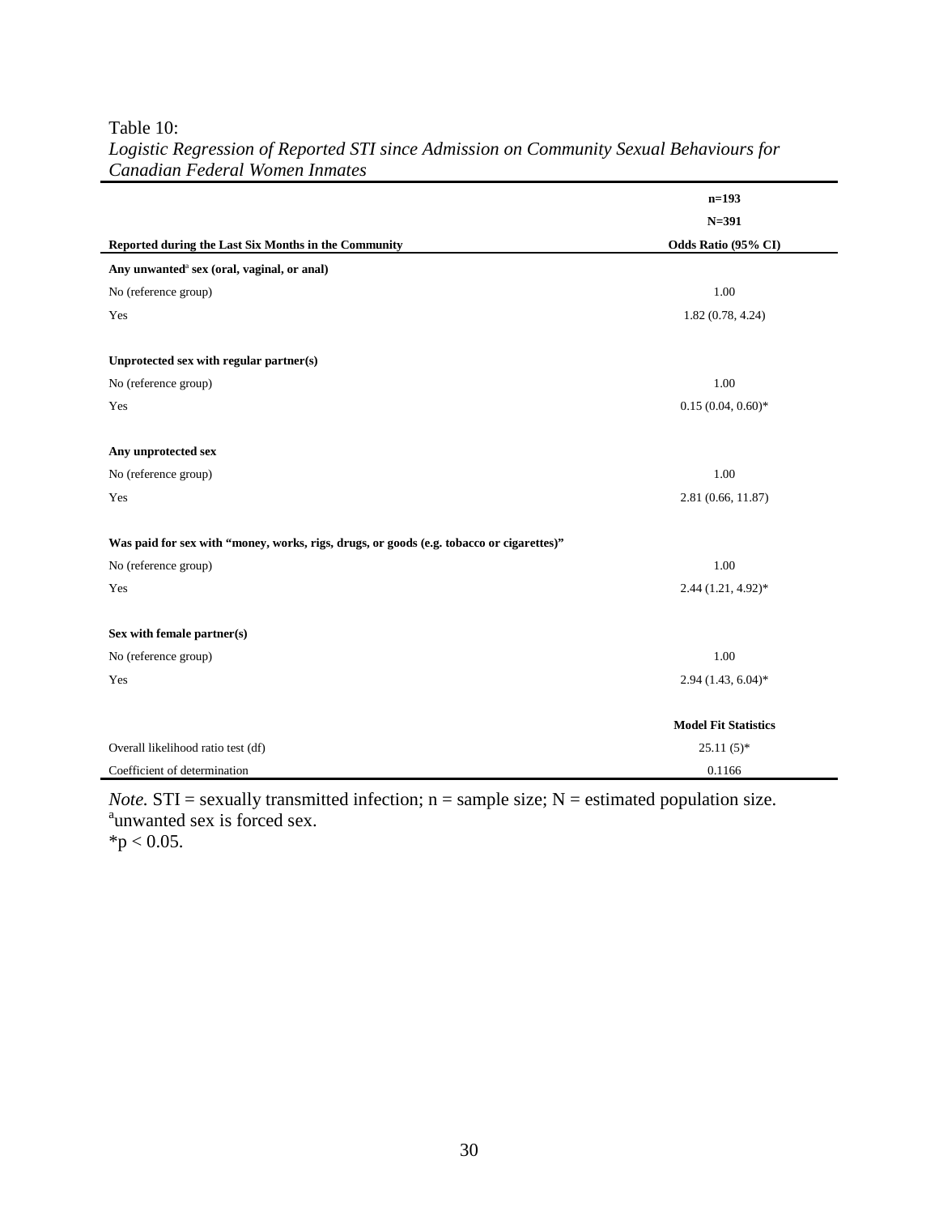Table 10:
*Logistic Regression of Reported STI since Admission on Community Sexual Behaviours for Canadian Federal Women Inmates*

| | **n=193** |
|---|---|
| | **N=391** |
| **Reported during the Last Six Months in the Community** | **Odds Ratio (95% CI)** |
| **Any unwanted[a] sex (oral, vaginal, or anal)** | |
| No (reference group) | 1.00 |
| Yes | 1.82 (0.78, 4.24) |
| **Unprotected sex with regular partner(s)** | |
| No (reference group) | 1.00 |
| Yes | 0.15 (0.04, 0.60)* |
| **Any unprotected sex** | |
| No (reference group) | 1.00 |
| Yes | 2.81 (0.66, 11.87) |
| **Was paid for sex with "money, works, rigs, drugs, or goods (e.g. tobacco or cigarettes)"** | |
| No (reference group) | 1.00 |
| Yes | 2.44 (1.21, 4.92)* |
| **Sex with female partner(s)** | |
| No (reference group) | 1.00 |
| Yes | 2.94 (1.43, 6.04)* |
| | **Model Fit Statistics** |
| Overall likelihood ratio test (df) | 25.11 (5)* |
| Coefficient of determination | 0.1166 |

*Note.* STI = sexually transmitted infection; n = sample size; N = estimated population size.
[a]unwanted sex is forced sex.
*$p < 0.05$.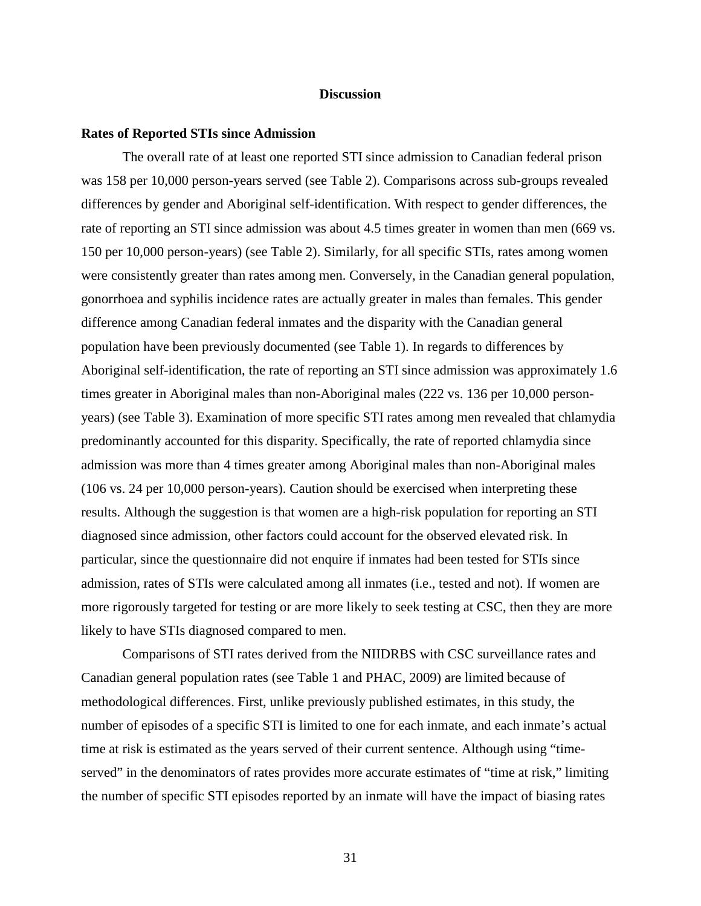# Discussion

## Rates of Reported STIs since Admission

The overall rate of at least one reported STI since admission to Canadian federal prison was 158 per 10,000 person-years served (see Table 2). Comparisons across sub-groups revealed differences by gender and Aboriginal self-identification. With respect to gender differences, the rate of reporting an STI since admission was about 4.5 times greater in women than men (669 vs. 150 per 10,000 person-years) (see Table 2). Similarly, for all specific STIs, rates among women were consistently greater than rates among men. Conversely, in the Canadian general population, gonorrhoea and syphilis incidence rates are actually greater in males than females. This gender difference among Canadian federal inmates and the disparity with the Canadian general population have been previously documented (see Table 1). In regards to differences by Aboriginal self-identification, the rate of reporting an STI since admission was approximately 1.6 times greater in Aboriginal males than non-Aboriginal males (222 vs. 136 per 10,000 person-years) (see Table 3). Examination of more specific STI rates among men revealed that chlamydia predominantly accounted for this disparity. Specifically, the rate of reported chlamydia since admission was more than 4 times greater among Aboriginal males than non-Aboriginal males (106 vs. 24 per 10,000 person-years). Caution should be exercised when interpreting these results. Although the suggestion is that women are a high-risk population for reporting an STI diagnosed since admission, other factors could account for the observed elevated risk. In particular, since the questionnaire did not enquire if inmates had been tested for STIs since admission, rates of STIs were calculated among all inmates (i.e., tested and not). If women are more rigorously targeted for testing or are more likely to seek testing at CSC, then they are more likely to have STIs diagnosed compared to men.

Comparisons of STI rates derived from the NIIDRBS with CSC surveillance rates and Canadian general population rates (see Table 1 and PHAC, 2009) are limited because of methodological differences. First, unlike previously published estimates, in this study, the number of episodes of a specific STI is limited to one for each inmate, and each inmate's actual time at risk is estimated as the years served of their current sentence. Although using "time-served" in the denominators of rates provides more accurate estimates of "time at risk," limiting the number of specific STI episodes reported by an inmate will have the impact of biasing rates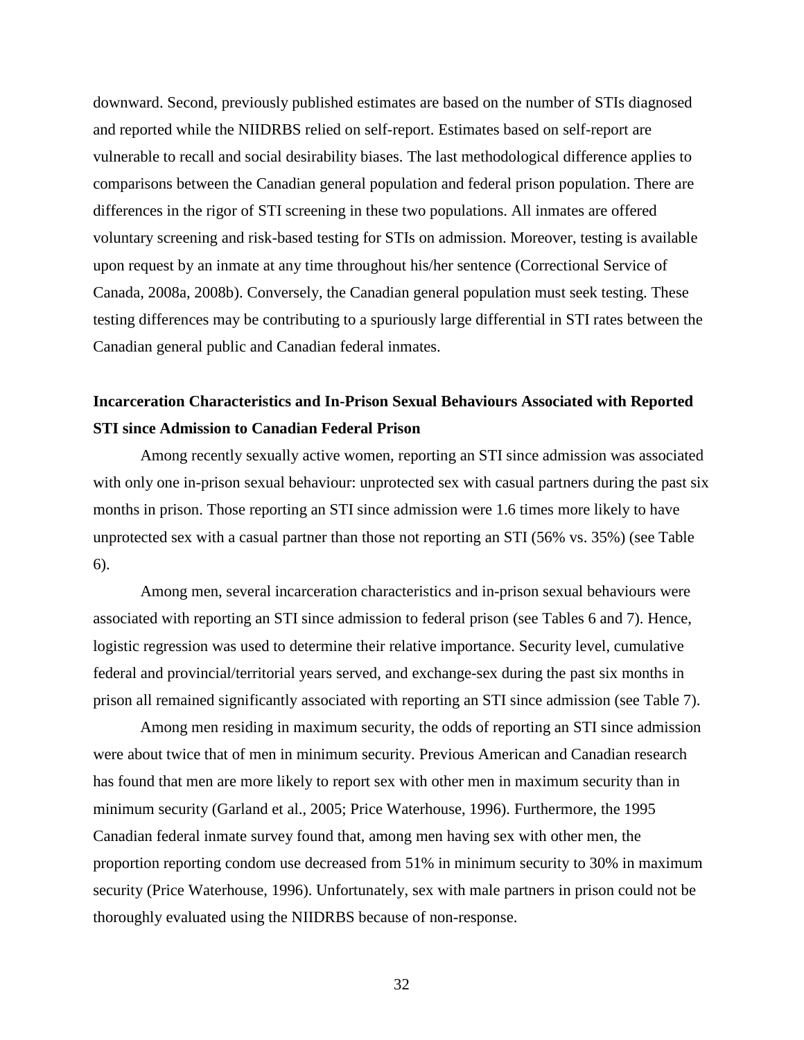downward. Second, previously published estimates are based on the number of STIs diagnosed and reported while the NIIDRBS relied on self-report. Estimates based on self-report are vulnerable to recall and social desirability biases. The last methodological difference applies to comparisons between the Canadian general population and federal prison population. There are differences in the rigor of STI screening in these two populations. All inmates are offered voluntary screening and risk-based testing for STIs on admission. Moreover, testing is available upon request by an inmate at any time throughout his/her sentence (Correctional Service of Canada, 2008a, 2008b). Conversely, the Canadian general population must seek testing. These testing differences may be contributing to a spuriously large differential in STI rates between the Canadian general public and Canadian federal inmates.

## Incarceration Characteristics and In-Prison Sexual Behaviours Associated with Reported STI since Admission to Canadian Federal Prison

Among recently sexually active women, reporting an STI since admission was associated with only one in-prison sexual behaviour: unprotected sex with casual partners during the past six months in prison. Those reporting an STI since admission were 1.6 times more likely to have unprotected sex with a casual partner than those not reporting an STI (56% vs. 35%) (see Table 6).

Among men, several incarceration characteristics and in-prison sexual behaviours were associated with reporting an STI since admission to federal prison (see Tables 6 and 7). Hence, logistic regression was used to determine their relative importance. Security level, cumulative federal and provincial/territorial years served, and exchange-sex during the past six months in prison all remained significantly associated with reporting an STI since admission (see Table 7).

Among men residing in maximum security, the odds of reporting an STI since admission were about twice that of men in minimum security. Previous American and Canadian research has found that men are more likely to report sex with other men in maximum security than in minimum security (Garland et al., 2005; Price Waterhouse, 1996). Furthermore, the 1995 Canadian federal inmate survey found that, among men having sex with other men, the proportion reporting condom use decreased from 51% in minimum security to 30% in maximum security (Price Waterhouse, 1996). Unfortunately, sex with male partners in prison could not be thoroughly evaluated using the NIIDRBS because of non-response.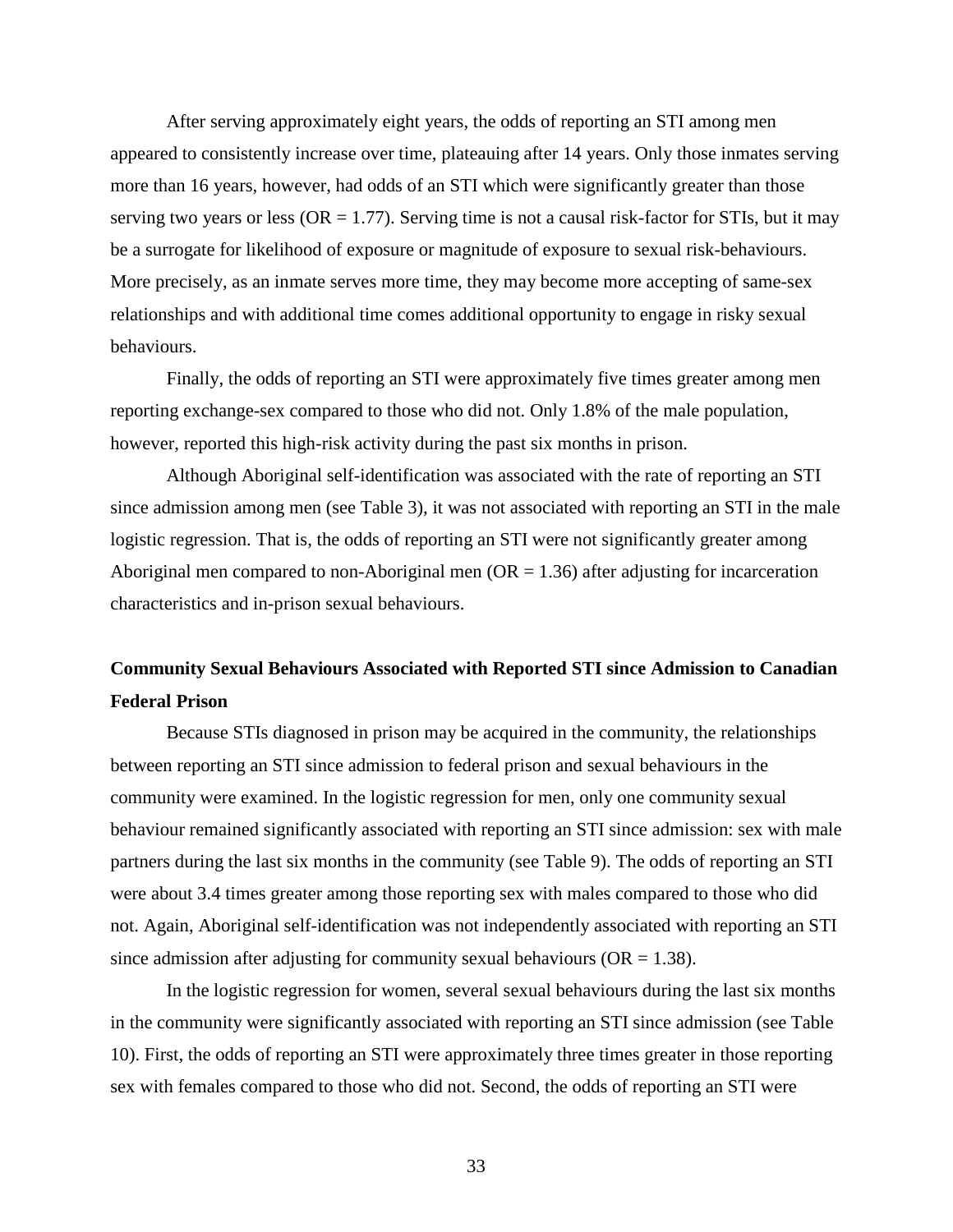After serving approximately eight years, the odds of reporting an STI among men appeared to consistently increase over time, plateauing after 14 years. Only those inmates serving more than 16 years, however, had odds of an STI which were significantly greater than those serving two years or less (OR = 1.77). Serving time is not a causal risk-factor for STIs, but it may be a surrogate for likelihood of exposure or magnitude of exposure to sexual risk-behaviours. More precisely, as an inmate serves more time, they may become more accepting of same-sex relationships and with additional time comes additional opportunity to engage in risky sexual behaviours.

Finally, the odds of reporting an STI were approximately five times greater among men reporting exchange-sex compared to those who did not. Only 1.8% of the male population, however, reported this high-risk activity during the past six months in prison.

Although Aboriginal self-identification was associated with the rate of reporting an STI since admission among men (see Table 3), it was not associated with reporting an STI in the male logistic regression. That is, the odds of reporting an STI were not significantly greater among Aboriginal men compared to non-Aboriginal men (OR = 1.36) after adjusting for incarceration characteristics and in-prison sexual behaviours.

## Community Sexual Behaviours Associated with Reported STI since Admission to Canadian Federal Prison

Because STIs diagnosed in prison may be acquired in the community, the relationships between reporting an STI since admission to federal prison and sexual behaviours in the community were examined. In the logistic regression for men, only one community sexual behaviour remained significantly associated with reporting an STI since admission: sex with male partners during the last six months in the community (see Table 9). The odds of reporting an STI were about 3.4 times greater among those reporting sex with males compared to those who did not. Again, Aboriginal self-identification was not independently associated with reporting an STI since admission after adjusting for community sexual behaviours (OR = 1.38).

In the logistic regression for women, several sexual behaviours during the last six months in the community were significantly associated with reporting an STI since admission (see Table 10). First, the odds of reporting an STI were approximately three times greater in those reporting sex with females compared to those who did not. Second, the odds of reporting an STI were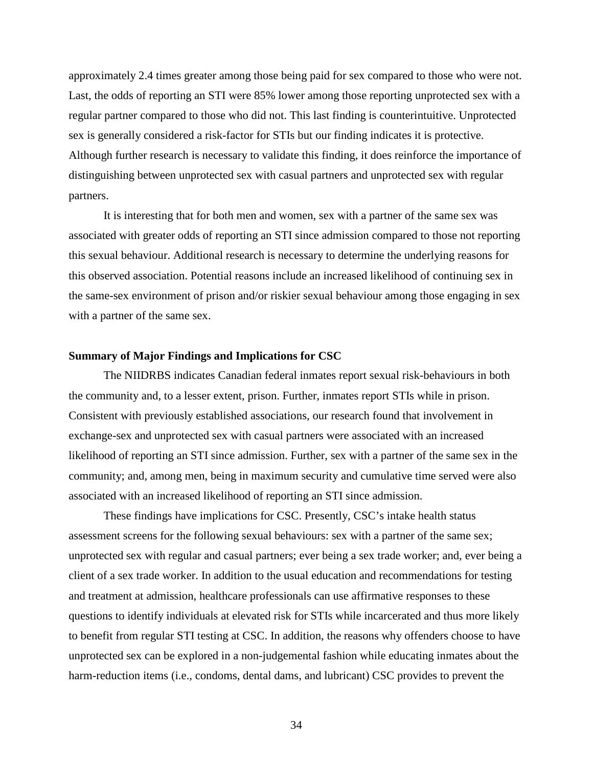approximately 2.4 times greater among those being paid for sex compared to those who were not. Last, the odds of reporting an STI were 85% lower among those reporting unprotected sex with a regular partner compared to those who did not. This last finding is counterintuitive. Unprotected sex is generally considered a risk-factor for STIs but our finding indicates it is protective. Although further research is necessary to validate this finding, it does reinforce the importance of distinguishing between unprotected sex with casual partners and unprotected sex with regular partners.

It is interesting that for both men and women, sex with a partner of the same sex was associated with greater odds of reporting an STI since admission compared to those not reporting this sexual behaviour. Additional research is necessary to determine the underlying reasons for this observed association. Potential reasons include an increased likelihood of continuing sex in the same-sex environment of prison and/or riskier sexual behaviour among those engaging in sex with a partner of the same sex.

**Summary of Major Findings and Implications for CSC**

The NIIDRBS indicates Canadian federal inmates report sexual risk-behaviours in both the community and, to a lesser extent, prison. Further, inmates report STIs while in prison. Consistent with previously established associations, our research found that involvement in exchange-sex and unprotected sex with casual partners were associated with an increased likelihood of reporting an STI since admission. Further, sex with a partner of the same sex in the community; and, among men, being in maximum security and cumulative time served were also associated with an increased likelihood of reporting an STI since admission.

These findings have implications for CSC. Presently, CSC's intake health status assessment screens for the following sexual behaviours: sex with a partner of the same sex; unprotected sex with regular and casual partners; ever being a sex trade worker; and, ever being a client of a sex trade worker. In addition to the usual education and recommendations for testing and treatment at admission, healthcare professionals can use affirmative responses to these questions to identify individuals at elevated risk for STIs while incarcerated and thus more likely to benefit from regular STI testing at CSC. In addition, the reasons why offenders choose to have unprotected sex can be explored in a non-judgemental fashion while educating inmates about the harm-reduction items (i.e., condoms, dental dams, and lubricant) CSC provides to prevent the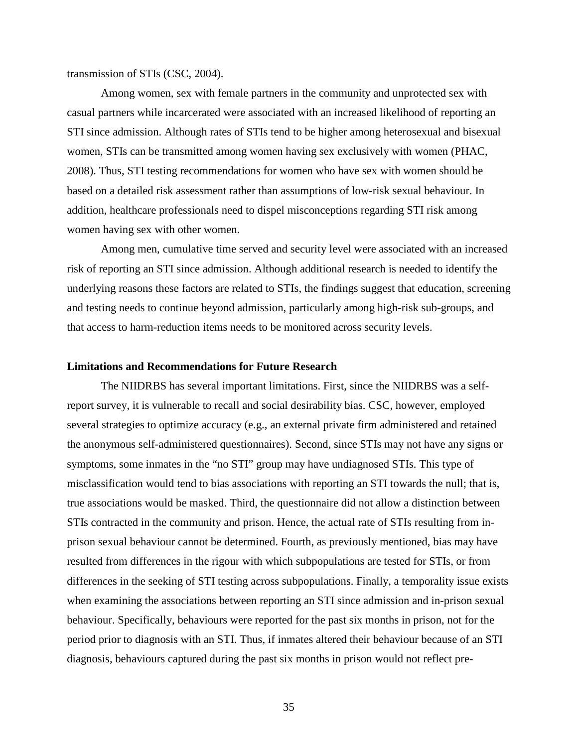transmission of STIs (CSC, 2004).

Among women, sex with female partners in the community and unprotected sex with casual partners while incarcerated were associated with an increased likelihood of reporting an STI since admission. Although rates of STIs tend to be higher among heterosexual and bisexual women, STIs can be transmitted among women having sex exclusively with women (PHAC, 2008). Thus, STI testing recommendations for women who have sex with women should be based on a detailed risk assessment rather than assumptions of low-risk sexual behaviour. In addition, healthcare professionals need to dispel misconceptions regarding STI risk among women having sex with other women.

Among men, cumulative time served and security level were associated with an increased risk of reporting an STI since admission. Although additional research is needed to identify the underlying reasons these factors are related to STIs, the findings suggest that education, screening and testing needs to continue beyond admission, particularly among high-risk sub-groups, and that access to harm-reduction items needs to be monitored across security levels.

**Limitations and Recommendations for Future Research**

The NIIDRBS has several important limitations. First, since the NIIDRBS was a self-report survey, it is vulnerable to recall and social desirability bias. CSC, however, employed several strategies to optimize accuracy (e.g., an external private firm administered and retained the anonymous self-administered questionnaires). Second, since STIs may not have any signs or symptoms, some inmates in the "no STI" group may have undiagnosed STIs. This type of misclassification would tend to bias associations with reporting an STI towards the null; that is, true associations would be masked. Third, the questionnaire did not allow a distinction between STIs contracted in the community and prison. Hence, the actual rate of STIs resulting from in-prison sexual behaviour cannot be determined. Fourth, as previously mentioned, bias may have resulted from differences in the rigour with which subpopulations are tested for STIs, or from differences in the seeking of STI testing across subpopulations. Finally, a temporality issue exists when examining the associations between reporting an STI since admission and in-prison sexual behaviour. Specifically, behaviours were reported for the past six months in prison, not for the period prior to diagnosis with an STI. Thus, if inmates altered their behaviour because of an STI diagnosis, behaviours captured during the past six months in prison would not reflect pre-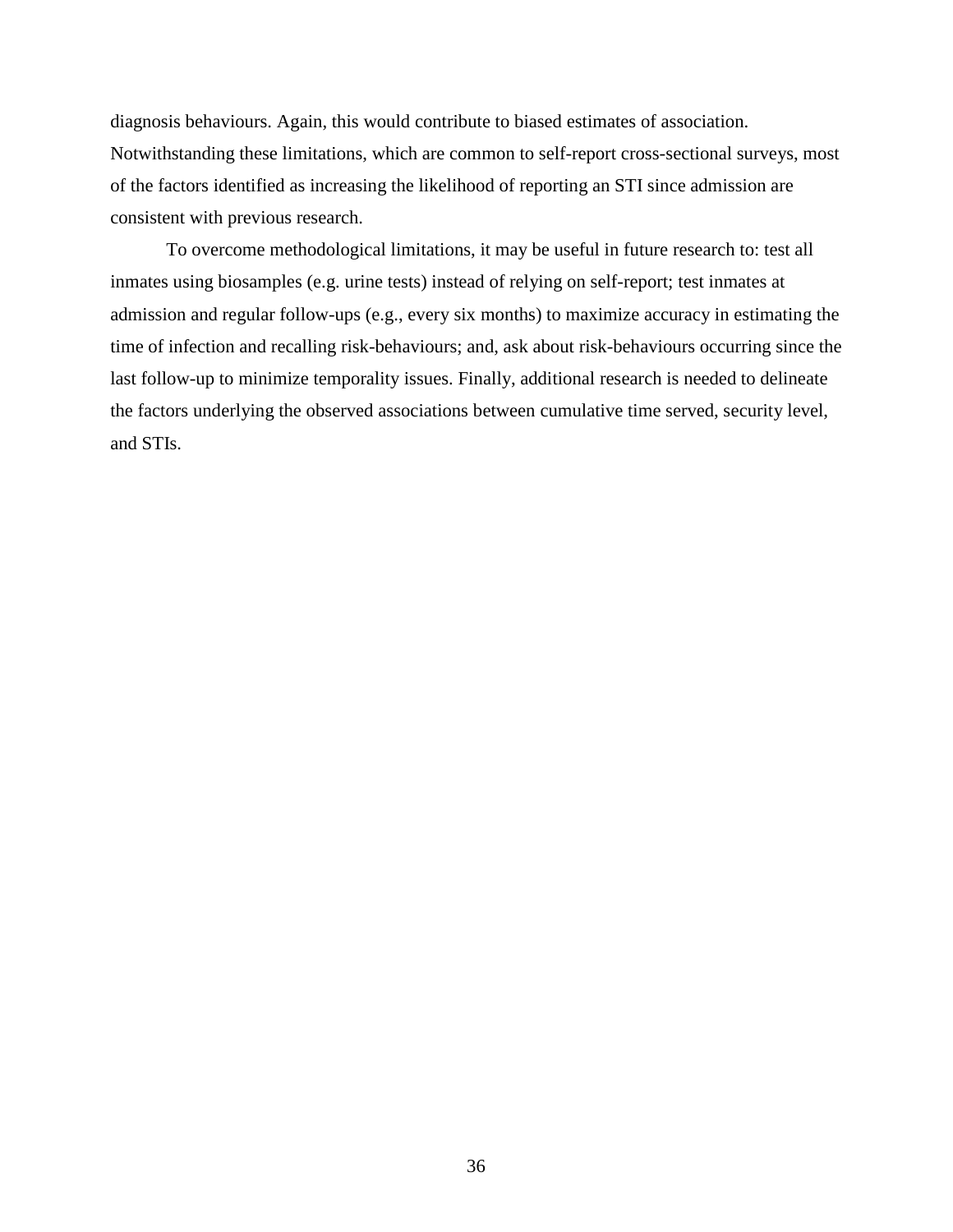diagnosis behaviours. Again, this would contribute to biased estimates of association. Notwithstanding these limitations, which are common to self-report cross-sectional surveys, most of the factors identified as increasing the likelihood of reporting an STI since admission are consistent with previous research.

To overcome methodological limitations, it may be useful in future research to: test all inmates using biosamples (e.g. urine tests) instead of relying on self-report; test inmates at admission and regular follow-ups (e.g., every six months) to maximize accuracy in estimating the time of infection and recalling risk-behaviours; and, ask about risk-behaviours occurring since the last follow-up to minimize temporality issues. Finally, additional research is needed to delineate the factors underlying the observed associations between cumulative time served, security level, and STIs.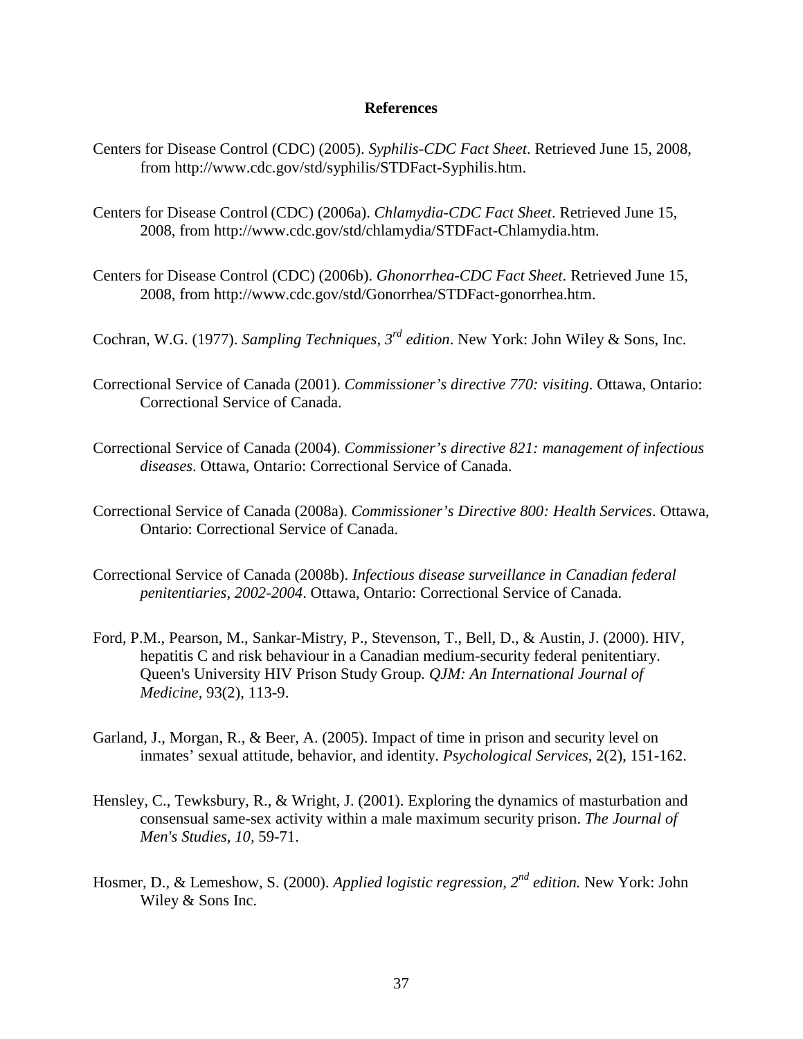## References

Centers for Disease Control (CDC) (2005). *Syphilis-CDC Fact Sheet*. Retrieved June 15, 2008, from http://www.cdc.gov/std/syphilis/STDFact-Syphilis.htm.

Centers for Disease Control (CDC) (2006a). *Chlamydia-CDC Fact Sheet*. Retrieved June 15, 2008, from http://www.cdc.gov/std/chlamydia/STDFact-Chlamydia.htm.

Centers for Disease Control (CDC) (2006b). *Ghonorrhea-CDC Fact Sheet*. Retrieved June 15, 2008, from http://www.cdc.gov/std/Gonorrhea/STDFact-gonorrhea.htm.

Cochran, W.G. (1977). *Sampling Techniques, 3rd edition*. New York: John Wiley & Sons, Inc.

Correctional Service of Canada (2001). *Commissioner's directive 770: visiting*. Ottawa, Ontario: Correctional Service of Canada.

Correctional Service of Canada (2004). *Commissioner's directive 821: management of infectious diseases*. Ottawa, Ontario: Correctional Service of Canada.

Correctional Service of Canada (2008a). *Commissioner's Directive 800: Health Services*. Ottawa, Ontario: Correctional Service of Canada.

Correctional Service of Canada (2008b). *Infectious disease surveillance in Canadian federal penitentiaries, 2002-2004*. Ottawa, Ontario: Correctional Service of Canada.

Ford, P.M., Pearson, M., Sankar-Mistry, P., Stevenson, T., Bell, D., & Austin, J. (2000). HIV, hepatitis C and risk behaviour in a Canadian medium-security federal penitentiary. Queen's University HIV Prison Study Group. *QJM: An International Journal of Medicine,* 93(2), 113-9.

Garland, J., Morgan, R., & Beer, A. (2005). Impact of time in prison and security level on inmates' sexual attitude, behavior, and identity. *Psychological Services*, 2(2), 151-162.

Hensley, C., Tewksbury, R., & Wright, J. (2001). Exploring the dynamics of masturbation and consensual same-sex activity within a male maximum security prison. *The Journal of Men's Studies, 10,* 59-71.

Hosmer, D., & Lemeshow, S. (2000). *Applied logistic regression, 2nd edition.* New York: John Wiley & Sons Inc.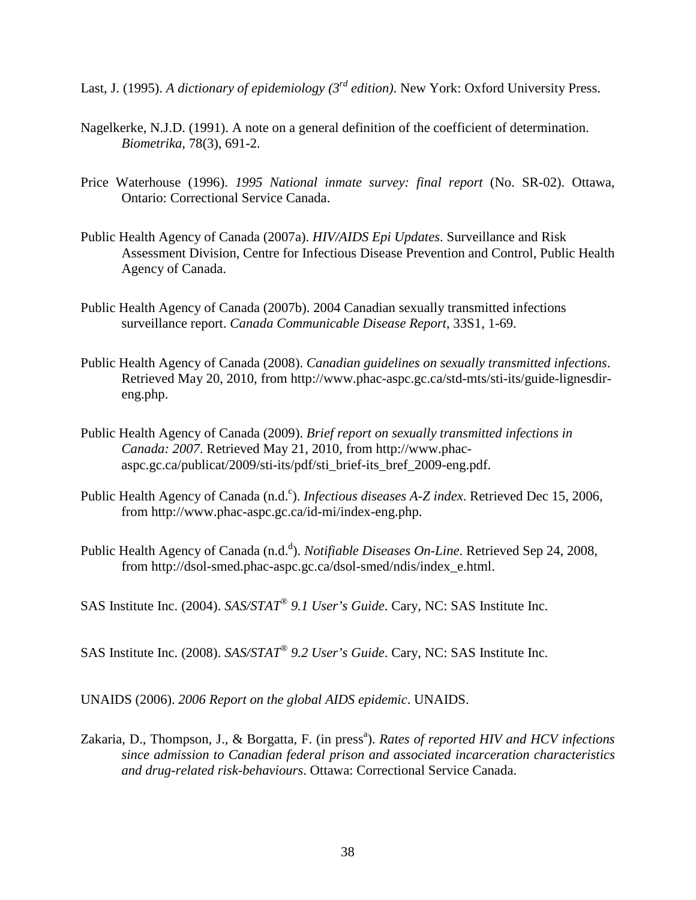Last, J. (1995). *A dictionary of epidemiology (3rd edition)*. New York: Oxford University Press.

Nagelkerke, N.J.D. (1991). A note on a general definition of the coefficient of determination. *Biometrika,* 78(3), 691-2.

Price Waterhouse (1996). *1995 National inmate survey: final report* (No. SR-02). Ottawa, Ontario: Correctional Service Canada.

Public Health Agency of Canada (2007a). *HIV/AIDS Epi Updates*. Surveillance and Risk Assessment Division, Centre for Infectious Disease Prevention and Control, Public Health Agency of Canada.

Public Health Agency of Canada (2007b). 2004 Canadian sexually transmitted infections surveillance report. *Canada Communicable Disease Report*, 33S1, 1-69.

Public Health Agency of Canada (2008). *Canadian guidelines on sexually transmitted infections*. Retrieved May 20, 2010, from http://www.phac-aspc.gc.ca/std-mts/sti-its/guide-lignesdir-eng.php.

Public Health Agency of Canada (2009). *Brief report on sexually transmitted infections in Canada: 2007*. Retrieved May 21, 2010, from http://www.phac-aspc.gc.ca/publicat/2009/sti-its/pdf/sti_brief-its_bref_2009-eng.pdf.

Public Health Agency of Canada (n.d.[c]). *Infectious diseases A-Z index*. Retrieved Dec 15, 2006, from http://www.phac-aspc.gc.ca/id-mi/index-eng.php.

Public Health Agency of Canada (n.d.[d]). *Notifiable Diseases On-Line*. Retrieved Sep 24, 2008, from http://dsol-smed.phac-aspc.gc.ca/dsol-smed/ndis/index_e.html.

SAS Institute Inc. (2004). *SAS/STAT® 9.1 User's Guide*. Cary, NC: SAS Institute Inc.

SAS Institute Inc. (2008). *SAS/STAT® 9.2 User's Guide*. Cary, NC: SAS Institute Inc.

UNAIDS (2006). *2006 Report on the global AIDS epidemic*. UNAIDS.

Zakaria, D., Thompson, J., & Borgatta, F. (in press[a]). *Rates of reported HIV and HCV infections since admission to Canadian federal prison and associated incarceration characteristics and drug-related risk-behaviours*. Ottawa: Correctional Service Canada.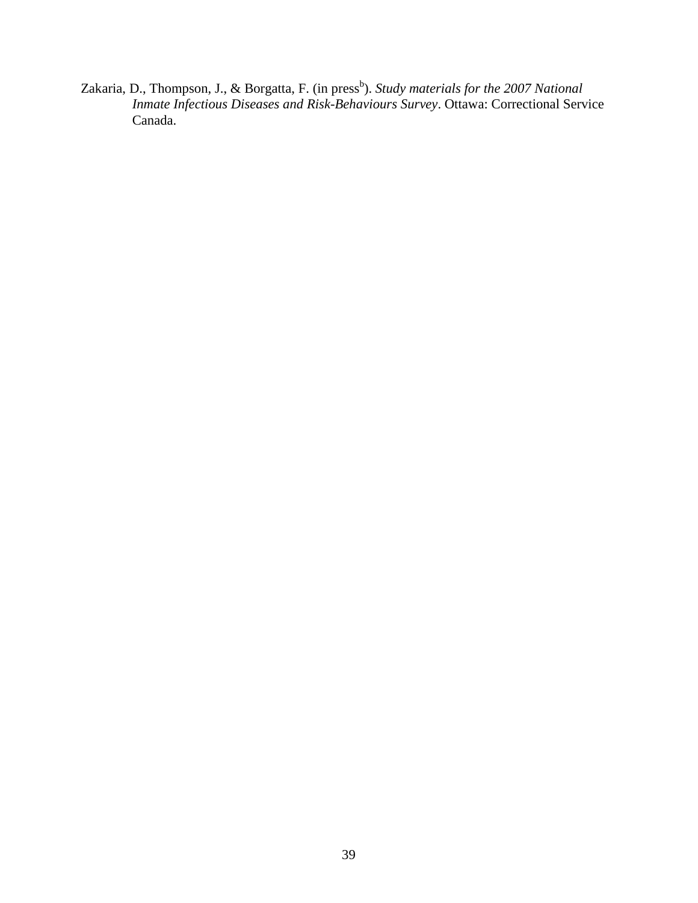Zakaria, D., Thompson, J., & Borgatta, F. (in press[b]). *Study materials for the 2007 National Inmate Infectious Diseases and Risk-Behaviours Survey*. Ottawa: Correctional Service Canada.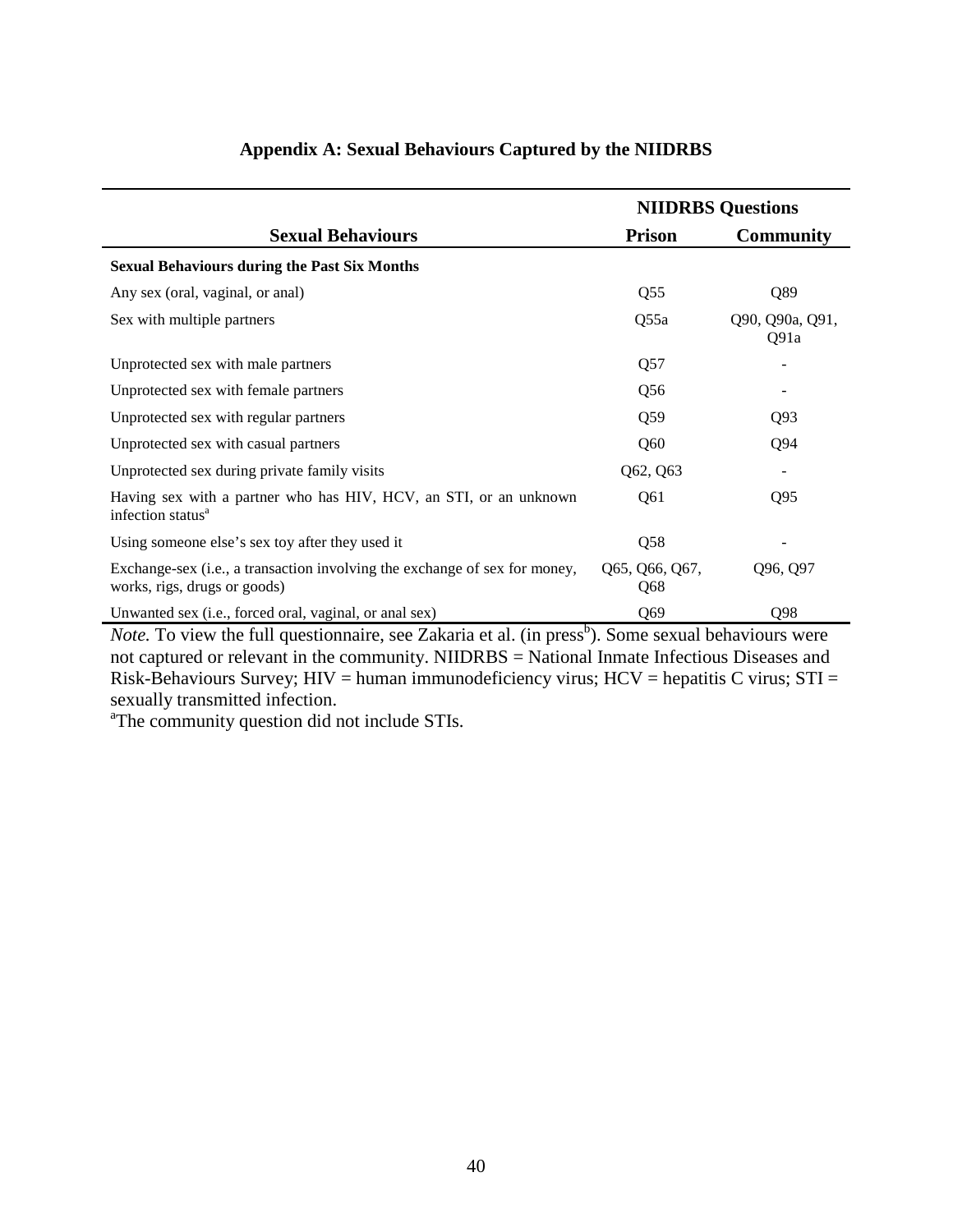## Appendix A: Sexual Behaviours Captured by the NIIDRBS

| | NIIDRBS Questions | |
|---|---|---|
| **Sexual Behaviours** | **Prison** | **Community** |
| **Sexual Behaviours during the Past Six Months** | | |
| Any sex (oral, vaginal, or anal) | Q55 | Q89 |
| Sex with multiple partners | Q55a | Q90, Q90a, Q91, Q91a |
| Unprotected sex with male partners | Q57 | - |
| Unprotected sex with female partners | Q56 | - |
| Unprotected sex with regular partners | Q59 | Q93 |
| Unprotected sex with casual partners | Q60 | Q94 |
| Unprotected sex during private family visits | Q62, Q63 | - |
| Having sex with a partner who has HIV, HCV, an STI, or an unknown infection status[a] | Q61 | Q95 |
| Using someone else's sex toy after they used it | Q58 | - |
| Exchange-sex (i.e., a transaction involving the exchange of sex for money, works, rigs, drugs or goods) | Q65, Q66, Q67, Q68 | Q96, Q97 |
| Unwanted sex (i.e., forced oral, vaginal, or anal sex) | Q69 | Q98 |

*Note.* To view the full questionnaire, see Zakaria et al. (in press[b]). Some sexual behaviours were not captured or relevant in the community. NIIDRBS = National Inmate Infectious Diseases and Risk-Behaviours Survey; HIV = human immunodeficiency virus; HCV = hepatitis C virus; STI = sexually transmitted infection.

[a]The community question did not include STIs.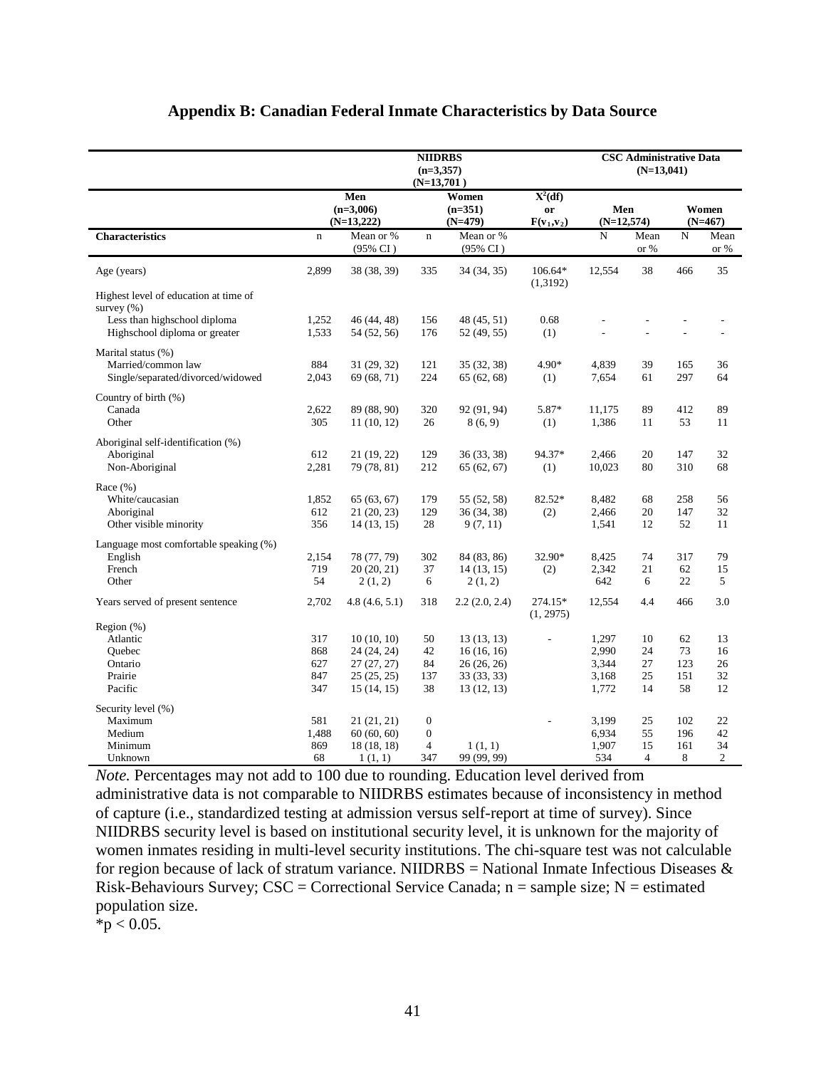## Appendix B: Canadian Federal Inmate Characteristics by Data Source

| | NIIDRBS (n=3,357) (N=13,701) | | | | | CSC Administrative Data (N=13,041) | | | |
|---|---|---|---|---|---|---|---|---|---|
| | Men (n=3,006) (N=13,222) | | Women (n=351) (N=479) | | $X^2$(df) or $F(v_1,v_2)$ | Men (N=12,574) | | Women (N=467) | |
| **Characteristics** | n | Mean or % (95% CI) | n | Mean or % (95% CI) | | N | Mean or % | N | Mean or % |
| Age (years) | 2,899 | 38 (38, 39) | 335 | 34 (34, 35) | 106.64* (1,3192) | 12,554 | 38 | 466 | 35 |
| Highest level of education at time of survey (%) | | | | | | | | | |
| Less than highschool diploma | 1,252 | 46 (44, 48) | 156 | 48 (45, 51) | 0.68 | - | - | - | - |
| Highschool diploma or greater | 1,533 | 54 (52, 56) | 176 | 52 (49, 55) | (1) | - | - | - | - |
| Marital status (%) | | | | | | | | | |
| Married/common law | 884 | 31 (29, 32) | 121 | 35 (32, 38) | 4.90* | 4,839 | 39 | 165 | 36 |
| Single/separated/divorced/widowed | 2,043 | 69 (68, 71) | 224 | 65 (62, 68) | (1) | 7,654 | 61 | 297 | 64 |
| Country of birth (%) | | | | | | | | | |
| Canada | 2,622 | 89 (88, 90) | 320 | 92 (91, 94) | 5.87* | 11,175 | 89 | 412 | 89 |
| Other | 305 | 11 (10, 12) | 26 | 8 (6, 9) | (1) | 1,386 | 11 | 53 | 11 |
| Aboriginal self-identification (%) | | | | | | | | | |
| Aboriginal | 612 | 21 (19, 22) | 129 | 36 (33, 38) | 94.37* | 2,466 | 20 | 147 | 32 |
| Non-Aboriginal | 2,281 | 79 (78, 81) | 212 | 65 (62, 67) | (1) | 10,023 | 80 | 310 | 68 |
| Race (%) | | | | | | | | | |
| White/caucasian | 1,852 | 65 (63, 67) | 179 | 55 (52, 58) | 82.52* | 8,482 | 68 | 258 | 56 |
| Aboriginal | 612 | 21 (20, 23) | 129 | 36 (34, 38) | (2) | 2,466 | 20 | 147 | 32 |
| Other visible minority | 356 | 14 (13, 15) | 28 | 9 (7, 11) | | 1,541 | 12 | 52 | 11 |
| Language most comfortable speaking (%) | | | | | | | | | |
| English | 2,154 | 78 (77, 79) | 302 | 84 (83, 86) | 32.90* | 8,425 | 74 | 317 | 79 |
| French | 719 | 20 (20, 21) | 37 | 14 (13, 15) | (2) | 2,342 | 21 | 62 | 15 |
| Other | 54 | 2 (1, 2) | 6 | 2 (1, 2) | | 642 | 6 | 22 | 5 |
| Years served of present sentence | 2,702 | 4.8 (4.6, 5.1) | 318 | 2.2 (2.0, 2.4) | 274.15* (1, 2975) | 12,554 | 4.4 | 466 | 3.0 |
| Region (%) | | | | | | | | | |
| Atlantic | 317 | 10 (10, 10) | 50 | 13 (13, 13) | - | 1,297 | 10 | 62 | 13 |
| Quebec | 868 | 24 (24, 24) | 42 | 16 (16, 16) | | 2,990 | 24 | 73 | 16 |
| Ontario | 627 | 27 (27, 27) | 84 | 26 (26, 26) | | 3,344 | 27 | 123 | 26 |
| Prairie | 847 | 25 (25, 25) | 137 | 33 (33, 33) | | 3,168 | 25 | 151 | 32 |
| Pacific | 347 | 15 (14, 15) | 38 | 13 (12, 13) | | 1,772 | 14 | 58 | 12 |
| Security level (%) | | | | | | | | | |
| Maximum | 581 | 21 (21, 21) | 0 | | - | 3,199 | 25 | 102 | 22 |
| Medium | 1,488 | 60 (60, 60) | 0 | | | 6,934 | 55 | 196 | 42 |
| Minimum | 869 | 18 (18, 18) | 4 | 1 (1, 1) | | 1,907 | 15 | 161 | 34 |
| Unknown | 68 | 1 (1, 1) | 347 | 99 (99, 99) | | 534 | 4 | 8 | 2 |

*Note.* Percentages may not add to 100 due to rounding. Education level derived from administrative data is not comparable to NIIDRBS estimates because of inconsistency in method of capture (i.e., standardized testing at admission versus self-report at time of survey). Since NIIDRBS security level is based on institutional security level, it is unknown for the majority of women inmates residing in multi-level security institutions. The chi-square test was not calculable for region because of lack of stratum variance. NIIDRBS = National Inmate Infectious Diseases & Risk-Behaviours Survey; CSC = Correctional Service Canada; n = sample size; N = estimated population size.

*$p < 0.05$.